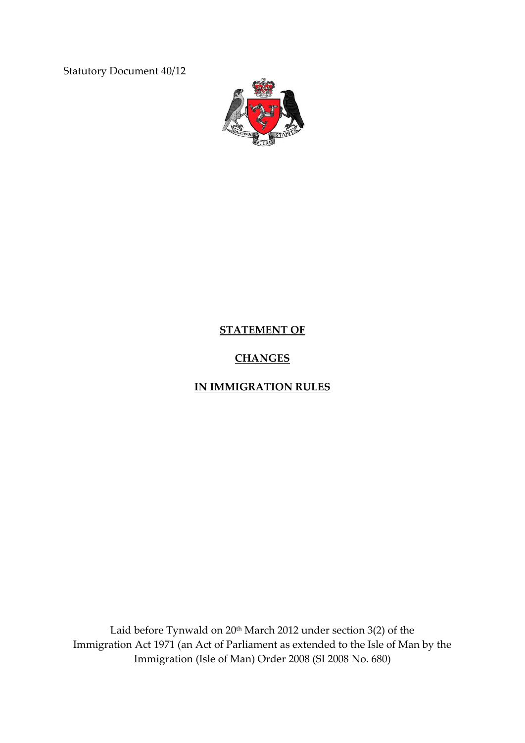Statutory Document 40/12

# STATEMENT OF

# CHANGES

# IN IMMIGRATION RULES

Laid before Tynwald on 20th March 2012 under section 3(2) of the Immigration Act 1971 (an Act of Parliament as extended to the Isle of Man by the Immigration (Isle of Man) Order 2008 (SI 2008 No. 680)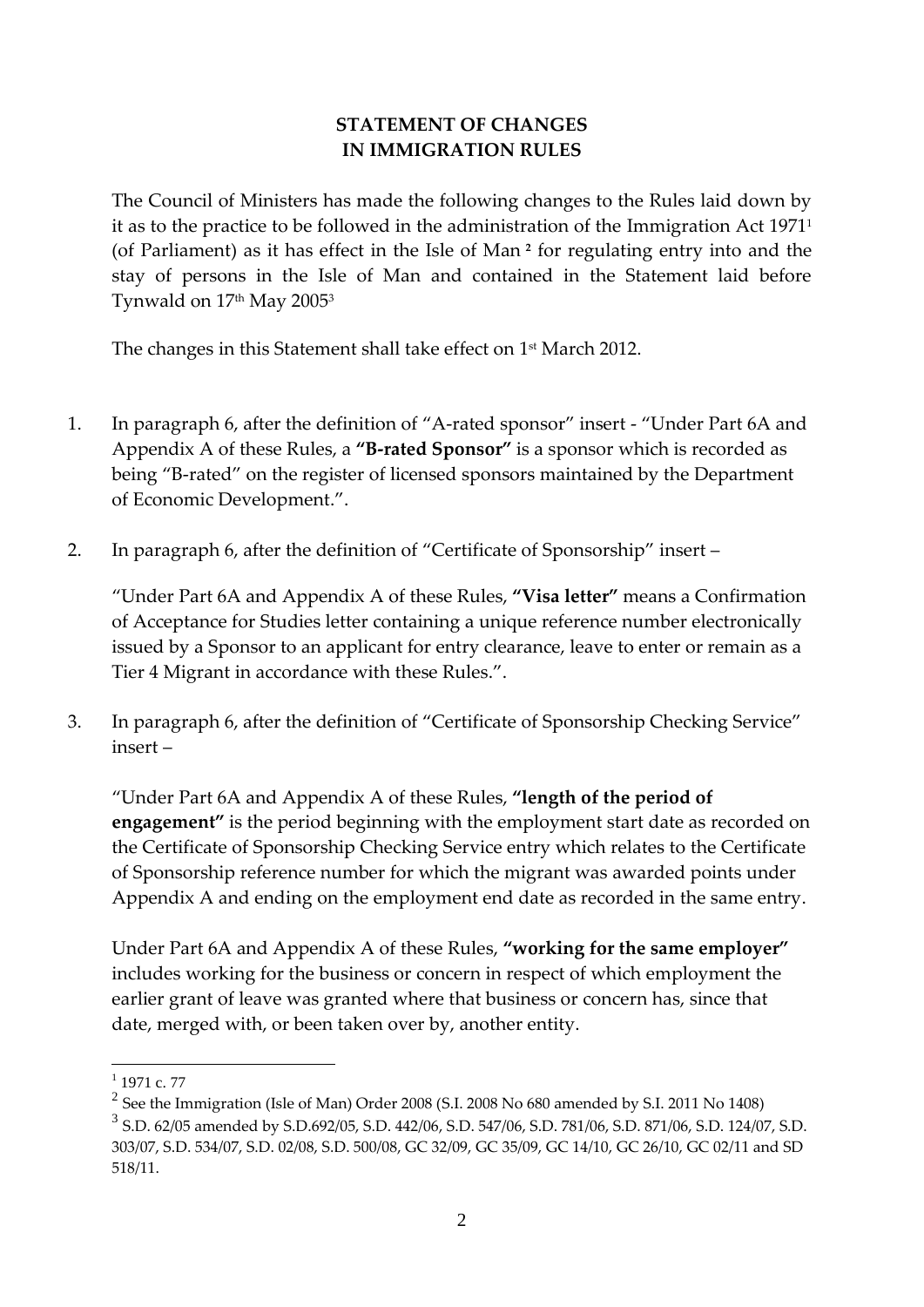**STATEMENT OF CHANGES**
**IN IMMIGRATION RULES**

The Council of Ministers has made the following changes to the Rules laid down by it as to the practice to be followed in the administration of the Immigration Act 1971[1] (of Parliament) as it has effect in the Isle of Man [2] for regulating entry into and the stay of persons in the Isle of Man and contained in the Statement laid before Tynwald on 17th May 2005[3]

The changes in this Statement shall take effect on 1st March 2012.

1. In paragraph 6, after the definition of "A-rated sponsor" insert - "Under Part 6A and Appendix A of these Rules, a **"B-rated Sponsor"** is a sponsor which is recorded as being "B-rated" on the register of licensed sponsors maintained by the Department of Economic Development.".

2. In paragraph 6, after the definition of "Certificate of Sponsorship" insert –

   "Under Part 6A and Appendix A of these Rules, **"Visa letter"** means a Confirmation of Acceptance for Studies letter containing a unique reference number electronically issued by a Sponsor to an applicant for entry clearance, leave to enter or remain as a Tier 4 Migrant in accordance with these Rules.".

3. In paragraph 6, after the definition of "Certificate of Sponsorship Checking Service" insert –

   "Under Part 6A and Appendix A of these Rules, **"length of the period of engagement"** is the period beginning with the employment start date as recorded on the Certificate of Sponsorship Checking Service entry which relates to the Certificate of Sponsorship reference number for which the migrant was awarded points under Appendix A and ending on the employment end date as recorded in the same entry.

   Under Part 6A and Appendix A of these Rules, **"working for the same employer"** includes working for the business or concern in respect of which employment the earlier grant of leave was granted where that business or concern has, since that date, merged with, or been taken over by, another entity.

---

[1] 1971 c. 77

[2] See the Immigration (Isle of Man) Order 2008 (S.I. 2008 No 680 amended by S.I. 2011 No 1408)

[3] S.D. 62/05 amended by S.D.692/05, S.D. 442/06, S.D. 547/06, S.D. 781/06, S.D. 871/06, S.D. 124/07, S.D. 303/07, S.D. 534/07, S.D. 02/08, S.D. 500/08, GC 32/09, GC 35/09, GC 14/10, GC 26/10, GC 02/11 and SD 518/11.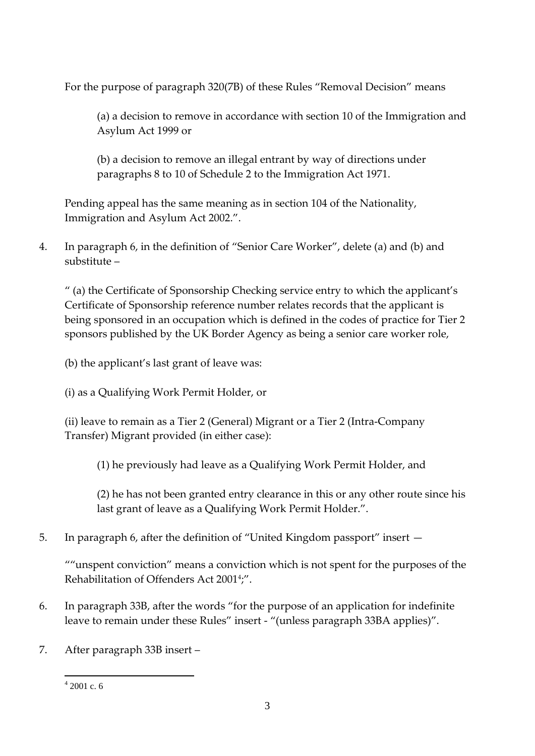For the purpose of paragraph 320(7B) of these Rules "Removal Decision" means

> (a) a decision to remove in accordance with section 10 of the Immigration and Asylum Act 1999 or
>
> (b) a decision to remove an illegal entrant by way of directions under paragraphs 8 to 10 of Schedule 2 to the Immigration Act 1971.

Pending appeal has the same meaning as in section 104 of the Nationality, Immigration and Asylum Act 2002.".

4. In paragraph 6, in the definition of "Senior Care Worker", delete (a) and (b) and substitute –

" (a) the Certificate of Sponsorship Checking service entry to which the applicant's Certificate of Sponsorship reference number relates records that the applicant is being sponsored in an occupation which is defined in the codes of practice for Tier 2 sponsors published by the UK Border Agency as being a senior care worker role,

(b) the applicant's last grant of leave was:

(i) as a Qualifying Work Permit Holder, or

(ii) leave to remain as a Tier 2 (General) Migrant or a Tier 2 (Intra-Company Transfer) Migrant provided (in either case):

> (1) he previously had leave as a Qualifying Work Permit Holder, and
>
> (2) he has not been granted entry clearance in this or any other route since his last grant of leave as a Qualifying Work Permit Holder.".

5. In paragraph 6, after the definition of "United Kingdom passport" insert —

""unspent conviction" means a conviction which is not spent for the purposes of the Rehabilitation of Offenders Act 2001[4];".

6. In paragraph 33B, after the words "for the purpose of an application for indefinite leave to remain under these Rules" insert - "(unless paragraph 33BA applies)".

7. After paragraph 33B insert –

---

[4] 2001 c. 6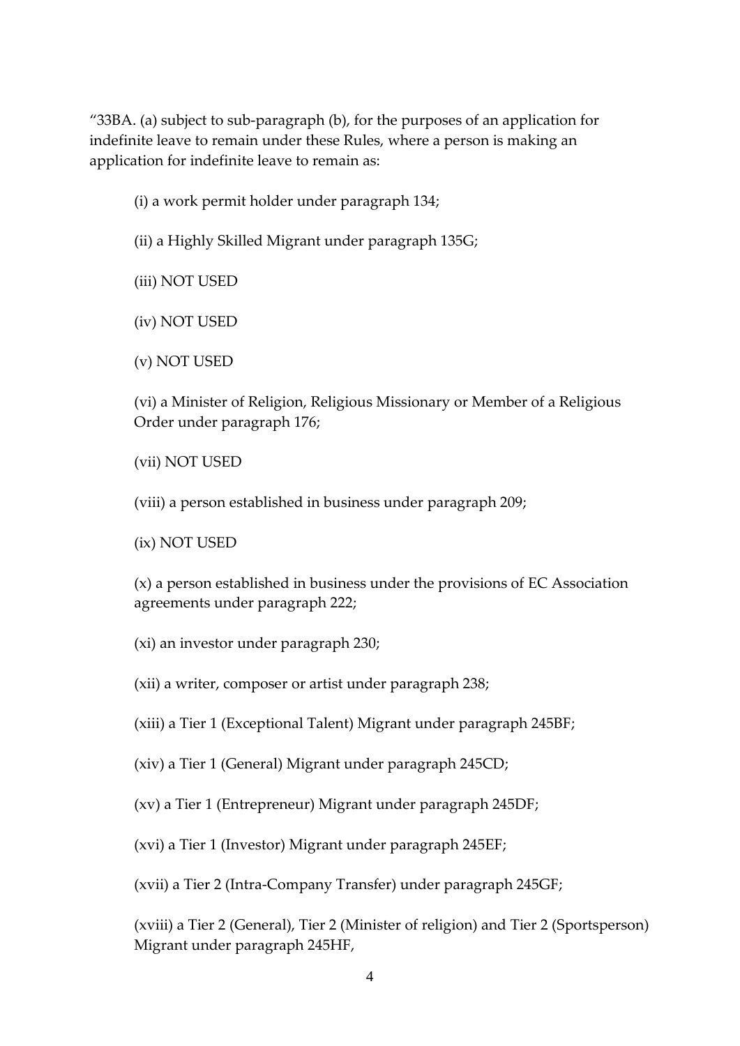"33BA. (a) subject to sub-paragraph (b), for the purposes of an application for indefinite leave to remain under these Rules, where a person is making an application for indefinite leave to remain as:

(i) a work permit holder under paragraph 134;

(ii) a Highly Skilled Migrant under paragraph 135G;

(iii) NOT USED

(iv) NOT USED

(v) NOT USED

(vi) a Minister of Religion, Religious Missionary or Member of a Religious Order under paragraph 176;

(vii) NOT USED

(viii) a person established in business under paragraph 209;

(ix) NOT USED

(x) a person established in business under the provisions of EC Association agreements under paragraph 222;

(xi) an investor under paragraph 230;

(xii) a writer, composer or artist under paragraph 238;

(xiii) a Tier 1 (Exceptional Talent) Migrant under paragraph 245BF;

(xiv) a Tier 1 (General) Migrant under paragraph 245CD;

(xv) a Tier 1 (Entrepreneur) Migrant under paragraph 245DF;

(xvi) a Tier 1 (Investor) Migrant under paragraph 245EF;

(xvii) a Tier 2 (Intra-Company Transfer) under paragraph 245GF;

(xviii) a Tier 2 (General), Tier 2 (Minister of religion) and Tier 2 (Sportsperson) Migrant under paragraph 245HF,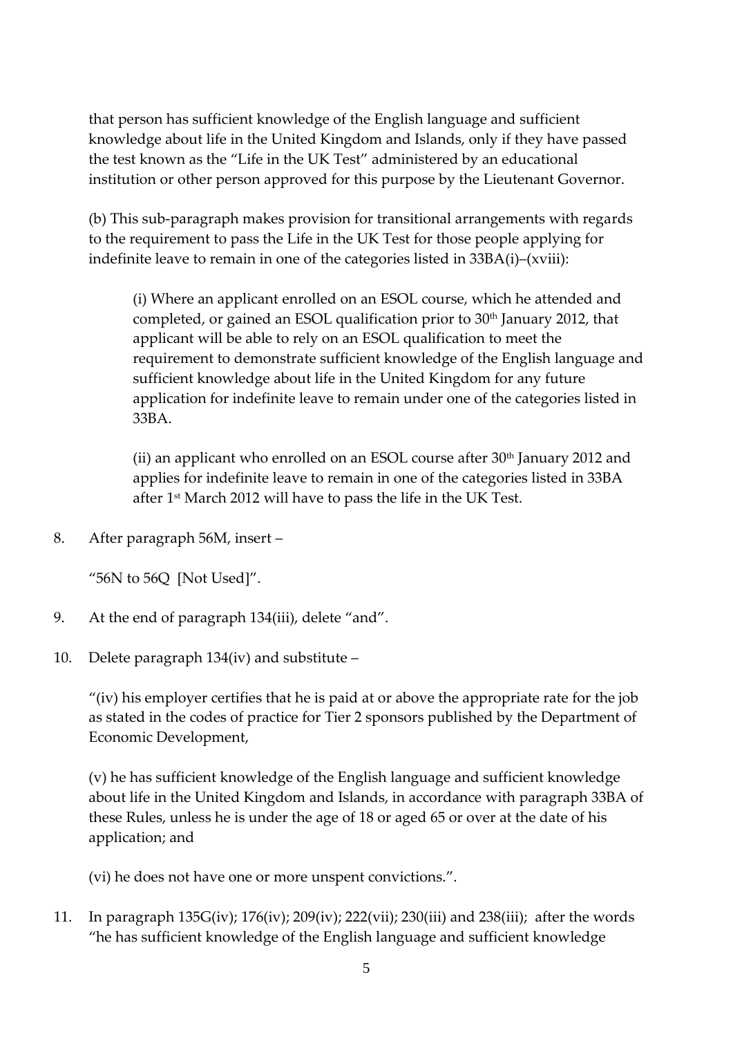that person has sufficient knowledge of the English language and sufficient knowledge about life in the United Kingdom and Islands, only if they have passed the test known as the "Life in the UK Test" administered by an educational institution or other person approved for this purpose by the Lieutenant Governor.

(b) This sub-paragraph makes provision for transitional arrangements with regards to the requirement to pass the Life in the UK Test for those people applying for indefinite leave to remain in one of the categories listed in 33BA(i)–(xviii):

(i) Where an applicant enrolled on an ESOL course, which he attended and completed, or gained an ESOL qualification prior to 30th January 2012, that applicant will be able to rely on an ESOL qualification to meet the requirement to demonstrate sufficient knowledge of the English language and sufficient knowledge about life in the United Kingdom for any future application for indefinite leave to remain under one of the categories listed in 33BA.

(ii) an applicant who enrolled on an ESOL course after 30th January 2012 and applies for indefinite leave to remain in one of the categories listed in 33BA after 1st March 2012 will have to pass the life in the UK Test.

8. After paragraph 56M, insert –

"56N to 56Q [Not Used]".

9. At the end of paragraph 134(iii), delete "and".

10. Delete paragraph 134(iv) and substitute –

"(iv) his employer certifies that he is paid at or above the appropriate rate for the job as stated in the codes of practice for Tier 2 sponsors published by the Department of Economic Development,

(v) he has sufficient knowledge of the English language and sufficient knowledge about life in the United Kingdom and Islands, in accordance with paragraph 33BA of these Rules, unless he is under the age of 18 or aged 65 or over at the date of his application; and

(vi) he does not have one or more unspent convictions.".

11. In paragraph 135G(iv); 176(iv); 209(iv); 222(vii); 230(iii) and 238(iii); after the words "he has sufficient knowledge of the English language and sufficient knowledge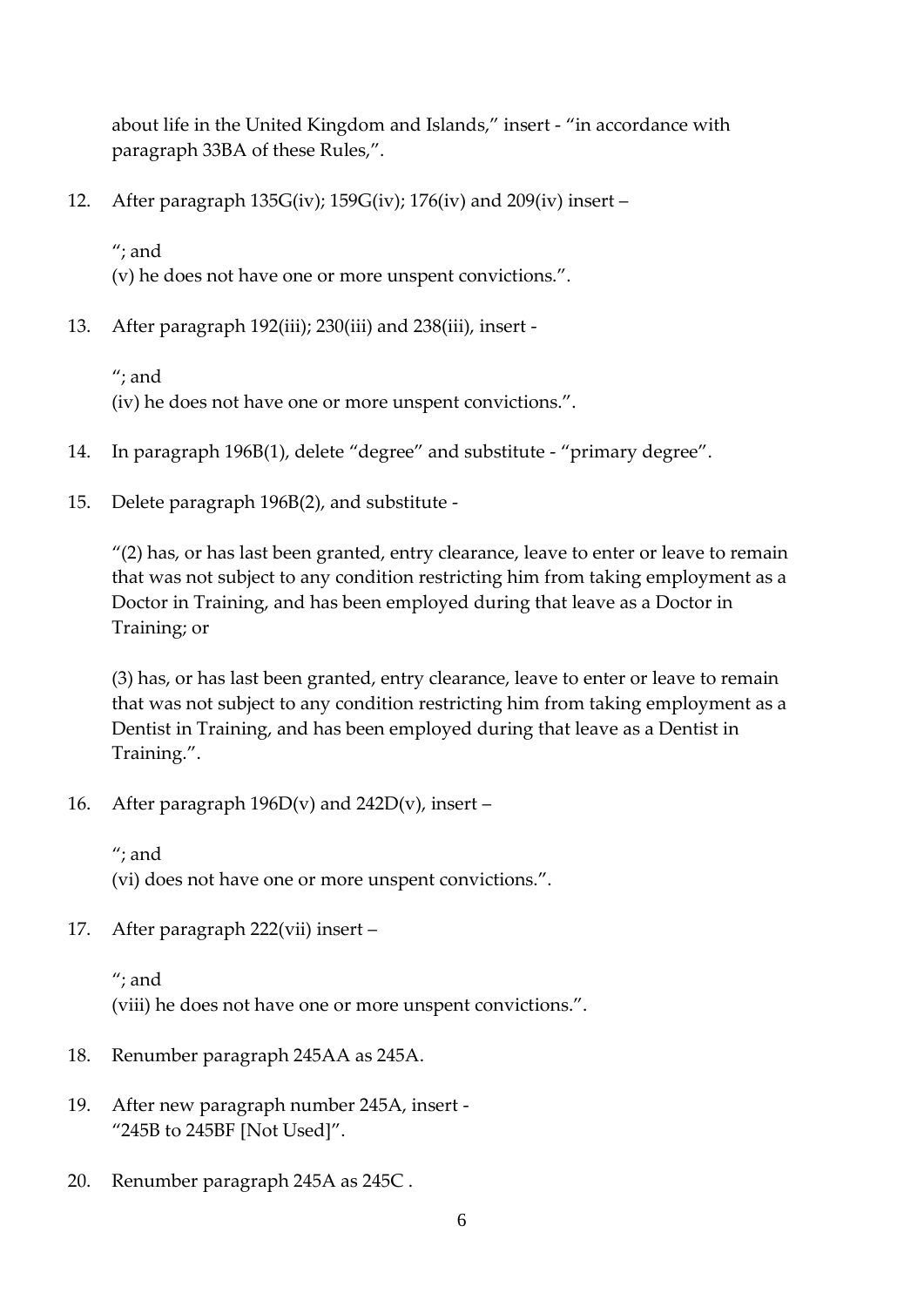about life in the United Kingdom and Islands," insert - "in accordance with paragraph 33BA of these Rules,".

12. After paragraph 135G(iv); 159G(iv); 176(iv) and 209(iv) insert –

    "; and
    (v) he does not have one or more unspent convictions.".

13. After paragraph 192(iii); 230(iii) and 238(iii), insert -

    "; and
    (iv) he does not have one or more unspent convictions.".

14. In paragraph 196B(1), delete "degree" and substitute - "primary degree".

15. Delete paragraph 196B(2), and substitute -

    "(2) has, or has last been granted, entry clearance, leave to enter or leave to remain that was not subject to any condition restricting him from taking employment as a Doctor in Training, and has been employed during that leave as a Doctor in Training; or

    (3) has, or has last been granted, entry clearance, leave to enter or leave to remain that was not subject to any condition restricting him from taking employment as a Dentist in Training, and has been employed during that leave as a Dentist in Training.".

16. After paragraph 196D(v) and 242D(v), insert –

    "; and
    (vi) does not have one or more unspent convictions.".

17. After paragraph 222(vii) insert –

    "; and
    (viii) he does not have one or more unspent convictions.".

18. Renumber paragraph 245AA as 245A.

19. After new paragraph number 245A, insert -
    "245B to 245BF [Not Used]".

20. Renumber paragraph 245A as 245C .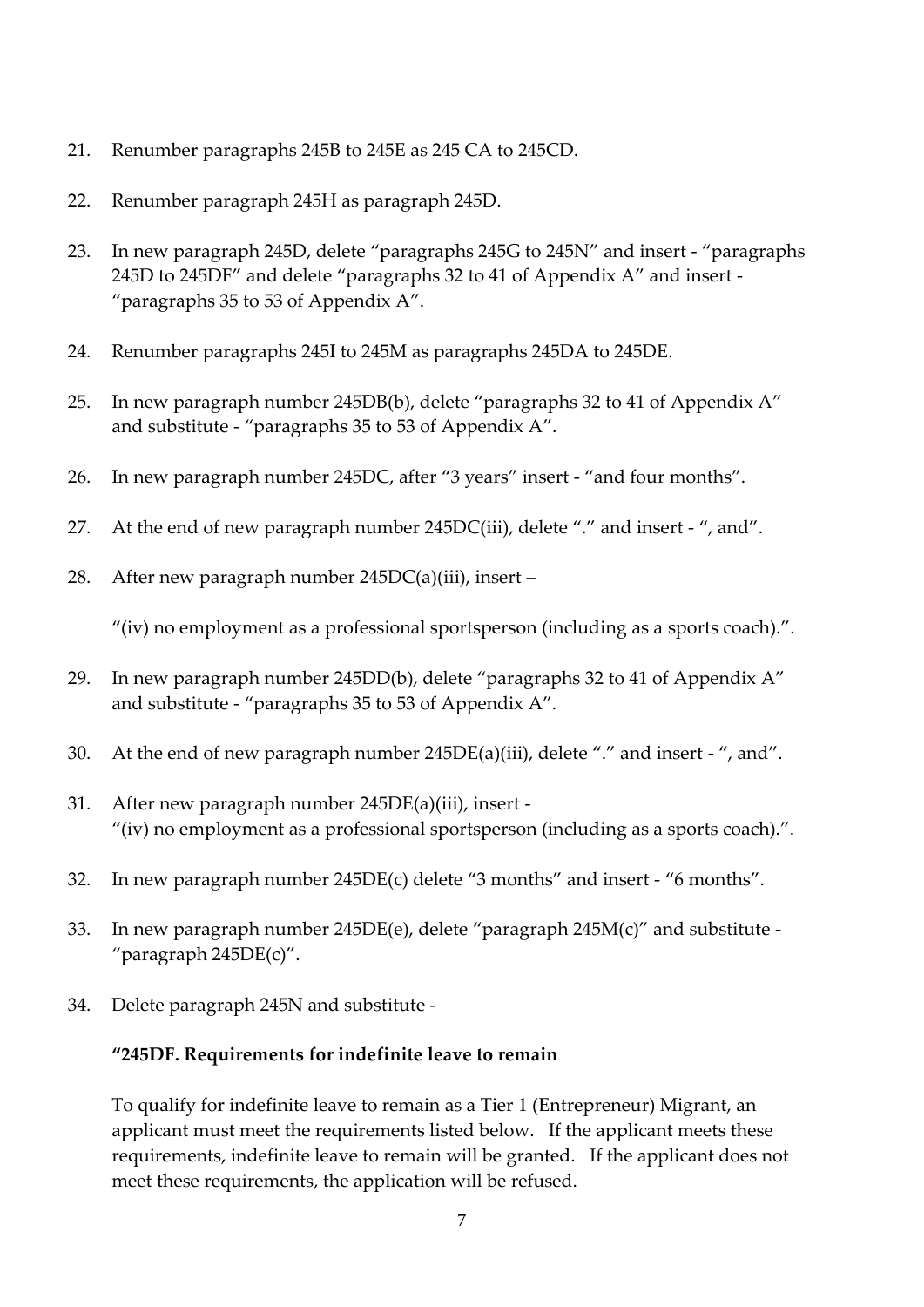21. Renumber paragraphs 245B to 245E as 245 CA to 245CD.

22. Renumber paragraph 245H as paragraph 245D.

23. In new paragraph 245D, delete "paragraphs 245G to 245N" and insert - "paragraphs 245D to 245DF" and delete "paragraphs 32 to 41 of Appendix A" and insert - "paragraphs 35 to 53 of Appendix A".

24. Renumber paragraphs 245I to 245M as paragraphs 245DA to 245DE.

25. In new paragraph number 245DB(b), delete "paragraphs 32 to 41 of Appendix A" and substitute - "paragraphs 35 to 53 of Appendix A".

26. In new paragraph number 245DC, after "3 years" insert - "and four months".

27. At the end of new paragraph number 245DC(iii), delete "." and insert - ", and".

28. After new paragraph number 245DC(a)(iii), insert –

    "(iv) no employment as a professional sportsperson (including as a sports coach).".

29. In new paragraph number 245DD(b), delete "paragraphs 32 to 41 of Appendix A" and substitute - "paragraphs 35 to 53 of Appendix A".

30. At the end of new paragraph number 245DE(a)(iii), delete "." and insert - ", and".

31. After new paragraph number 245DE(a)(iii), insert - "(iv) no employment as a professional sportsperson (including as a sports coach).".

32. In new paragraph number 245DE(c) delete "3 months" and insert - "6 months".

33. In new paragraph number 245DE(e), delete "paragraph 245M(c)" and substitute - "paragraph 245DE(c)".

34. Delete paragraph 245N and substitute -

    **"245DF. Requirements for indefinite leave to remain**

    To qualify for indefinite leave to remain as a Tier 1 (Entrepreneur) Migrant, an applicant must meet the requirements listed below. If the applicant meets these requirements, indefinite leave to remain will be granted. If the applicant does not meet these requirements, the application will be refused.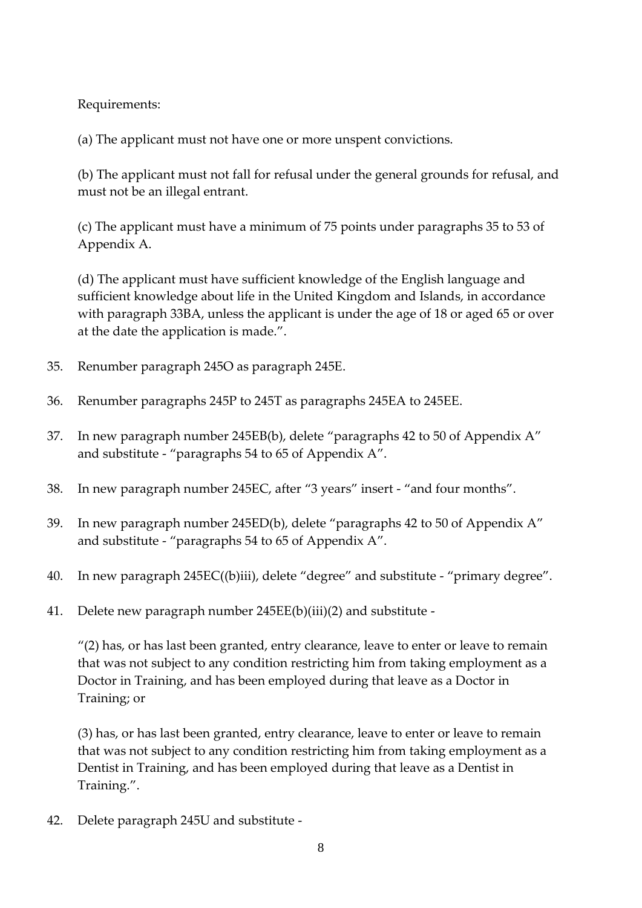Requirements:

(a) The applicant must not have one or more unspent convictions.

(b) The applicant must not fall for refusal under the general grounds for refusal, and must not be an illegal entrant.

(c) The applicant must have a minimum of 75 points under paragraphs 35 to 53 of Appendix A.

(d) The applicant must have sufficient knowledge of the English language and sufficient knowledge about life in the United Kingdom and Islands, in accordance with paragraph 33BA, unless the applicant is under the age of 18 or aged 65 or over at the date the application is made.".

35. Renumber paragraph 245O as paragraph 245E.

36. Renumber paragraphs 245P to 245T as paragraphs 245EA to 245EE.

37. In new paragraph number 245EB(b), delete "paragraphs 42 to 50 of Appendix A" and substitute - "paragraphs 54 to 65 of Appendix A".

38. In new paragraph number 245EC, after "3 years" insert - "and four months".

39. In new paragraph number 245ED(b), delete "paragraphs 42 to 50 of Appendix A" and substitute - "paragraphs 54 to 65 of Appendix A".

40. In new paragraph 245EC((b)iii), delete "degree" and substitute - "primary degree".

41. Delete new paragraph number 245EE(b)(iii)(2) and substitute -

    "(2) has, or has last been granted, entry clearance, leave to enter or leave to remain that was not subject to any condition restricting him from taking employment as a Doctor in Training, and has been employed during that leave as a Doctor in Training; or

    (3) has, or has last been granted, entry clearance, leave to enter or leave to remain that was not subject to any condition restricting him from taking employment as a Dentist in Training, and has been employed during that leave as a Dentist in Training.".

42. Delete paragraph 245U and substitute -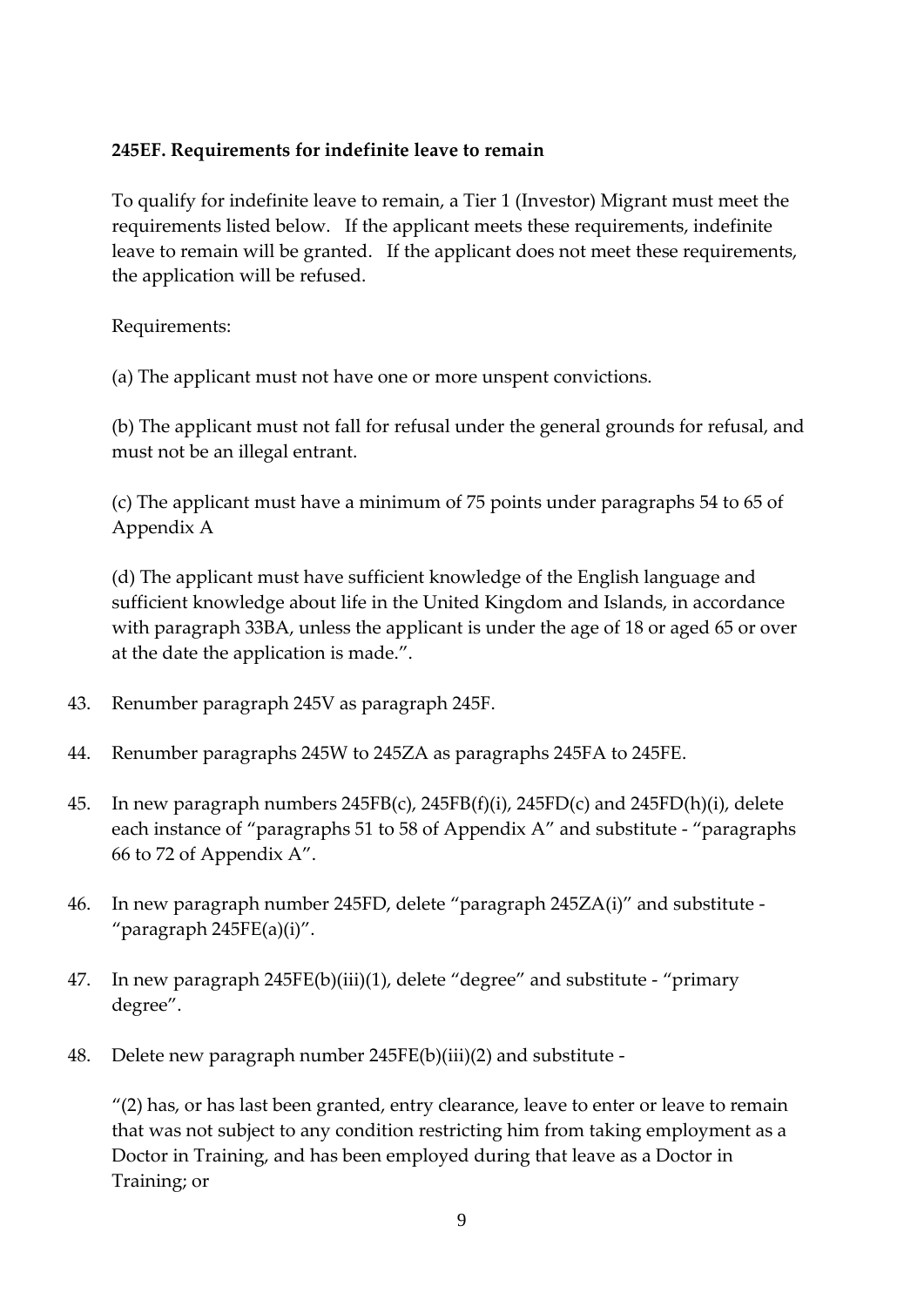**245EF. Requirements for indefinite leave to remain**

To qualify for indefinite leave to remain, a Tier 1 (Investor) Migrant must meet the requirements listed below. If the applicant meets these requirements, indefinite leave to remain will be granted. If the applicant does not meet these requirements, the application will be refused.

Requirements:

(a) The applicant must not have one or more unspent convictions.

(b) The applicant must not fall for refusal under the general grounds for refusal, and must not be an illegal entrant.

(c) The applicant must have a minimum of 75 points under paragraphs 54 to 65 of Appendix A

(d) The applicant must have sufficient knowledge of the English language and sufficient knowledge about life in the United Kingdom and Islands, in accordance with paragraph 33BA, unless the applicant is under the age of 18 or aged 65 or over at the date the application is made.".

43. Renumber paragraph 245V as paragraph 245F.

44. Renumber paragraphs 245W to 245ZA as paragraphs 245FA to 245FE.

45. In new paragraph numbers 245FB(c), 245FB(f)(i), 245FD(c) and 245FD(h)(i), delete each instance of "paragraphs 51 to 58 of Appendix A" and substitute - "paragraphs 66 to 72 of Appendix A".

46. In new paragraph number 245FD, delete "paragraph 245ZA(i)" and substitute - "paragraph 245FE(a)(i)".

47. In new paragraph 245FE(b)(iii)(1), delete "degree" and substitute - "primary degree".

48. Delete new paragraph number 245FE(b)(iii)(2) and substitute -

"(2) has, or has last been granted, entry clearance, leave to enter or leave to remain that was not subject to any condition restricting him from taking employment as a Doctor in Training, and has been employed during that leave as a Doctor in Training; or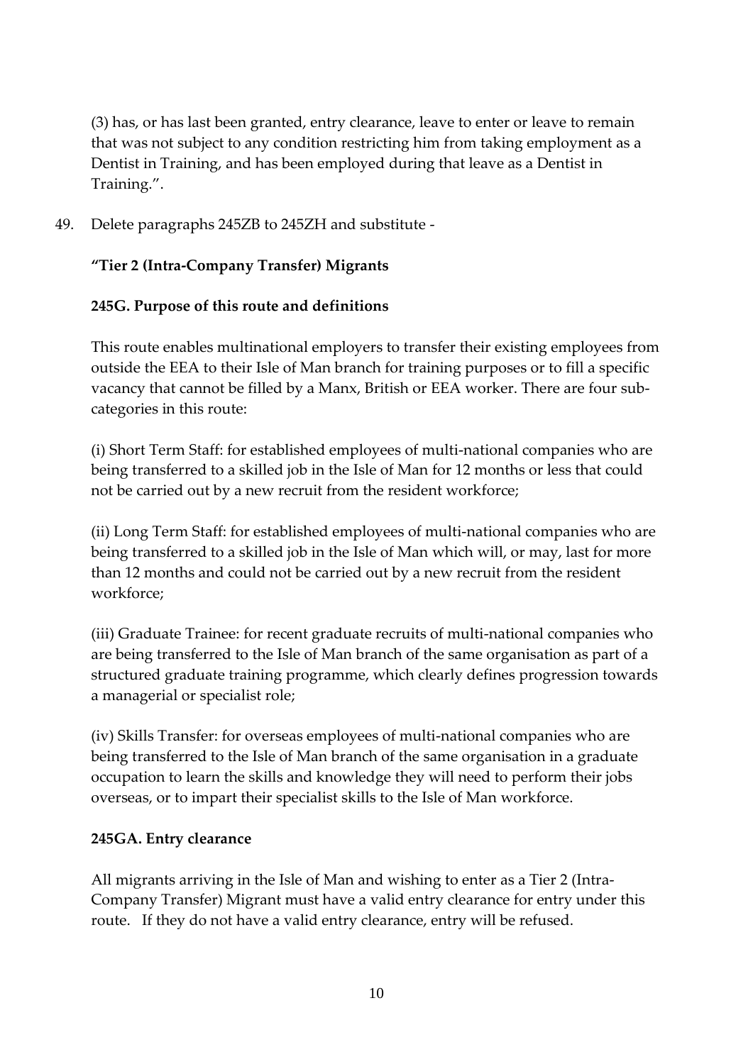(3) has, or has last been granted, entry clearance, leave to enter or leave to remain that was not subject to any condition restricting him from taking employment as a Dentist in Training, and has been employed during that leave as a Dentist in Training.".

49. Delete paragraphs 245ZB to 245ZH and substitute -

**"Tier 2 (Intra-Company Transfer) Migrants**

**245G. Purpose of this route and definitions**

This route enables multinational employers to transfer their existing employees from outside the EEA to their Isle of Man branch for training purposes or to fill a specific vacancy that cannot be filled by a Manx, British or EEA worker. There are four sub-categories in this route:

(i) Short Term Staff: for established employees of multi-national companies who are being transferred to a skilled job in the Isle of Man for 12 months or less that could not be carried out by a new recruit from the resident workforce;

(ii) Long Term Staff: for established employees of multi-national companies who are being transferred to a skilled job in the Isle of Man which will, or may, last for more than 12 months and could not be carried out by a new recruit from the resident workforce;

(iii) Graduate Trainee: for recent graduate recruits of multi-national companies who are being transferred to the Isle of Man branch of the same organisation as part of a structured graduate training programme, which clearly defines progression towards a managerial or specialist role;

(iv) Skills Transfer: for overseas employees of multi-national companies who are being transferred to the Isle of Man branch of the same organisation in a graduate occupation to learn the skills and knowledge they will need to perform their jobs overseas, or to impart their specialist skills to the Isle of Man workforce.

**245GA. Entry clearance**

All migrants arriving in the Isle of Man and wishing to enter as a Tier 2 (Intra-Company Transfer) Migrant must have a valid entry clearance for entry under this route. If they do not have a valid entry clearance, entry will be refused.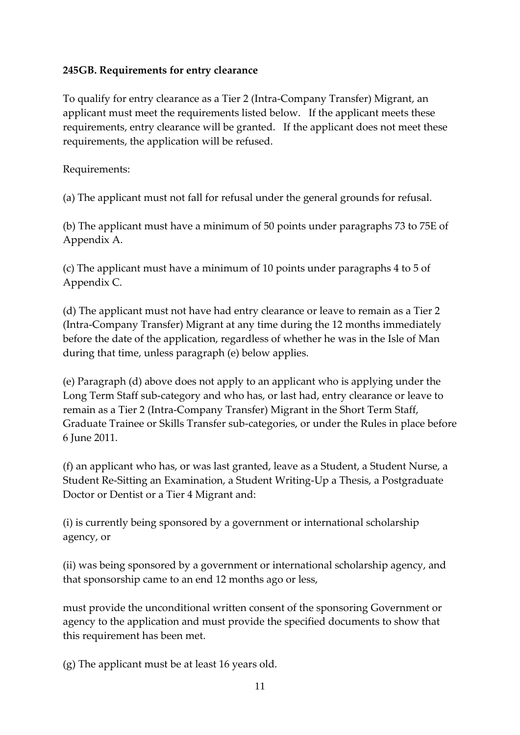**245GB. Requirements for entry clearance**

To qualify for entry clearance as a Tier 2 (Intra-Company Transfer) Migrant, an applicant must meet the requirements listed below. If the applicant meets these requirements, entry clearance will be granted. If the applicant does not meet these requirements, the application will be refused.

Requirements:

(a) The applicant must not fall for refusal under the general grounds for refusal.

(b) The applicant must have a minimum of 50 points under paragraphs 73 to 75E of Appendix A.

(c) The applicant must have a minimum of 10 points under paragraphs 4 to 5 of Appendix C.

(d) The applicant must not have had entry clearance or leave to remain as a Tier 2 (Intra-Company Transfer) Migrant at any time during the 12 months immediately before the date of the application, regardless of whether he was in the Isle of Man during that time, unless paragraph (e) below applies.

(e) Paragraph (d) above does not apply to an applicant who is applying under the Long Term Staff sub-category and who has, or last had, entry clearance or leave to remain as a Tier 2 (Intra-Company Transfer) Migrant in the Short Term Staff, Graduate Trainee or Skills Transfer sub-categories, or under the Rules in place before 6 June 2011.

(f) an applicant who has, or was last granted, leave as a Student, a Student Nurse, a Student Re-Sitting an Examination, a Student Writing-Up a Thesis, a Postgraduate Doctor or Dentist or a Tier 4 Migrant and:

(i) is currently being sponsored by a government or international scholarship agency, or

(ii) was being sponsored by a government or international scholarship agency, and that sponsorship came to an end 12 months ago or less,

must provide the unconditional written consent of the sponsoring Government or agency to the application and must provide the specified documents to show that this requirement has been met.

(g) The applicant must be at least 16 years old.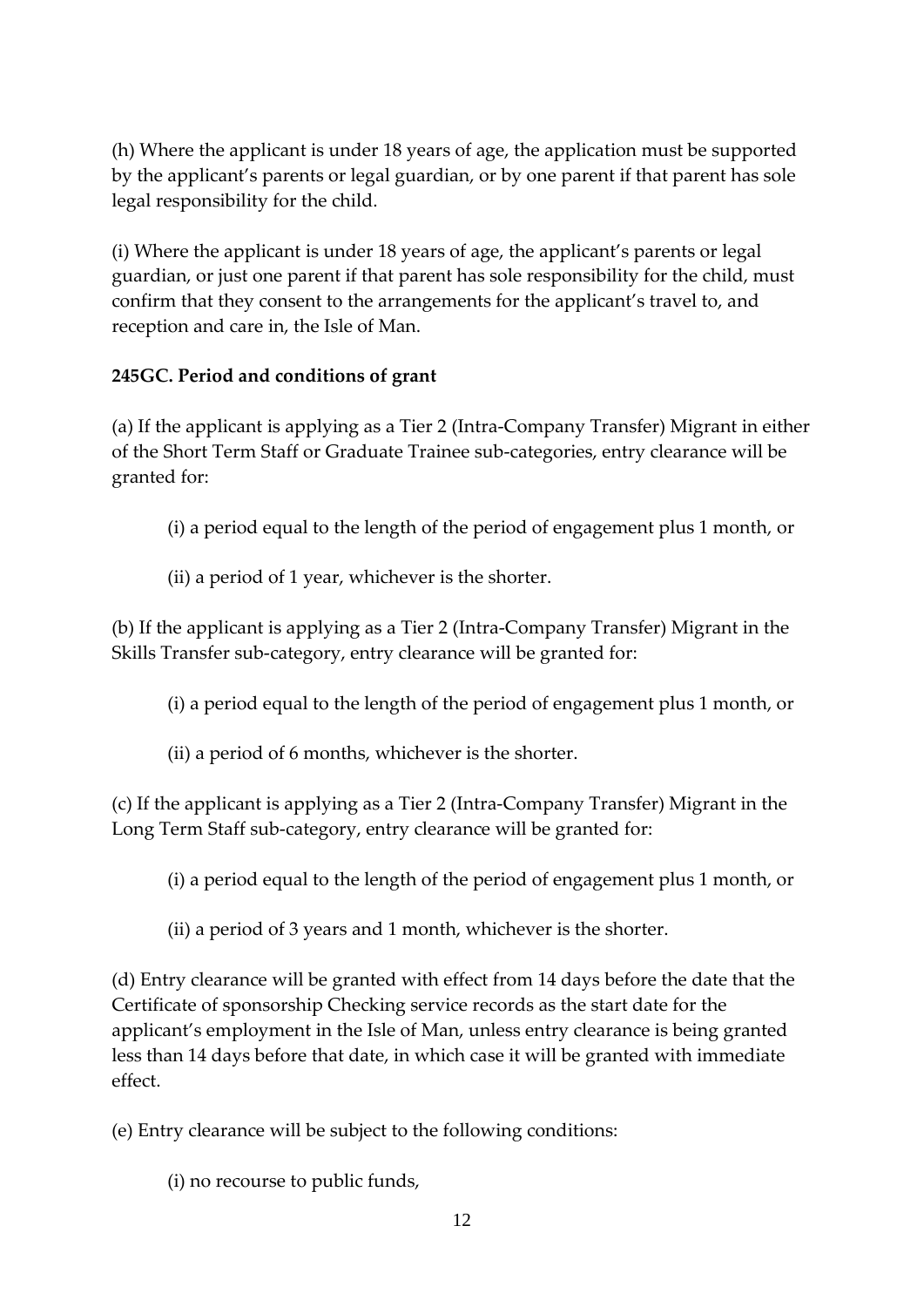(h) Where the applicant is under 18 years of age, the application must be supported by the applicant's parents or legal guardian, or by one parent if that parent has sole legal responsibility for the child.

(i) Where the applicant is under 18 years of age, the applicant's parents or legal guardian, or just one parent if that parent has sole responsibility for the child, must confirm that they consent to the arrangements for the applicant's travel to, and reception and care in, the Isle of Man.

**245GC. Period and conditions of grant**

(a) If the applicant is applying as a Tier 2 (Intra-Company Transfer) Migrant in either of the Short Term Staff or Graduate Trainee sub-categories, entry clearance will be granted for:

> (i) a period equal to the length of the period of engagement plus 1 month, or
>
> (ii) a period of 1 year, whichever is the shorter.

(b) If the applicant is applying as a Tier 2 (Intra-Company Transfer) Migrant in the Skills Transfer sub-category, entry clearance will be granted for:

> (i) a period equal to the length of the period of engagement plus 1 month, or
>
> (ii) a period of 6 months, whichever is the shorter.

(c) If the applicant is applying as a Tier 2 (Intra-Company Transfer) Migrant in the Long Term Staff sub-category, entry clearance will be granted for:

> (i) a period equal to the length of the period of engagement plus 1 month, or
>
> (ii) a period of 3 years and 1 month, whichever is the shorter.

(d) Entry clearance will be granted with effect from 14 days before the date that the Certificate of sponsorship Checking service records as the start date for the applicant's employment in the Isle of Man, unless entry clearance is being granted less than 14 days before that date, in which case it will be granted with immediate effect.

(e) Entry clearance will be subject to the following conditions:

> (i) no recourse to public funds,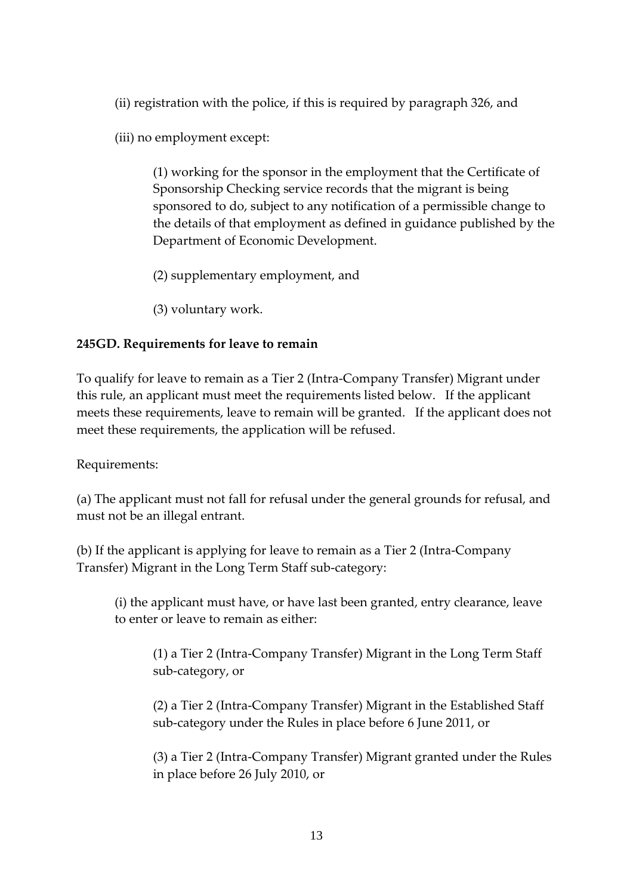(ii) registration with the police, if this is required by paragraph 326, and

(iii) no employment except:

> (1) working for the sponsor in the employment that the Certificate of Sponsorship Checking service records that the migrant is being sponsored to do, subject to any notification of a permissible change to the details of that employment as defined in guidance published by the Department of Economic Development.
>
> (2) supplementary employment, and
>
> (3) voluntary work.

**245GD. Requirements for leave to remain**

To qualify for leave to remain as a Tier 2 (Intra-Company Transfer) Migrant under this rule, an applicant must meet the requirements listed below. If the applicant meets these requirements, leave to remain will be granted. If the applicant does not meet these requirements, the application will be refused.

Requirements:

(a) The applicant must not fall for refusal under the general grounds for refusal, and must not be an illegal entrant.

(b) If the applicant is applying for leave to remain as a Tier 2 (Intra-Company Transfer) Migrant in the Long Term Staff sub-category:

> (i) the applicant must have, or have last been granted, entry clearance, leave to enter or leave to remain as either:
>
> > (1) a Tier 2 (Intra-Company Transfer) Migrant in the Long Term Staff sub-category, or
> >
> > (2) a Tier 2 (Intra-Company Transfer) Migrant in the Established Staff sub-category under the Rules in place before 6 June 2011, or
> >
> > (3) a Tier 2 (Intra-Company Transfer) Migrant granted under the Rules in place before 26 July 2010, or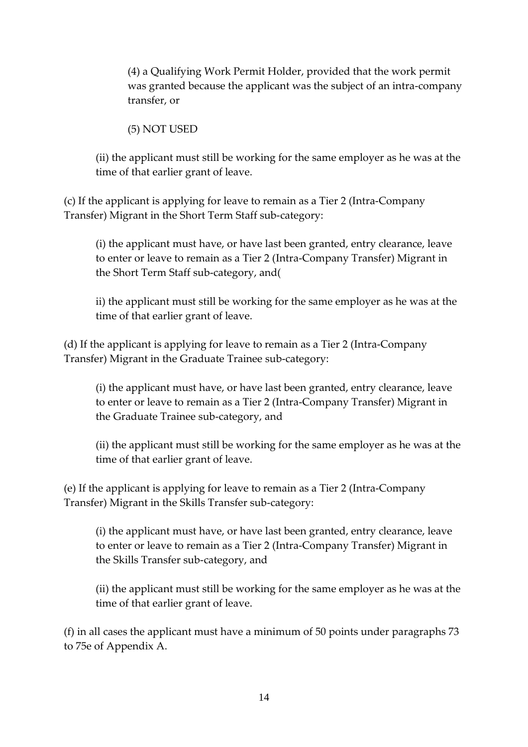(4) a Qualifying Work Permit Holder, provided that the work permit was granted because the applicant was the subject of an intra-company transfer, or

(5) NOT USED

(ii) the applicant must still be working for the same employer as he was at the time of that earlier grant of leave.

(c) If the applicant is applying for leave to remain as a Tier 2 (Intra-Company Transfer) Migrant in the Short Term Staff sub-category:

(i) the applicant must have, or have last been granted, entry clearance, leave to enter or leave to remain as a Tier 2 (Intra-Company Transfer) Migrant in the Short Term Staff sub-category, and(

ii) the applicant must still be working for the same employer as he was at the time of that earlier grant of leave.

(d) If the applicant is applying for leave to remain as a Tier 2 (Intra-Company Transfer) Migrant in the Graduate Trainee sub-category:

(i) the applicant must have, or have last been granted, entry clearance, leave to enter or leave to remain as a Tier 2 (Intra-Company Transfer) Migrant in the Graduate Trainee sub-category, and

(ii) the applicant must still be working for the same employer as he was at the time of that earlier grant of leave.

(e) If the applicant is applying for leave to remain as a Tier 2 (Intra-Company Transfer) Migrant in the Skills Transfer sub-category:

(i) the applicant must have, or have last been granted, entry clearance, leave to enter or leave to remain as a Tier 2 (Intra-Company Transfer) Migrant in the Skills Transfer sub-category, and

(ii) the applicant must still be working for the same employer as he was at the time of that earlier grant of leave.

(f) in all cases the applicant must have a minimum of 50 points under paragraphs 73 to 75e of Appendix A.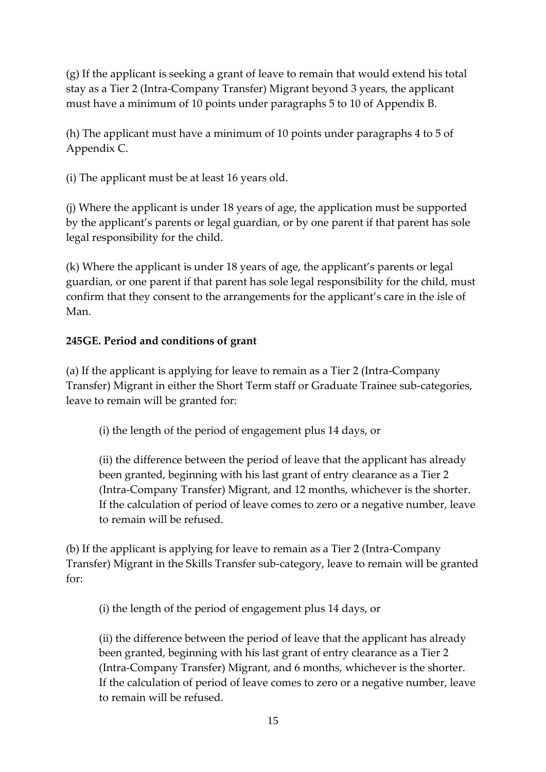(g) If the applicant is seeking a grant of leave to remain that would extend his total stay as a Tier 2 (Intra-Company Transfer) Migrant beyond 3 years, the applicant must have a minimum of 10 points under paragraphs 5 to 10 of Appendix B.

(h) The applicant must have a minimum of 10 points under paragraphs 4 to 5 of Appendix C.

(i) The applicant must be at least 16 years old.

(j) Where the applicant is under 18 years of age, the application must be supported by the applicant's parents or legal guardian, or by one parent if that parent has sole legal responsibility for the child.

(k) Where the applicant is under 18 years of age, the applicant's parents or legal guardian, or one parent if that parent has sole legal responsibility for the child, must confirm that they consent to the arrangements for the applicant's care in the isle of Man.

**245GE. Period and conditions of grant**

(a) If the applicant is applying for leave to remain as a Tier 2 (Intra-Company Transfer) Migrant in either the Short Term staff or Graduate Trainee sub-categories, leave to remain will be granted for:

> (i) the length of the period of engagement plus 14 days, or
>
> (ii) the difference between the period of leave that the applicant has already been granted, beginning with his last grant of entry clearance as a Tier 2 (Intra-Company Transfer) Migrant, and 12 months, whichever is the shorter. If the calculation of period of leave comes to zero or a negative number, leave to remain will be refused.

(b) If the applicant is applying for leave to remain as a Tier 2 (Intra-Company Transfer) Migrant in the Skills Transfer sub-category, leave to remain will be granted for:

> (i) the length of the period of engagement plus 14 days, or
>
> (ii) the difference between the period of leave that the applicant has already been granted, beginning with his last grant of entry clearance as a Tier 2 (Intra-Company Transfer) Migrant, and 6 months, whichever is the shorter. If the calculation of period of leave comes to zero or a negative number, leave to remain will be refused.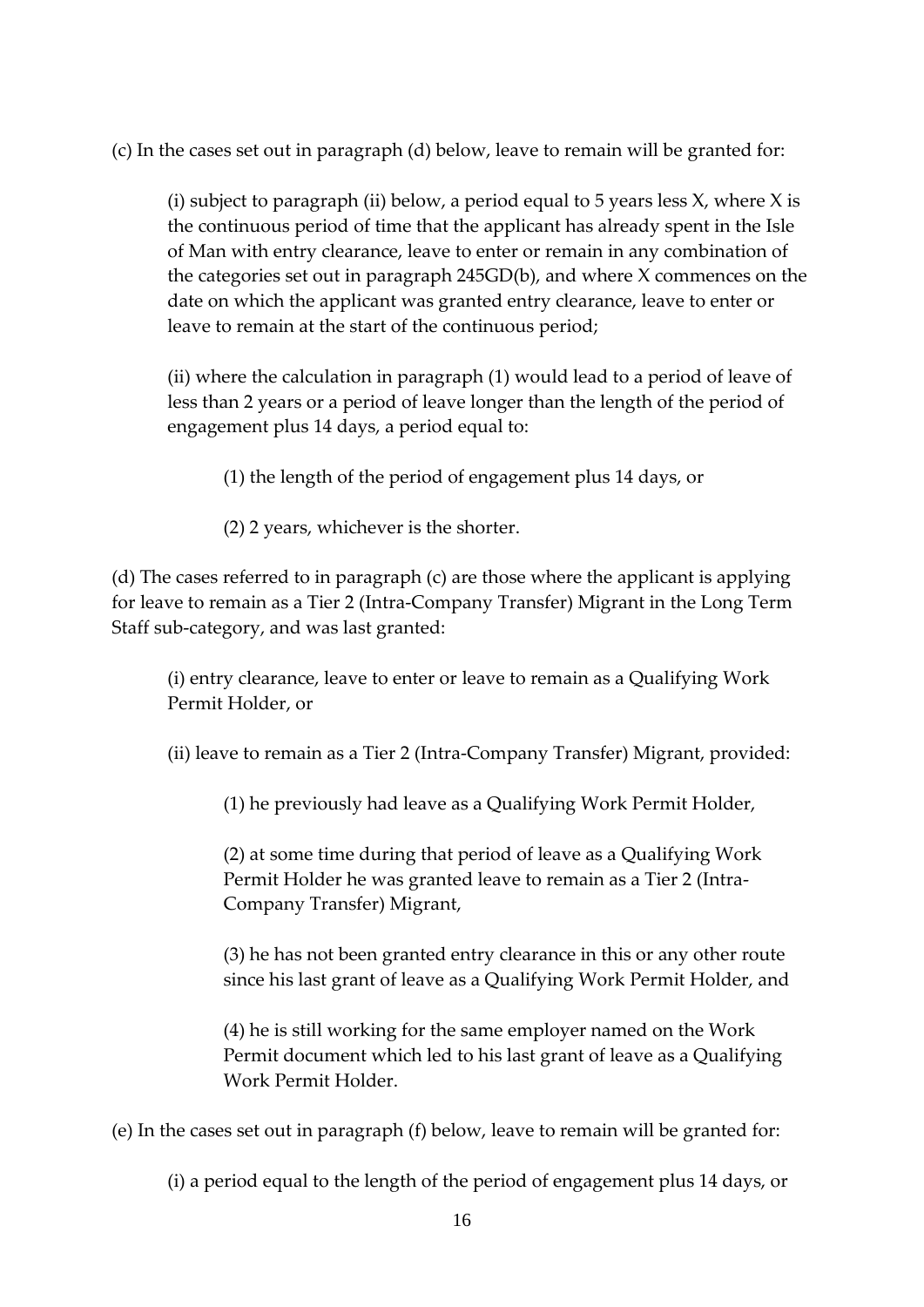(c) In the cases set out in paragraph (d) below, leave to remain will be granted for:

(i) subject to paragraph (ii) below, a period equal to 5 years less X, where X is the continuous period of time that the applicant has already spent in the Isle of Man with entry clearance, leave to enter or remain in any combination of the categories set out in paragraph 245GD(b), and where X commences on the date on which the applicant was granted entry clearance, leave to enter or leave to remain at the start of the continuous period;

(ii) where the calculation in paragraph (1) would lead to a period of leave of less than 2 years or a period of leave longer than the length of the period of engagement plus 14 days, a period equal to:

(1) the length of the period of engagement plus 14 days, or

(2) 2 years, whichever is the shorter.

(d) The cases referred to in paragraph (c) are those where the applicant is applying for leave to remain as a Tier 2 (Intra-Company Transfer) Migrant in the Long Term Staff sub-category, and was last granted:

(i) entry clearance, leave to enter or leave to remain as a Qualifying Work Permit Holder, or

(ii) leave to remain as a Tier 2 (Intra-Company Transfer) Migrant, provided:

(1) he previously had leave as a Qualifying Work Permit Holder,

(2) at some time during that period of leave as a Qualifying Work Permit Holder he was granted leave to remain as a Tier 2 (Intra-Company Transfer) Migrant,

(3) he has not been granted entry clearance in this or any other route since his last grant of leave as a Qualifying Work Permit Holder, and

(4) he is still working for the same employer named on the Work Permit document which led to his last grant of leave as a Qualifying Work Permit Holder.

(e) In the cases set out in paragraph (f) below, leave to remain will be granted for:

(i) a period equal to the length of the period of engagement plus 14 days, or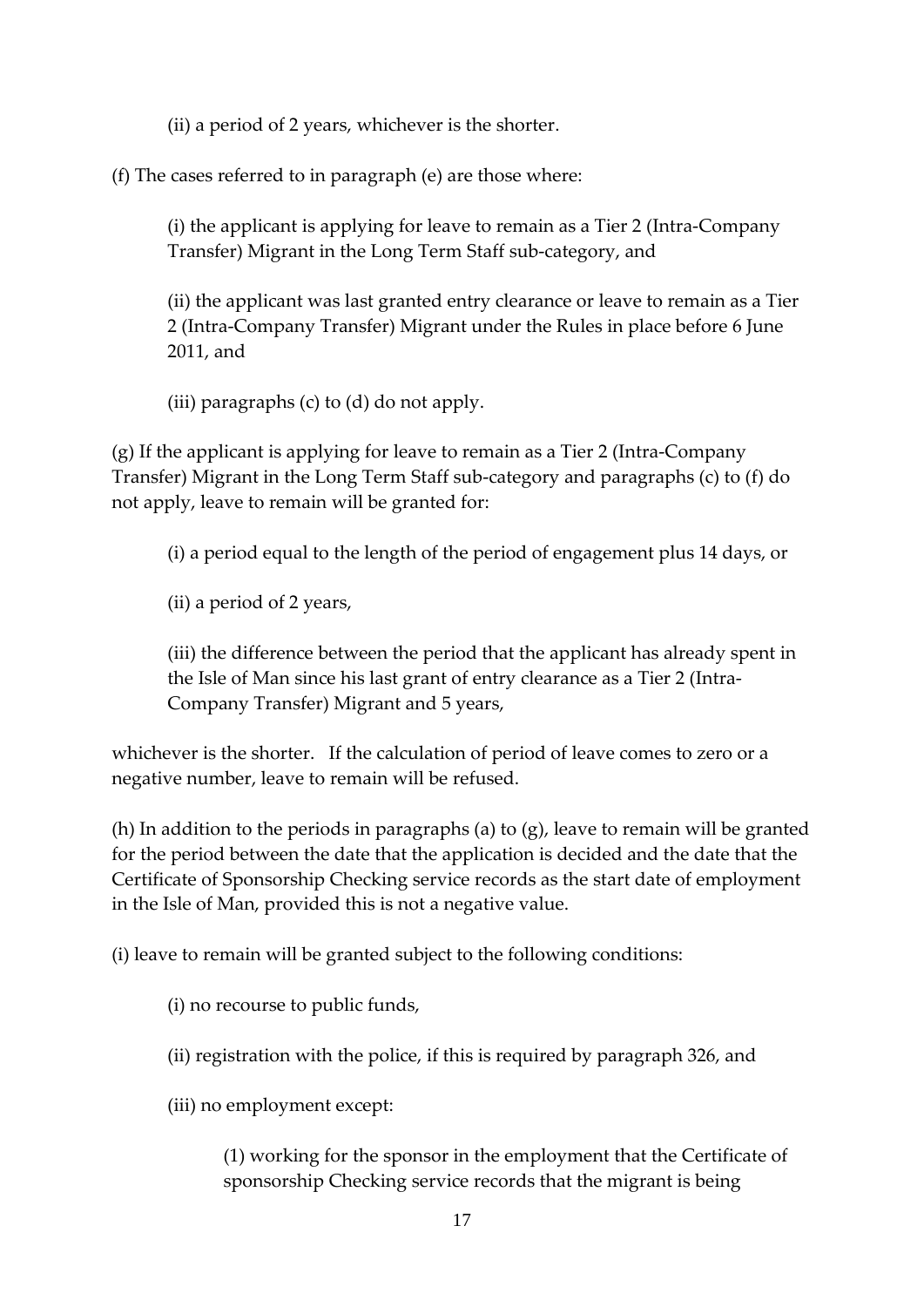(ii) a period of 2 years, whichever is the shorter.

(f) The cases referred to in paragraph (e) are those where:

(i) the applicant is applying for leave to remain as a Tier 2 (Intra-Company Transfer) Migrant in the Long Term Staff sub-category, and

(ii) the applicant was last granted entry clearance or leave to remain as a Tier 2 (Intra-Company Transfer) Migrant under the Rules in place before 6 June 2011, and

(iii) paragraphs (c) to (d) do not apply.

(g) If the applicant is applying for leave to remain as a Tier 2 (Intra-Company Transfer) Migrant in the Long Term Staff sub-category and paragraphs (c) to (f) do not apply, leave to remain will be granted for:

(i) a period equal to the length of the period of engagement plus 14 days, or

(ii) a period of 2 years,

(iii) the difference between the period that the applicant has already spent in the Isle of Man since his last grant of entry clearance as a Tier 2 (Intra-Company Transfer) Migrant and 5 years,

whichever is the shorter. If the calculation of period of leave comes to zero or a negative number, leave to remain will be refused.

(h) In addition to the periods in paragraphs (a) to (g), leave to remain will be granted for the period between the date that the application is decided and the date that the Certificate of Sponsorship Checking service records as the start date of employment in the Isle of Man, provided this is not a negative value.

(i) leave to remain will be granted subject to the following conditions:

(i) no recourse to public funds,

(ii) registration with the police, if this is required by paragraph 326, and

(iii) no employment except:

(1) working for the sponsor in the employment that the Certificate of sponsorship Checking service records that the migrant is being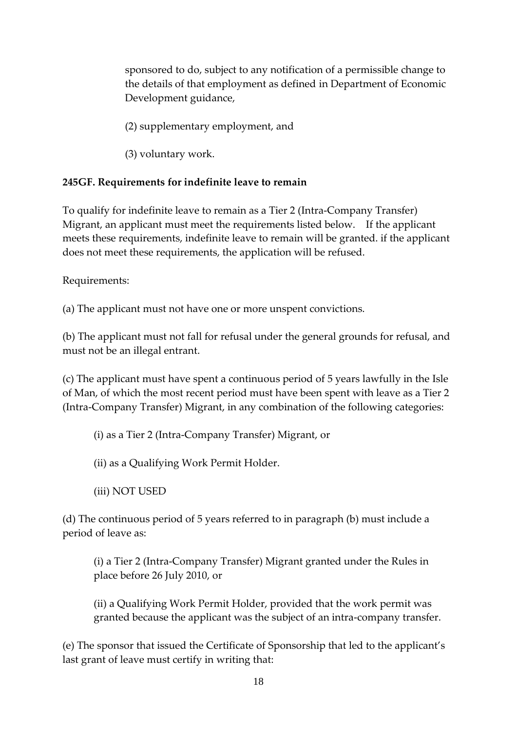sponsored to do, subject to any notification of a permissible change to the details of that employment as defined in Department of Economic Development guidance,

(2) supplementary employment, and

(3) voluntary work.

**245GF. Requirements for indefinite leave to remain**

To qualify for indefinite leave to remain as a Tier 2 (Intra-Company Transfer) Migrant, an applicant must meet the requirements listed below. If the applicant meets these requirements, indefinite leave to remain will be granted. if the applicant does not meet these requirements, the application will be refused.

Requirements:

(a) The applicant must not have one or more unspent convictions.

(b) The applicant must not fall for refusal under the general grounds for refusal, and must not be an illegal entrant.

(c) The applicant must have spent a continuous period of 5 years lawfully in the Isle of Man, of which the most recent period must have been spent with leave as a Tier 2 (Intra-Company Transfer) Migrant, in any combination of the following categories:

(i) as a Tier 2 (Intra-Company Transfer) Migrant, or

(ii) as a Qualifying Work Permit Holder.

(iii) NOT USED

(d) The continuous period of 5 years referred to in paragraph (b) must include a period of leave as:

(i) a Tier 2 (Intra-Company Transfer) Migrant granted under the Rules in place before 26 July 2010, or

(ii) a Qualifying Work Permit Holder, provided that the work permit was granted because the applicant was the subject of an intra-company transfer.

(e) The sponsor that issued the Certificate of Sponsorship that led to the applicant's last grant of leave must certify in writing that: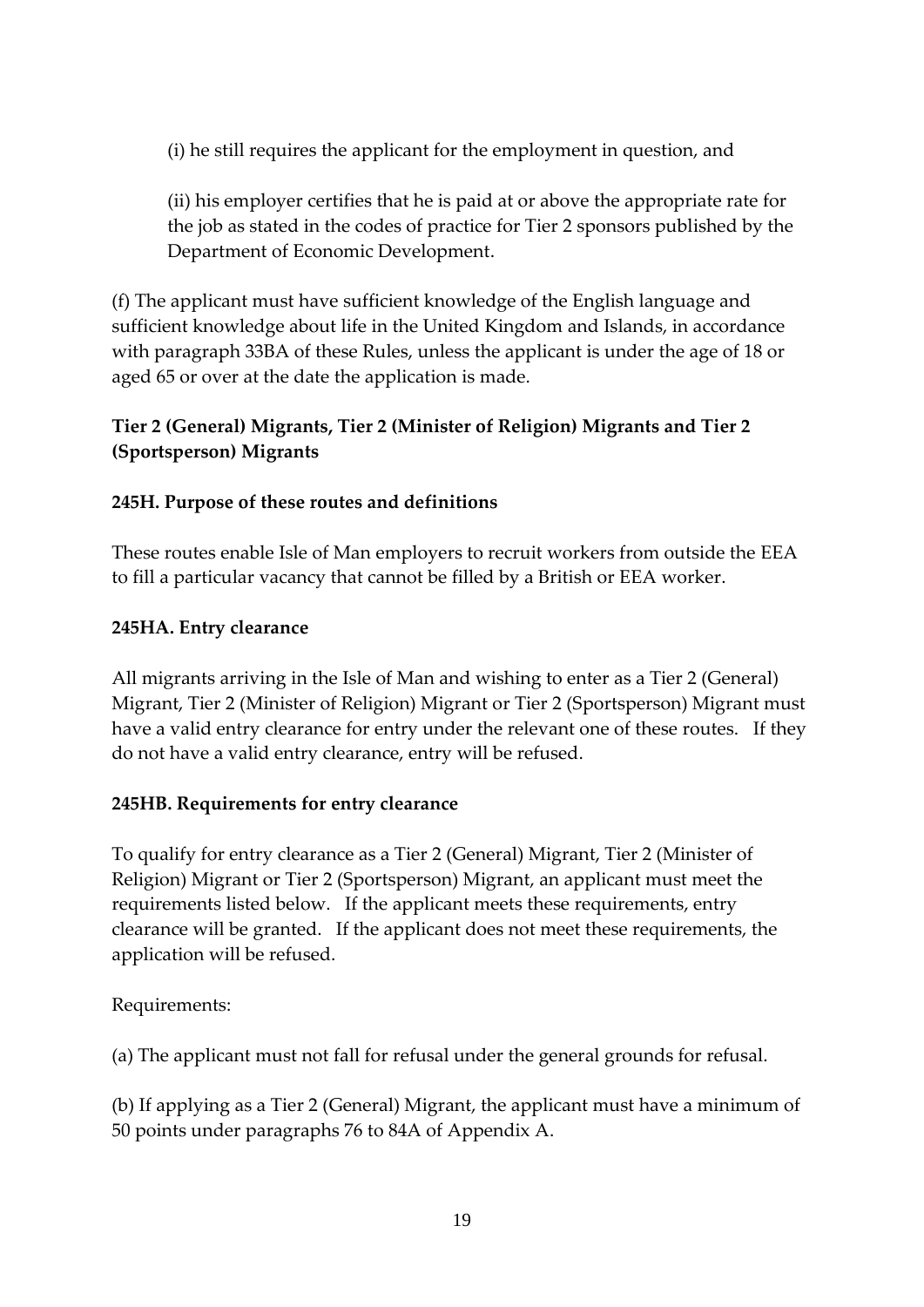(i) he still requires the applicant for the employment in question, and

(ii) his employer certifies that he is paid at or above the appropriate rate for the job as stated in the codes of practice for Tier 2 sponsors published by the Department of Economic Development.

(f) The applicant must have sufficient knowledge of the English language and sufficient knowledge about life in the United Kingdom and Islands, in accordance with paragraph 33BA of these Rules, unless the applicant is under the age of 18 or aged 65 or over at the date the application is made.

**Tier 2 (General) Migrants, Tier 2 (Minister of Religion) Migrants and Tier 2 (Sportsperson) Migrants**

**245H. Purpose of these routes and definitions**

These routes enable Isle of Man employers to recruit workers from outside the EEA to fill a particular vacancy that cannot be filled by a British or EEA worker.

**245HA. Entry clearance**

All migrants arriving in the Isle of Man and wishing to enter as a Tier 2 (General) Migrant, Tier 2 (Minister of Religion) Migrant or Tier 2 (Sportsperson) Migrant must have a valid entry clearance for entry under the relevant one of these routes. If they do not have a valid entry clearance, entry will be refused.

**245HB. Requirements for entry clearance**

To qualify for entry clearance as a Tier 2 (General) Migrant, Tier 2 (Minister of Religion) Migrant or Tier 2 (Sportsperson) Migrant, an applicant must meet the requirements listed below. If the applicant meets these requirements, entry clearance will be granted. If the applicant does not meet these requirements, the application will be refused.

Requirements:

(a) The applicant must not fall for refusal under the general grounds for refusal.

(b) If applying as a Tier 2 (General) Migrant, the applicant must have a minimum of 50 points under paragraphs 76 to 84A of Appendix A.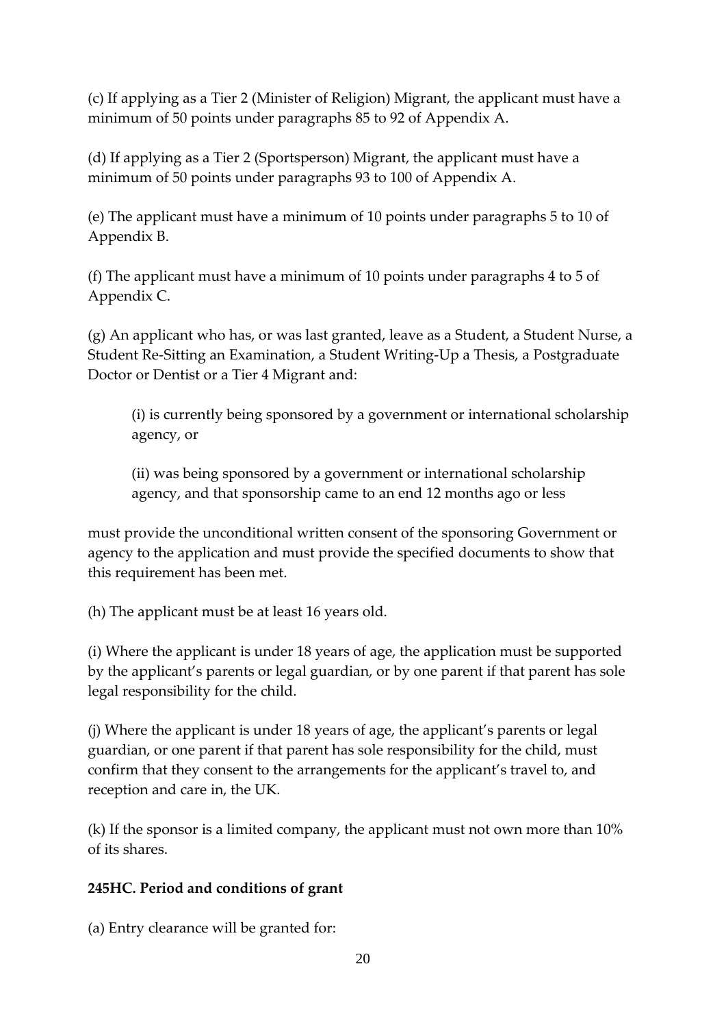(c) If applying as a Tier 2 (Minister of Religion) Migrant, the applicant must have a minimum of 50 points under paragraphs 85 to 92 of Appendix A.

(d) If applying as a Tier 2 (Sportsperson) Migrant, the applicant must have a minimum of 50 points under paragraphs 93 to 100 of Appendix A.

(e) The applicant must have a minimum of 10 points under paragraphs 5 to 10 of Appendix B.

(f) The applicant must have a minimum of 10 points under paragraphs 4 to 5 of Appendix C.

(g) An applicant who has, or was last granted, leave as a Student, a Student Nurse, a Student Re-Sitting an Examination, a Student Writing-Up a Thesis, a Postgraduate Doctor or Dentist or a Tier 4 Migrant and:

> (i) is currently being sponsored by a government or international scholarship agency, or
>
> (ii) was being sponsored by a government or international scholarship agency, and that sponsorship came to an end 12 months ago or less

must provide the unconditional written consent of the sponsoring Government or agency to the application and must provide the specified documents to show that this requirement has been met.

(h) The applicant must be at least 16 years old.

(i) Where the applicant is under 18 years of age, the application must be supported by the applicant's parents or legal guardian, or by one parent if that parent has sole legal responsibility for the child.

(j) Where the applicant is under 18 years of age, the applicant's parents or legal guardian, or one parent if that parent has sole responsibility for the child, must confirm that they consent to the arrangements for the applicant's travel to, and reception and care in, the UK.

(k) If the sponsor is a limited company, the applicant must not own more than 10% of its shares.

**245HC. Period and conditions of grant**

(a) Entry clearance will be granted for: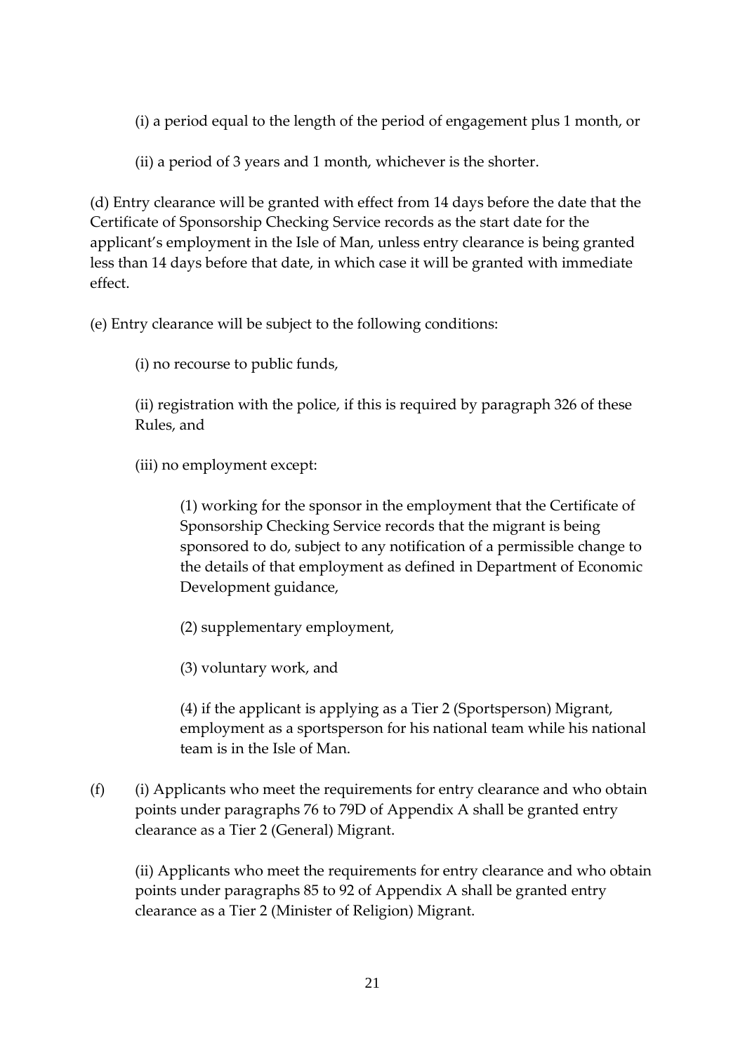(i) a period equal to the length of the period of engagement plus 1 month, or

(ii) a period of 3 years and 1 month, whichever is the shorter.

(d) Entry clearance will be granted with effect from 14 days before the date that the Certificate of Sponsorship Checking Service records as the start date for the applicant's employment in the Isle of Man, unless entry clearance is being granted less than 14 days before that date, in which case it will be granted with immediate effect.

(e) Entry clearance will be subject to the following conditions:

(i) no recourse to public funds,

(ii) registration with the police, if this is required by paragraph 326 of these Rules, and

(iii) no employment except:

(1) working for the sponsor in the employment that the Certificate of Sponsorship Checking Service records that the migrant is being sponsored to do, subject to any notification of a permissible change to the details of that employment as defined in Department of Economic Development guidance,

(2) supplementary employment,

(3) voluntary work, and

(4) if the applicant is applying as a Tier 2 (Sportsperson) Migrant, employment as a sportsperson for his national team while his national team is in the Isle of Man.

(f) (i) Applicants who meet the requirements for entry clearance and who obtain points under paragraphs 76 to 79D of Appendix A shall be granted entry clearance as a Tier 2 (General) Migrant.

(ii) Applicants who meet the requirements for entry clearance and who obtain points under paragraphs 85 to 92 of Appendix A shall be granted entry clearance as a Tier 2 (Minister of Religion) Migrant.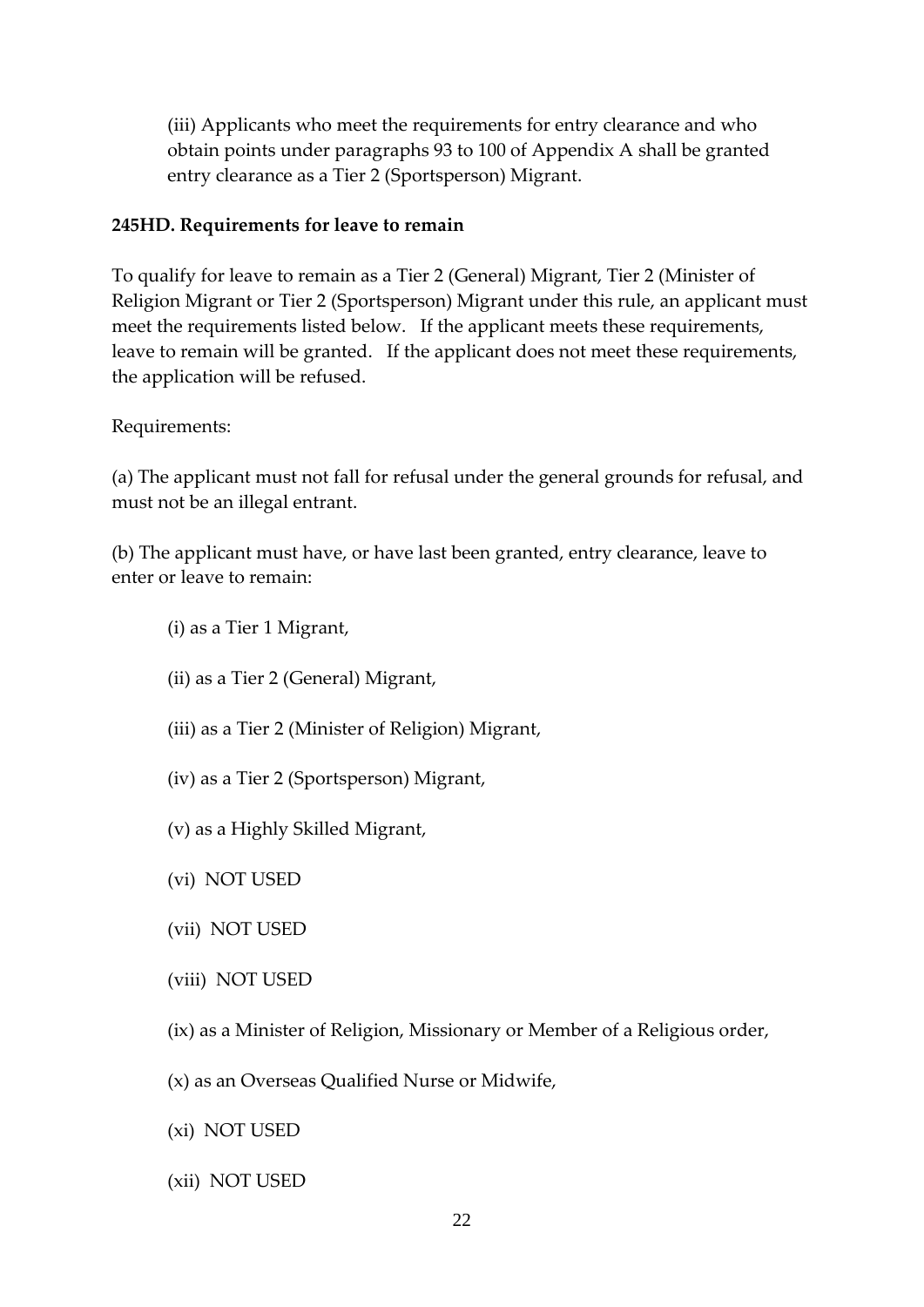(iii) Applicants who meet the requirements for entry clearance and who obtain points under paragraphs 93 to 100 of Appendix A shall be granted entry clearance as a Tier 2 (Sportsperson) Migrant.

**245HD. Requirements for leave to remain**

To qualify for leave to remain as a Tier 2 (General) Migrant, Tier 2 (Minister of Religion Migrant or Tier 2 (Sportsperson) Migrant under this rule, an applicant must meet the requirements listed below. If the applicant meets these requirements, leave to remain will be granted. If the applicant does not meet these requirements, the application will be refused.

Requirements:

(a) The applicant must not fall for refusal under the general grounds for refusal, and must not be an illegal entrant.

(b) The applicant must have, or have last been granted, entry clearance, leave to enter or leave to remain:

(i) as a Tier 1 Migrant,

(ii) as a Tier 2 (General) Migrant,

(iii) as a Tier 2 (Minister of Religion) Migrant,

(iv) as a Tier 2 (Sportsperson) Migrant,

(v) as a Highly Skilled Migrant,

(vi) NOT USED

(vii) NOT USED

(viii) NOT USED

(ix) as a Minister of Religion, Missionary or Member of a Religious order,

(x) as an Overseas Qualified Nurse or Midwife,

(xi) NOT USED

(xii) NOT USED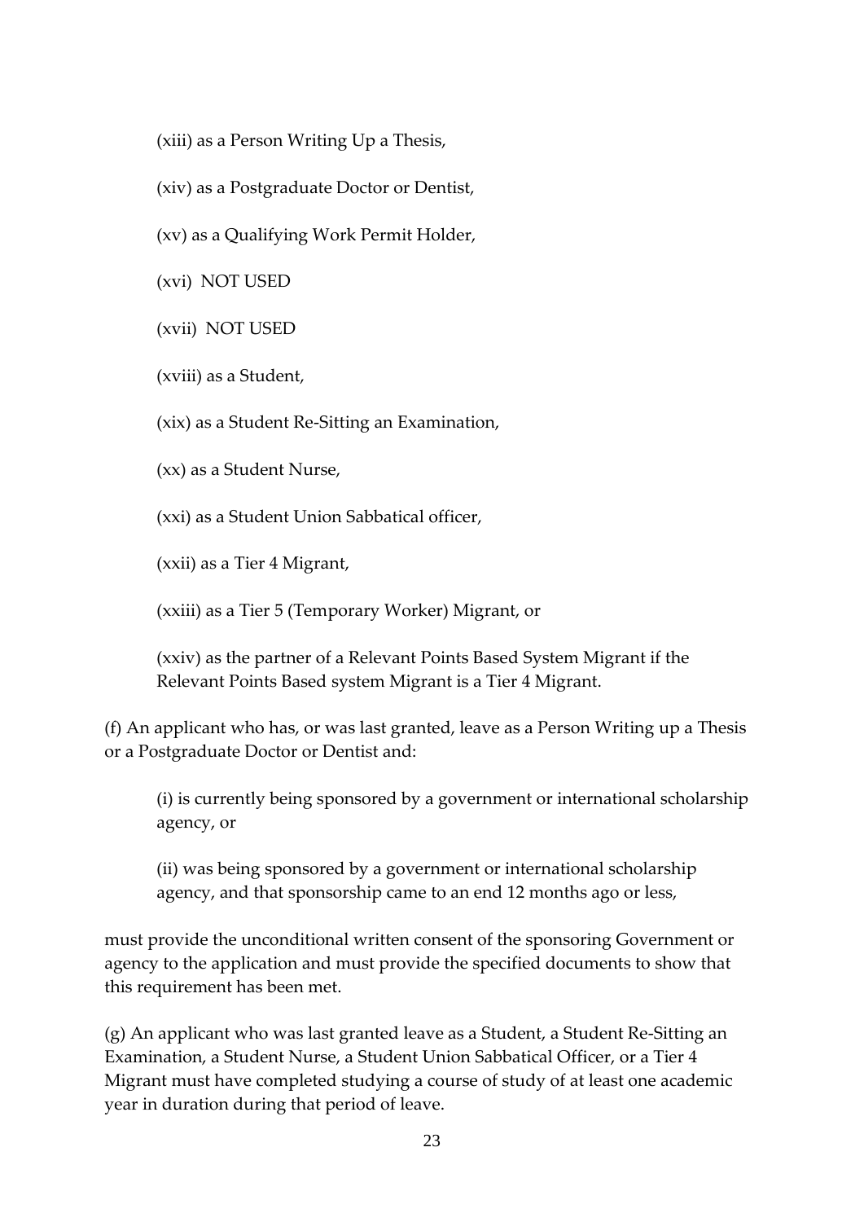(xiii) as a Person Writing Up a Thesis,

(xiv) as a Postgraduate Doctor or Dentist,

(xv) as a Qualifying Work Permit Holder,

(xvi) NOT USED

(xvii) NOT USED

(xviii) as a Student,

(xix) as a Student Re-Sitting an Examination,

(xx) as a Student Nurse,

(xxi) as a Student Union Sabbatical officer,

(xxii) as a Tier 4 Migrant,

(xxiii) as a Tier 5 (Temporary Worker) Migrant, or

(xxiv) as the partner of a Relevant Points Based System Migrant if the Relevant Points Based system Migrant is a Tier 4 Migrant.

(f) An applicant who has, or was last granted, leave as a Person Writing up a Thesis or a Postgraduate Doctor or Dentist and:

(i) is currently being sponsored by a government or international scholarship agency, or

(ii) was being sponsored by a government or international scholarship agency, and that sponsorship came to an end 12 months ago or less,

must provide the unconditional written consent of the sponsoring Government or agency to the application and must provide the specified documents to show that this requirement has been met.

(g) An applicant who was last granted leave as a Student, a Student Re-Sitting an Examination, a Student Nurse, a Student Union Sabbatical Officer, or a Tier 4 Migrant must have completed studying a course of study of at least one academic year in duration during that period of leave.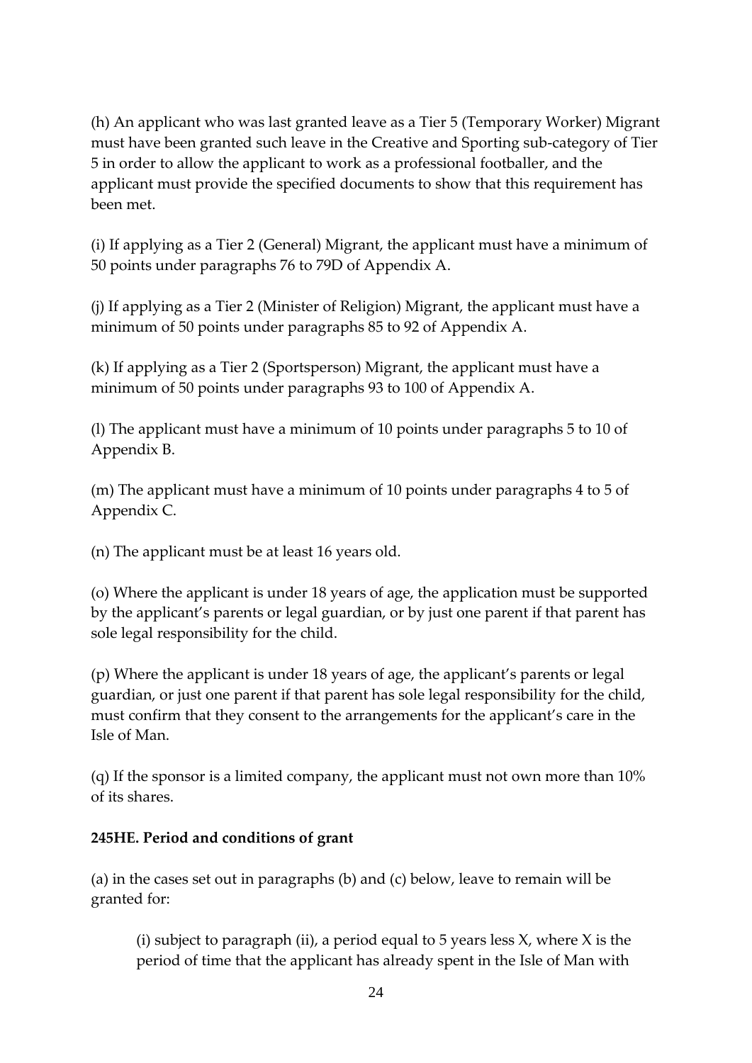(h) An applicant who was last granted leave as a Tier 5 (Temporary Worker) Migrant must have been granted such leave in the Creative and Sporting sub-category of Tier 5 in order to allow the applicant to work as a professional footballer, and the applicant must provide the specified documents to show that this requirement has been met.

(i) If applying as a Tier 2 (General) Migrant, the applicant must have a minimum of 50 points under paragraphs 76 to 79D of Appendix A.

(j) If applying as a Tier 2 (Minister of Religion) Migrant, the applicant must have a minimum of 50 points under paragraphs 85 to 92 of Appendix A.

(k) If applying as a Tier 2 (Sportsperson) Migrant, the applicant must have a minimum of 50 points under paragraphs 93 to 100 of Appendix A.

(l) The applicant must have a minimum of 10 points under paragraphs 5 to 10 of Appendix B.

(m) The applicant must have a minimum of 10 points under paragraphs 4 to 5 of Appendix C.

(n) The applicant must be at least 16 years old.

(o) Where the applicant is under 18 years of age, the application must be supported by the applicant's parents or legal guardian, or by just one parent if that parent has sole legal responsibility for the child.

(p) Where the applicant is under 18 years of age, the applicant's parents or legal guardian, or just one parent if that parent has sole legal responsibility for the child, must confirm that they consent to the arrangements for the applicant's care in the Isle of Man.

(q) If the sponsor is a limited company, the applicant must not own more than 10% of its shares.

**245HE. Period and conditions of grant**

(a) in the cases set out in paragraphs (b) and (c) below, leave to remain will be granted for:

> (i) subject to paragraph (ii), a period equal to 5 years less X, where X is the period of time that the applicant has already spent in the Isle of Man with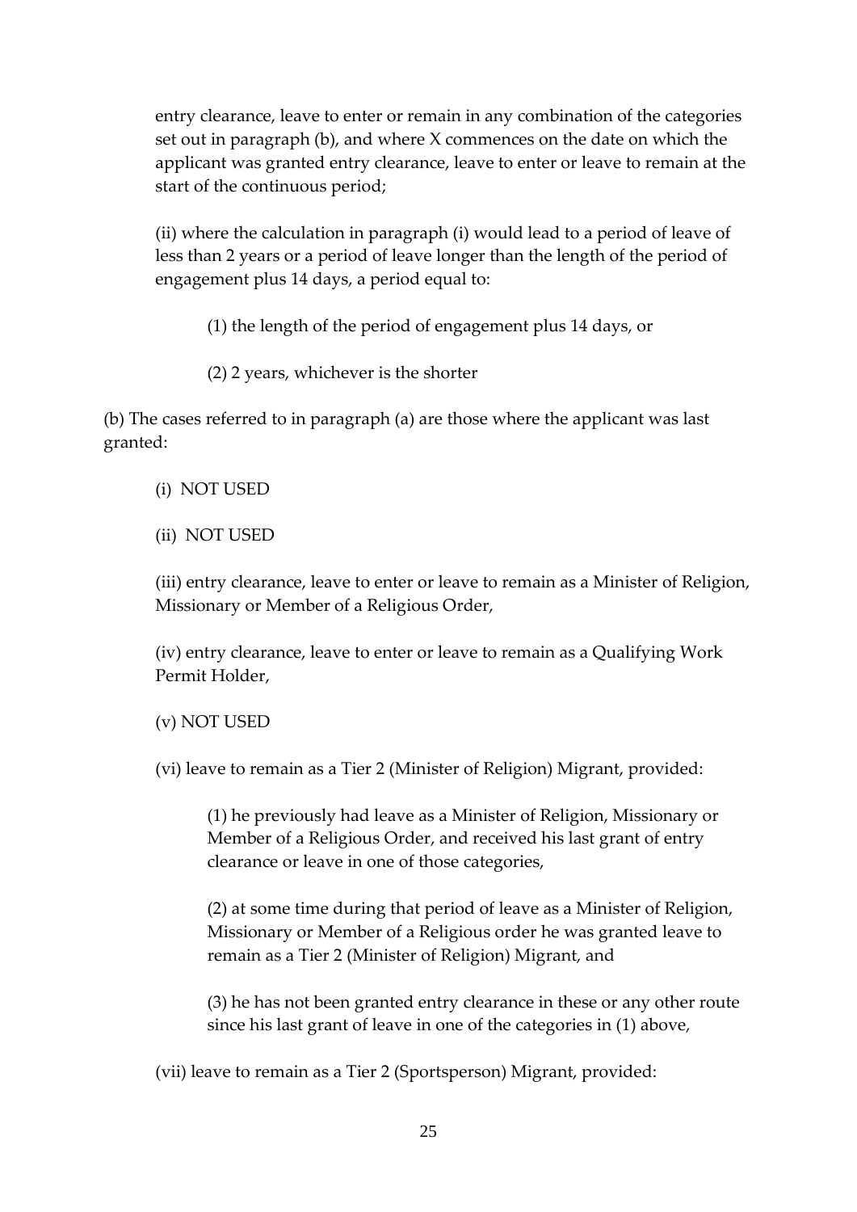entry clearance, leave to enter or remain in any combination of the categories set out in paragraph (b), and where X commences on the date on which the applicant was granted entry clearance, leave to enter or leave to remain at the start of the continuous period;

(ii) where the calculation in paragraph (i) would lead to a period of leave of less than 2 years or a period of leave longer than the length of the period of engagement plus 14 days, a period equal to:

(1) the length of the period of engagement plus 14 days, or

(2) 2 years, whichever is the shorter

(b) The cases referred to in paragraph (a) are those where the applicant was last granted:

(i) NOT USED

(ii) NOT USED

(iii) entry clearance, leave to enter or leave to remain as a Minister of Religion, Missionary or Member of a Religious Order,

(iv) entry clearance, leave to enter or leave to remain as a Qualifying Work Permit Holder,

(v) NOT USED

(vi) leave to remain as a Tier 2 (Minister of Religion) Migrant, provided:

(1) he previously had leave as a Minister of Religion, Missionary or Member of a Religious Order, and received his last grant of entry clearance or leave in one of those categories,

(2) at some time during that period of leave as a Minister of Religion, Missionary or Member of a Religious order he was granted leave to remain as a Tier 2 (Minister of Religion) Migrant, and

(3) he has not been granted entry clearance in these or any other route since his last grant of leave in one of the categories in (1) above,

(vii) leave to remain as a Tier 2 (Sportsperson) Migrant, provided: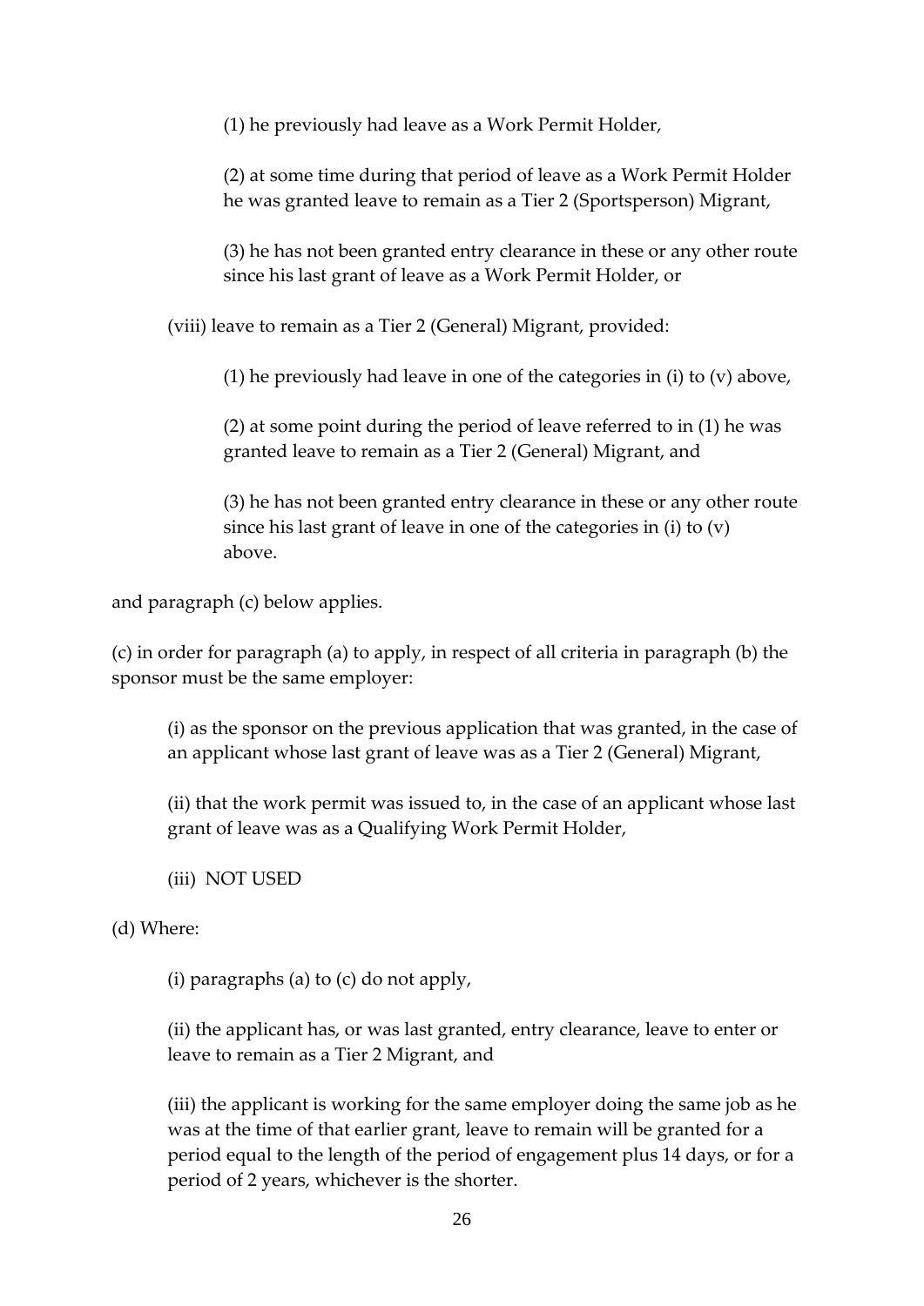(1) he previously had leave as a Work Permit Holder,

(2) at some time during that period of leave as a Work Permit Holder he was granted leave to remain as a Tier 2 (Sportsperson) Migrant,

(3) he has not been granted entry clearance in these or any other route since his last grant of leave as a Work Permit Holder, or

(viii) leave to remain as a Tier 2 (General) Migrant, provided:

(1) he previously had leave in one of the categories in (i) to (v) above,

(2) at some point during the period of leave referred to in (1) he was granted leave to remain as a Tier 2 (General) Migrant, and

(3) he has not been granted entry clearance in these or any other route since his last grant of leave in one of the categories in (i) to (v) above.

and paragraph (c) below applies.

(c) in order for paragraph (a) to apply, in respect of all criteria in paragraph (b) the sponsor must be the same employer:

(i) as the sponsor on the previous application that was granted, in the case of an applicant whose last grant of leave was as a Tier 2 (General) Migrant,

(ii) that the work permit was issued to, in the case of an applicant whose last grant of leave was as a Qualifying Work Permit Holder,

(iii) NOT USED

(d) Where:

(i) paragraphs (a) to (c) do not apply,

(ii) the applicant has, or was last granted, entry clearance, leave to enter or leave to remain as a Tier 2 Migrant, and

(iii) the applicant is working for the same employer doing the same job as he was at the time of that earlier grant, leave to remain will be granted for a period equal to the length of the period of engagement plus 14 days, or for a period of 2 years, whichever is the shorter.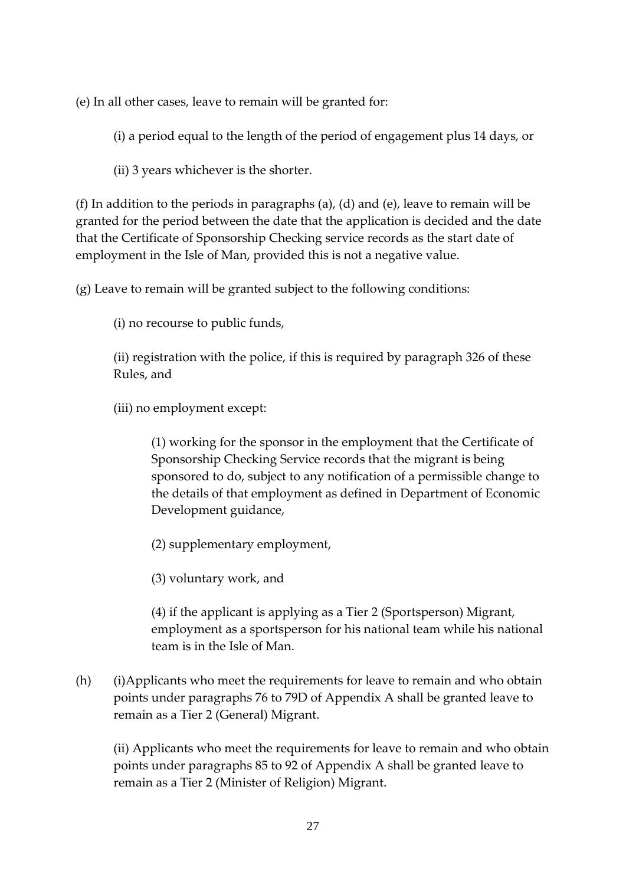(e) In all other cases, leave to remain will be granted for:

(i) a period equal to the length of the period of engagement plus 14 days, or

(ii) 3 years whichever is the shorter.

(f) In addition to the periods in paragraphs (a), (d) and (e), leave to remain will be granted for the period between the date that the application is decided and the date that the Certificate of Sponsorship Checking service records as the start date of employment in the Isle of Man, provided this is not a negative value.

(g) Leave to remain will be granted subject to the following conditions:

(i) no recourse to public funds,

(ii) registration with the police, if this is required by paragraph 326 of these Rules, and

(iii) no employment except:

(1) working for the sponsor in the employment that the Certificate of Sponsorship Checking Service records that the migrant is being sponsored to do, subject to any notification of a permissible change to the details of that employment as defined in Department of Economic Development guidance,

(2) supplementary employment,

(3) voluntary work, and

(4) if the applicant is applying as a Tier 2 (Sportsperson) Migrant, employment as a sportsperson for his national team while his national team is in the Isle of Man.

(h) (i)Applicants who meet the requirements for leave to remain and who obtain points under paragraphs 76 to 79D of Appendix A shall be granted leave to remain as a Tier 2 (General) Migrant.

(ii) Applicants who meet the requirements for leave to remain and who obtain points under paragraphs 85 to 92 of Appendix A shall be granted leave to remain as a Tier 2 (Minister of Religion) Migrant.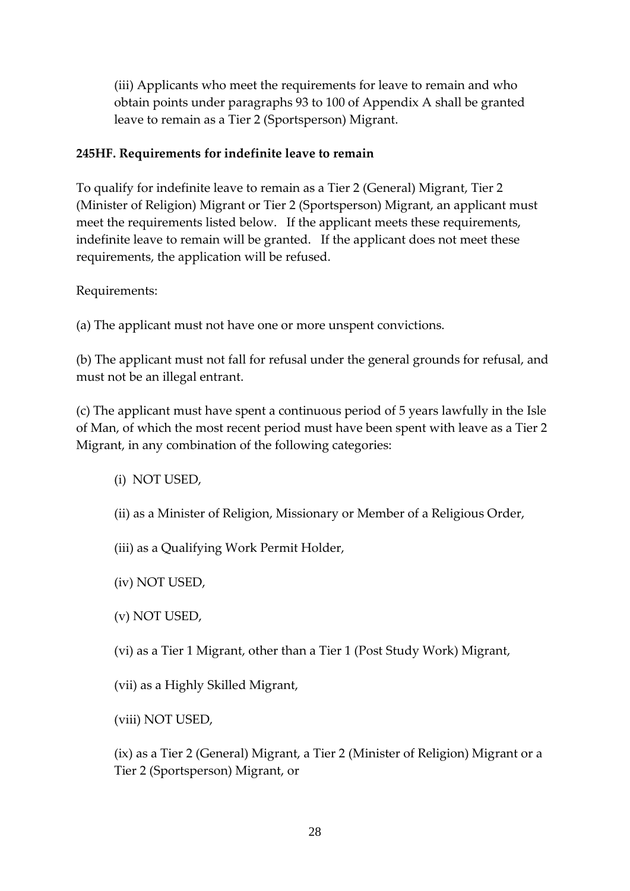(iii) Applicants who meet the requirements for leave to remain and who obtain points under paragraphs 93 to 100 of Appendix A shall be granted leave to remain as a Tier 2 (Sportsperson) Migrant.

**245HF. Requirements for indefinite leave to remain**

To qualify for indefinite leave to remain as a Tier 2 (General) Migrant, Tier 2 (Minister of Religion) Migrant or Tier 2 (Sportsperson) Migrant, an applicant must meet the requirements listed below. If the applicant meets these requirements, indefinite leave to remain will be granted. If the applicant does not meet these requirements, the application will be refused.

Requirements:

(a) The applicant must not have one or more unspent convictions.

(b) The applicant must not fall for refusal under the general grounds for refusal, and must not be an illegal entrant.

(c) The applicant must have spent a continuous period of 5 years lawfully in the Isle of Man, of which the most recent period must have been spent with leave as a Tier 2 Migrant, in any combination of the following categories:

(i) NOT USED,

(ii) as a Minister of Religion, Missionary or Member of a Religious Order,

(iii) as a Qualifying Work Permit Holder,

(iv) NOT USED,

(v) NOT USED,

(vi) as a Tier 1 Migrant, other than a Tier 1 (Post Study Work) Migrant,

(vii) as a Highly Skilled Migrant,

(viii) NOT USED,

(ix) as a Tier 2 (General) Migrant, a Tier 2 (Minister of Religion) Migrant or a Tier 2 (Sportsperson) Migrant, or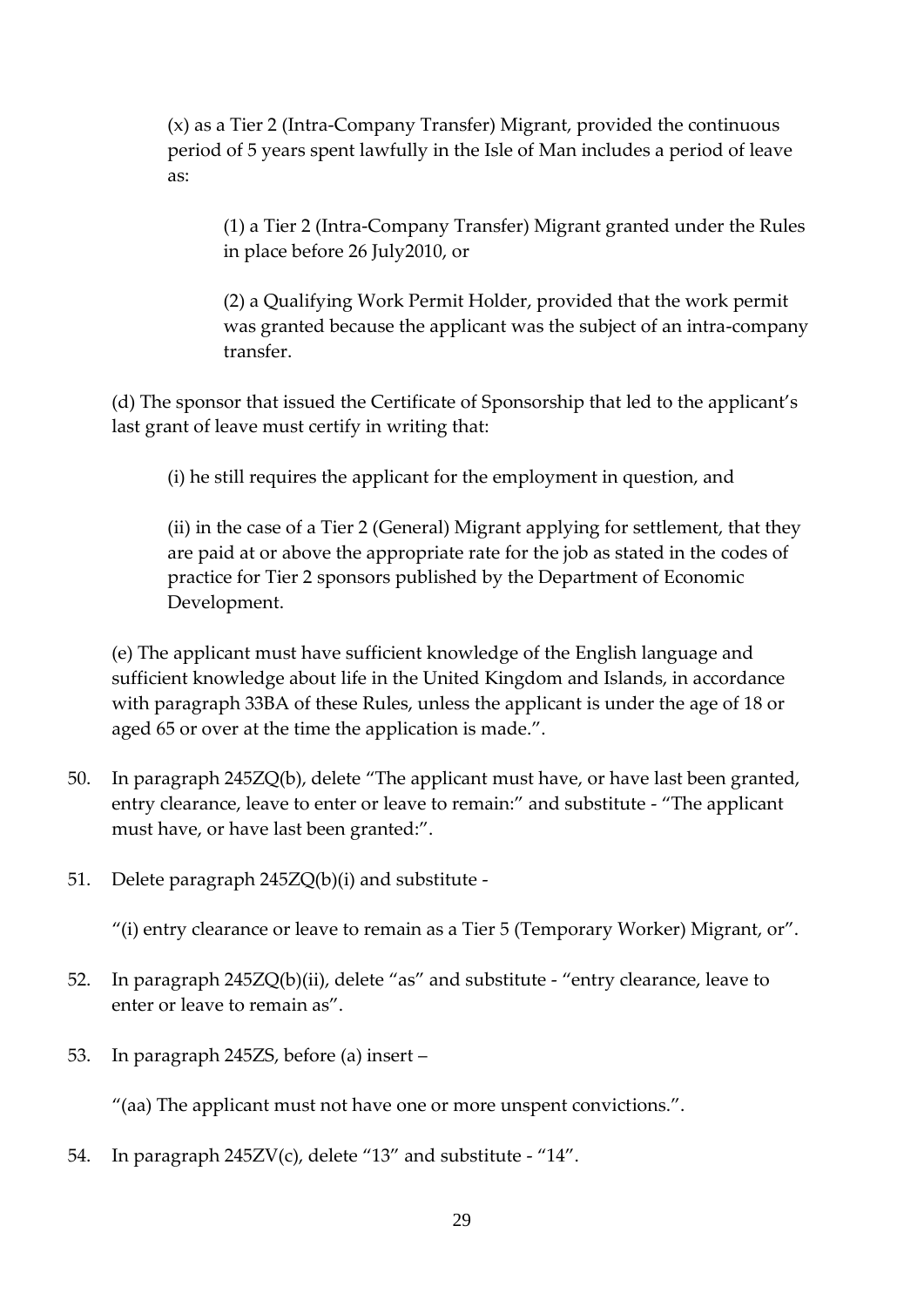(x) as a Tier 2 (Intra-Company Transfer) Migrant, provided the continuous period of 5 years spent lawfully in the Isle of Man includes a period of leave as:

(1) a Tier 2 (Intra-Company Transfer) Migrant granted under the Rules in place before 26 July2010, or

(2) a Qualifying Work Permit Holder, provided that the work permit was granted because the applicant was the subject of an intra-company transfer.

(d) The sponsor that issued the Certificate of Sponsorship that led to the applicant's last grant of leave must certify in writing that:

(i) he still requires the applicant for the employment in question, and

(ii) in the case of a Tier 2 (General) Migrant applying for settlement, that they are paid at or above the appropriate rate for the job as stated in the codes of practice for Tier 2 sponsors published by the Department of Economic Development.

(e) The applicant must have sufficient knowledge of the English language and sufficient knowledge about life in the United Kingdom and Islands, in accordance with paragraph 33BA of these Rules, unless the applicant is under the age of 18 or aged 65 or over at the time the application is made.".

50. In paragraph 245ZQ(b), delete "The applicant must have, or have last been granted, entry clearance, leave to enter or leave to remain:" and substitute - "The applicant must have, or have last been granted:".

51. Delete paragraph 245ZQ(b)(i) and substitute -

"(i) entry clearance or leave to remain as a Tier 5 (Temporary Worker) Migrant, or".

52. In paragraph 245ZQ(b)(ii), delete "as" and substitute - "entry clearance, leave to enter or leave to remain as".

53. In paragraph 245ZS, before (a) insert –

"(aa) The applicant must not have one or more unspent convictions.".

54. In paragraph 245ZV(c), delete "13" and substitute - "14".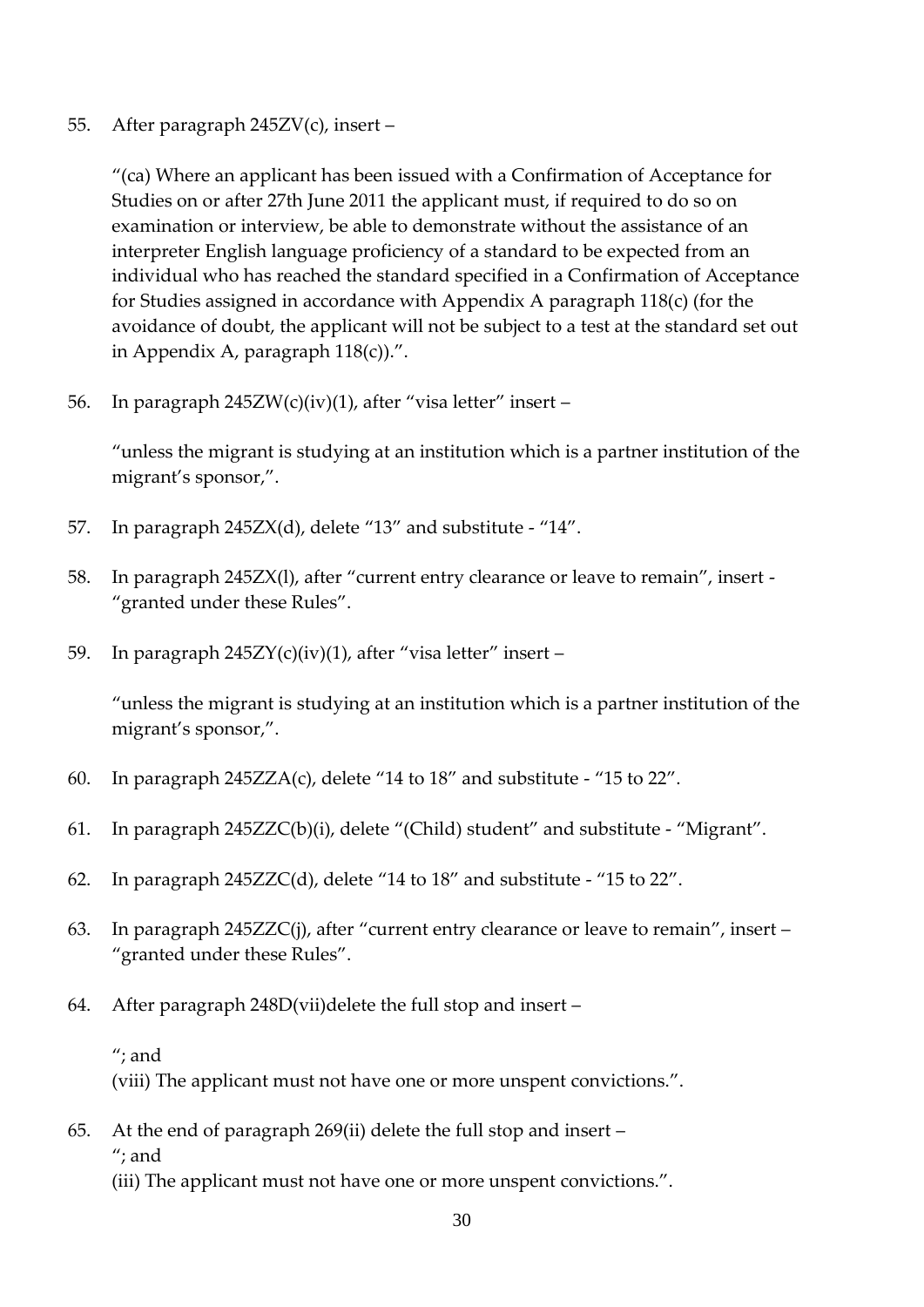55. After paragraph 245ZV(c), insert –

    "(ca) Where an applicant has been issued with a Confirmation of Acceptance for Studies on or after 27th June 2011 the applicant must, if required to do so on examination or interview, be able to demonstrate without the assistance of an interpreter English language proficiency of a standard to be expected from an individual who has reached the standard specified in a Confirmation of Acceptance for Studies assigned in accordance with Appendix A paragraph 118(c) (for the avoidance of doubt, the applicant will not be subject to a test at the standard set out in Appendix A, paragraph 118(c)).".

56. In paragraph 245ZW(c)(iv)(1), after "visa letter" insert –

    "unless the migrant is studying at an institution which is a partner institution of the migrant's sponsor,".

57. In paragraph 245ZX(d), delete "13" and substitute - "14".

58. In paragraph 245ZX(l), after "current entry clearance or leave to remain", insert - "granted under these Rules".

59. In paragraph 245ZY(c)(iv)(1), after "visa letter" insert –

    "unless the migrant is studying at an institution which is a partner institution of the migrant's sponsor,".

60. In paragraph 245ZZA(c), delete "14 to 18" and substitute - "15 to 22".

61. In paragraph 245ZZC(b)(i), delete "(Child) student" and substitute - "Migrant".

62. In paragraph 245ZZC(d), delete "14 to 18" and substitute - "15 to 22".

63. In paragraph 245ZZC(j), after "current entry clearance or leave to remain", insert – "granted under these Rules".

64. After paragraph 248D(vii)delete the full stop and insert –

    "; and
    (viii) The applicant must not have one or more unspent convictions.".

65. At the end of paragraph 269(ii) delete the full stop and insert –
    "; and
    (iii) The applicant must not have one or more unspent convictions.".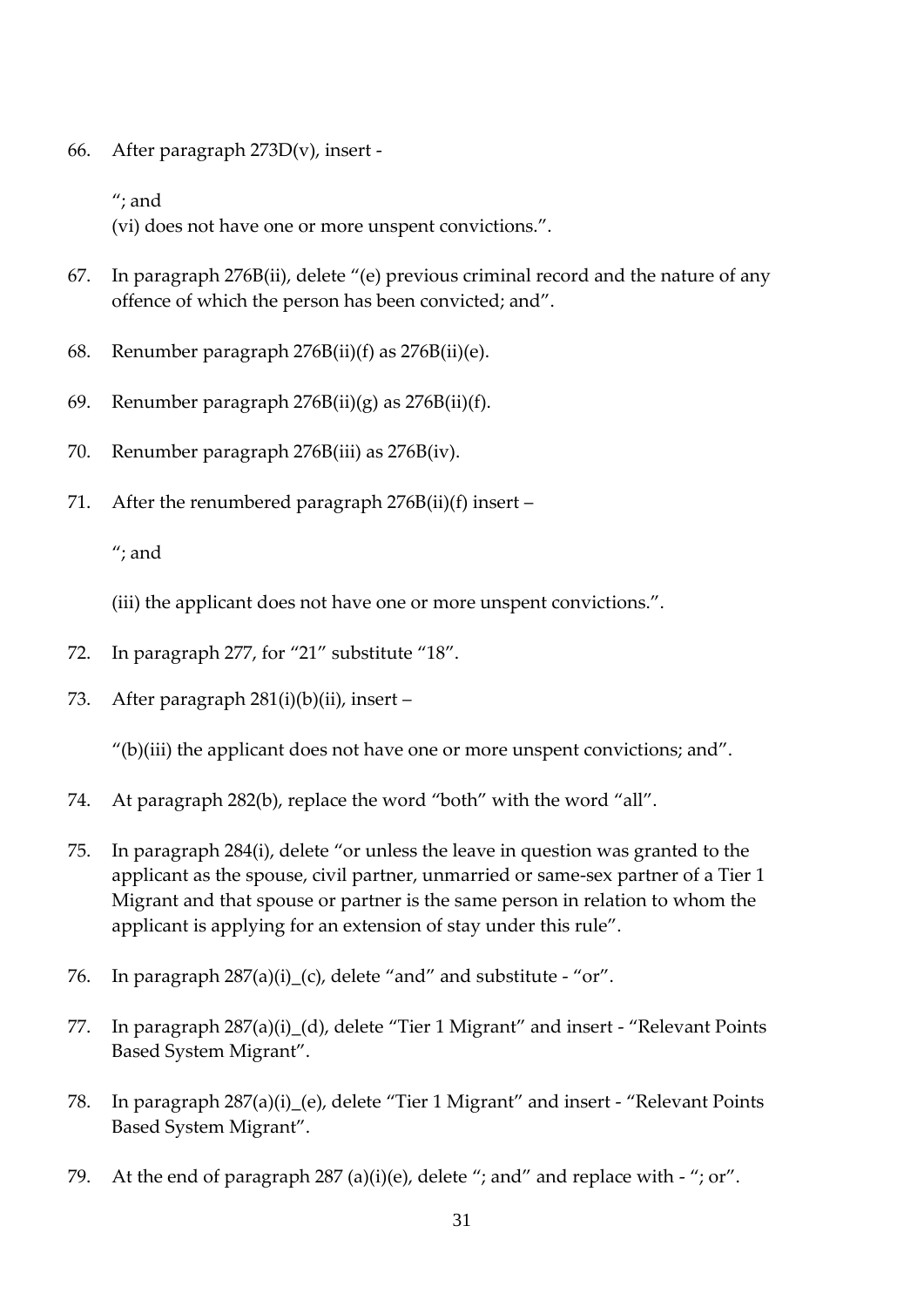66. After paragraph 273D(v), insert -

 "; and
 (vi) does not have one or more unspent convictions.".

67. In paragraph 276B(ii), delete "(e) previous criminal record and the nature of any offence of which the person has been convicted; and".

68. Renumber paragraph 276B(ii)(f) as 276B(ii)(e).

69. Renumber paragraph 276B(ii)(g) as 276B(ii)(f).

70. Renumber paragraph 276B(iii) as 276B(iv).

71. After the renumbered paragraph 276B(ii)(f) insert –

 "; and

 (iii) the applicant does not have one or more unspent convictions.".

72. In paragraph 277, for "21" substitute "18".

73. After paragraph 281(i)(b)(ii), insert –

 "(b)(iii) the applicant does not have one or more unspent convictions; and".

74. At paragraph 282(b), replace the word "both" with the word "all".

75. In paragraph 284(i), delete "or unless the leave in question was granted to the applicant as the spouse, civil partner, unmarried or same-sex partner of a Tier 1 Migrant and that spouse or partner is the same person in relation to whom the applicant is applying for an extension of stay under this rule".

76. In paragraph 287(a)(i)_(c), delete "and" and substitute - "or".

77. In paragraph 287(a)(i)_(d), delete "Tier 1 Migrant" and insert - "Relevant Points Based System Migrant".

78. In paragraph 287(a)(i)_(e), delete "Tier 1 Migrant" and insert - "Relevant Points Based System Migrant".

79. At the end of paragraph 287 (a)(i)(e), delete "; and" and replace with - "; or".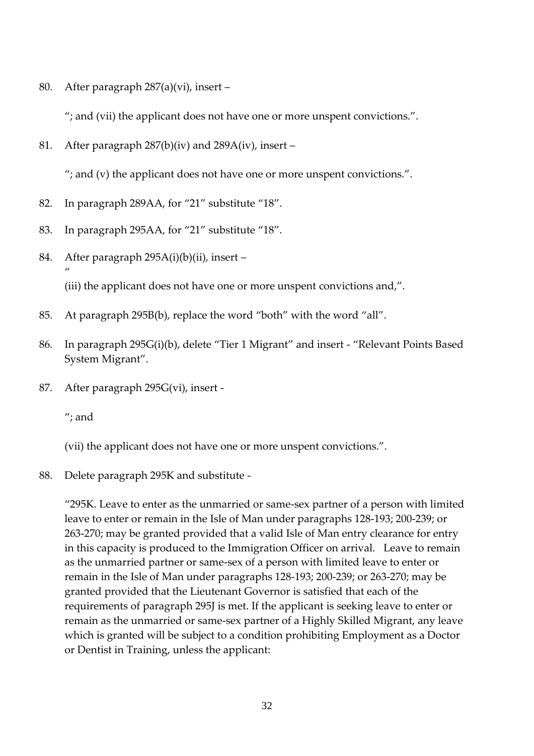80. After paragraph 287(a)(vi), insert –

    "; and (vii) the applicant does not have one or more unspent convictions.".

81. After paragraph 287(b)(iv) and 289A(iv), insert –

    "; and (v) the applicant does not have one or more unspent convictions.".

82. In paragraph 289AA, for "21" substitute "18".

83. In paragraph 295AA, for "21" substitute "18".

84. After paragraph 295A(i)(b)(ii), insert –
    "
    (iii) the applicant does not have one or more unspent convictions and,".

85. At paragraph 295B(b), replace the word "both" with the word "all".

86. In paragraph 295G(i)(b), delete "Tier 1 Migrant" and insert - "Relevant Points Based System Migrant".

87. After paragraph 295G(vi), insert -

    "; and

    (vii) the applicant does not have one or more unspent convictions.".

88. Delete paragraph 295K and substitute -

    "295K. Leave to enter as the unmarried or same-sex partner of a person with limited leave to enter or remain in the Isle of Man under paragraphs 128-193; 200-239; or 263-270; may be granted provided that a valid Isle of Man entry clearance for entry in this capacity is produced to the Immigration Officer on arrival. Leave to remain as the unmarried partner or same-sex of a person with limited leave to enter or remain in the Isle of Man under paragraphs 128-193; 200-239; or 263-270; may be granted provided that the Lieutenant Governor is satisfied that each of the requirements of paragraph 295J is met. If the applicant is seeking leave to enter or remain as the unmarried or same-sex partner of a Highly Skilled Migrant, any leave which is granted will be subject to a condition prohibiting Employment as a Doctor or Dentist in Training, unless the applicant: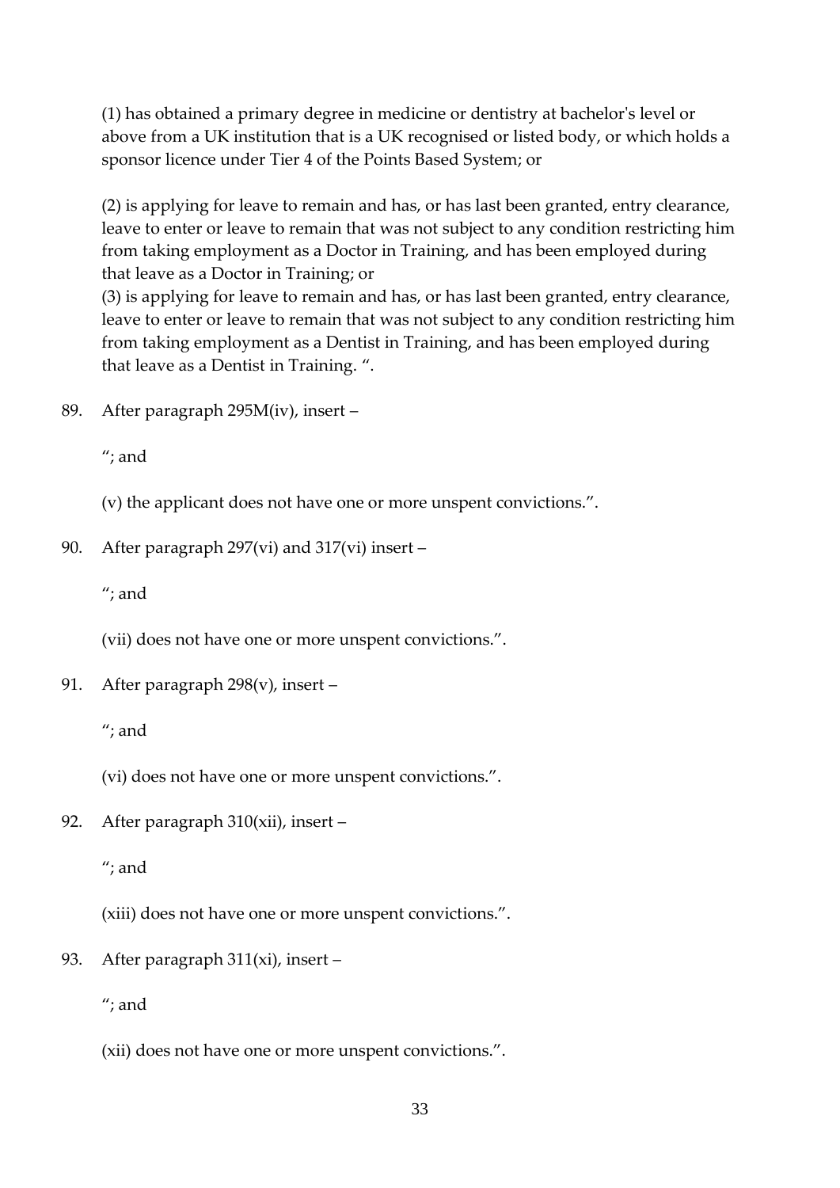(1) has obtained a primary degree in medicine or dentistry at bachelor's level or above from a UK institution that is a UK recognised or listed body, or which holds a sponsor licence under Tier 4 of the Points Based System; or

(2) is applying for leave to remain and has, or has last been granted, entry clearance, leave to enter or leave to remain that was not subject to any condition restricting him from taking employment as a Doctor in Training, and has been employed during that leave as a Doctor in Training; or
(3) is applying for leave to remain and has, or has last been granted, entry clearance, leave to enter or leave to remain that was not subject to any condition restricting him from taking employment as a Dentist in Training, and has been employed during that leave as a Dentist in Training. ".

89. After paragraph 295M(iv), insert –

"; and

(v) the applicant does not have one or more unspent convictions.".

90. After paragraph 297(vi) and 317(vi) insert –

"; and

(vii) does not have one or more unspent convictions.".

91. After paragraph 298(v), insert –

"; and

(vi) does not have one or more unspent convictions.".

92. After paragraph 310(xii), insert –

"; and

(xiii) does not have one or more unspent convictions.".

93. After paragraph 311(xi), insert –

"; and

(xii) does not have one or more unspent convictions.".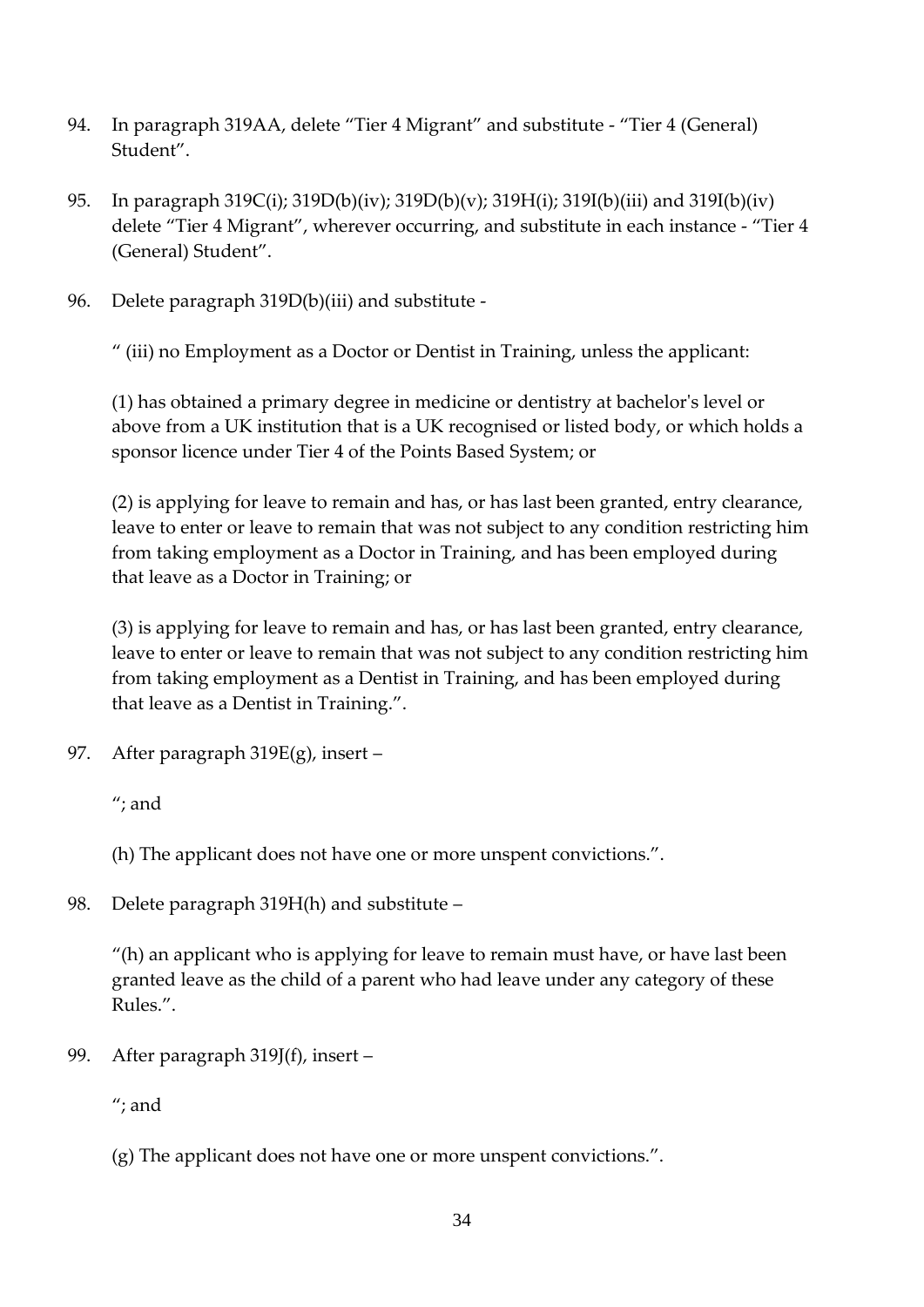94. In paragraph 319AA, delete "Tier 4 Migrant" and substitute - "Tier 4 (General) Student".

95. In paragraph 319C(i); 319D(b)(iv); 319D(b)(v); 319H(i); 319I(b)(iii) and 319I(b)(iv) delete "Tier 4 Migrant", wherever occurring, and substitute in each instance - "Tier 4 (General) Student".

96. Delete paragraph 319D(b)(iii) and substitute -

    " (iii) no Employment as a Doctor or Dentist in Training, unless the applicant:

    (1) has obtained a primary degree in medicine or dentistry at bachelor's level or above from a UK institution that is a UK recognised or listed body, or which holds a sponsor licence under Tier 4 of the Points Based System; or

    (2) is applying for leave to remain and has, or has last been granted, entry clearance, leave to enter or leave to remain that was not subject to any condition restricting him from taking employment as a Doctor in Training, and has been employed during that leave as a Doctor in Training; or

    (3) is applying for leave to remain and has, or has last been granted, entry clearance, leave to enter or leave to remain that was not subject to any condition restricting him from taking employment as a Dentist in Training, and has been employed during that leave as a Dentist in Training.".

97. After paragraph 319E(g), insert –

    "; and

    (h) The applicant does not have one or more unspent convictions.".

98. Delete paragraph 319H(h) and substitute –

    "(h) an applicant who is applying for leave to remain must have, or have last been granted leave as the child of a parent who had leave under any category of these Rules.".

99. After paragraph 319J(f), insert –

    "; and

    (g) The applicant does not have one or more unspent convictions.".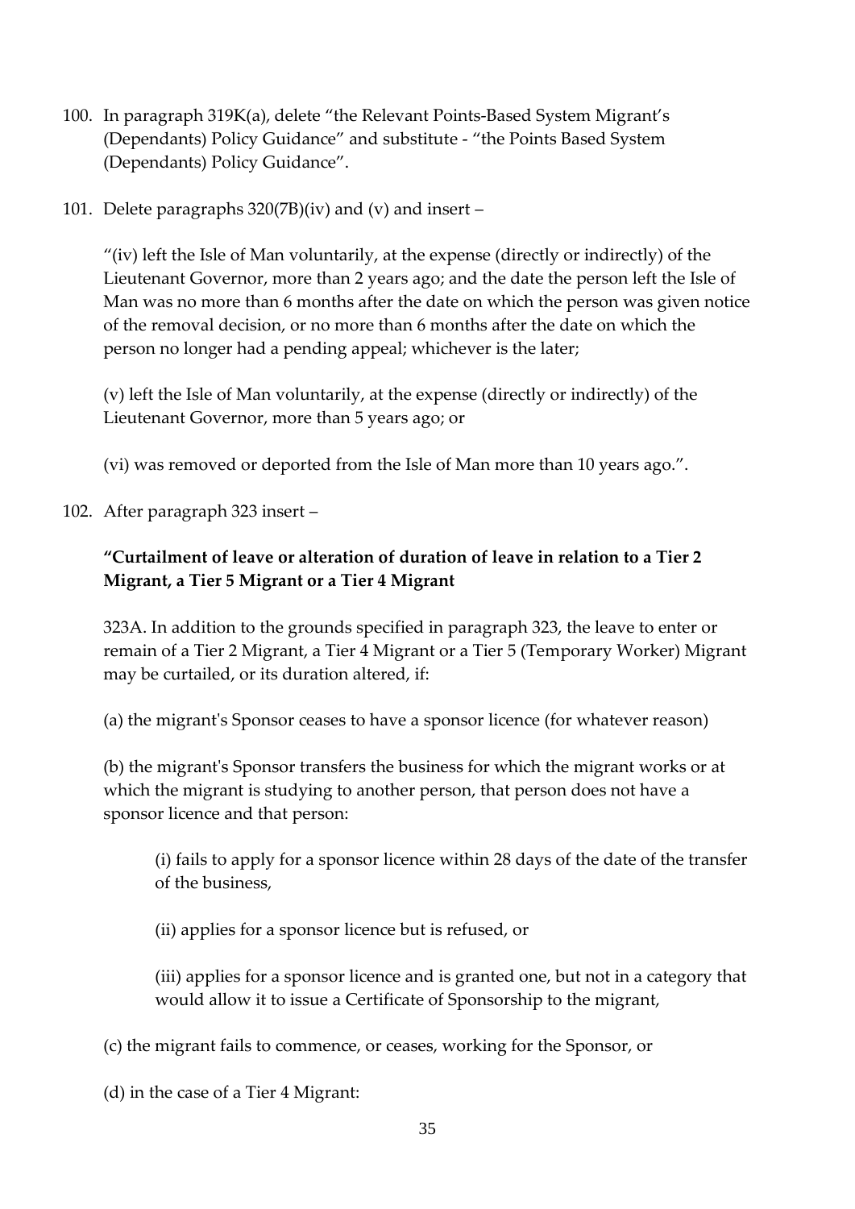100. In paragraph 319K(a), delete "the Relevant Points-Based System Migrant's (Dependants) Policy Guidance" and substitute - "the Points Based System (Dependants) Policy Guidance".

101. Delete paragraphs 320(7B)(iv) and (v) and insert –

"(iv) left the Isle of Man voluntarily, at the expense (directly or indirectly) of the Lieutenant Governor, more than 2 years ago; and the date the person left the Isle of Man was no more than 6 months after the date on which the person was given notice of the removal decision, or no more than 6 months after the date on which the person no longer had a pending appeal; whichever is the later;

(v) left the Isle of Man voluntarily, at the expense (directly or indirectly) of the Lieutenant Governor, more than 5 years ago; or

(vi) was removed or deported from the Isle of Man more than 10 years ago.".

102. After paragraph 323 insert –

**"Curtailment of leave or alteration of duration of leave in relation to a Tier 2 Migrant, a Tier 5 Migrant or a Tier 4 Migrant**

323A. In addition to the grounds specified in paragraph 323, the leave to enter or remain of a Tier 2 Migrant, a Tier 4 Migrant or a Tier 5 (Temporary Worker) Migrant may be curtailed, or its duration altered, if:

(a) the migrant's Sponsor ceases to have a sponsor licence (for whatever reason)

(b) the migrant's Sponsor transfers the business for which the migrant works or at which the migrant is studying to another person, that person does not have a sponsor licence and that person:

> (i) fails to apply for a sponsor licence within 28 days of the date of the transfer of the business,
>
> (ii) applies for a sponsor licence but is refused, or
>
> (iii) applies for a sponsor licence and is granted one, but not in a category that would allow it to issue a Certificate of Sponsorship to the migrant,

(c) the migrant fails to commence, or ceases, working for the Sponsor, or

(d) in the case of a Tier 4 Migrant: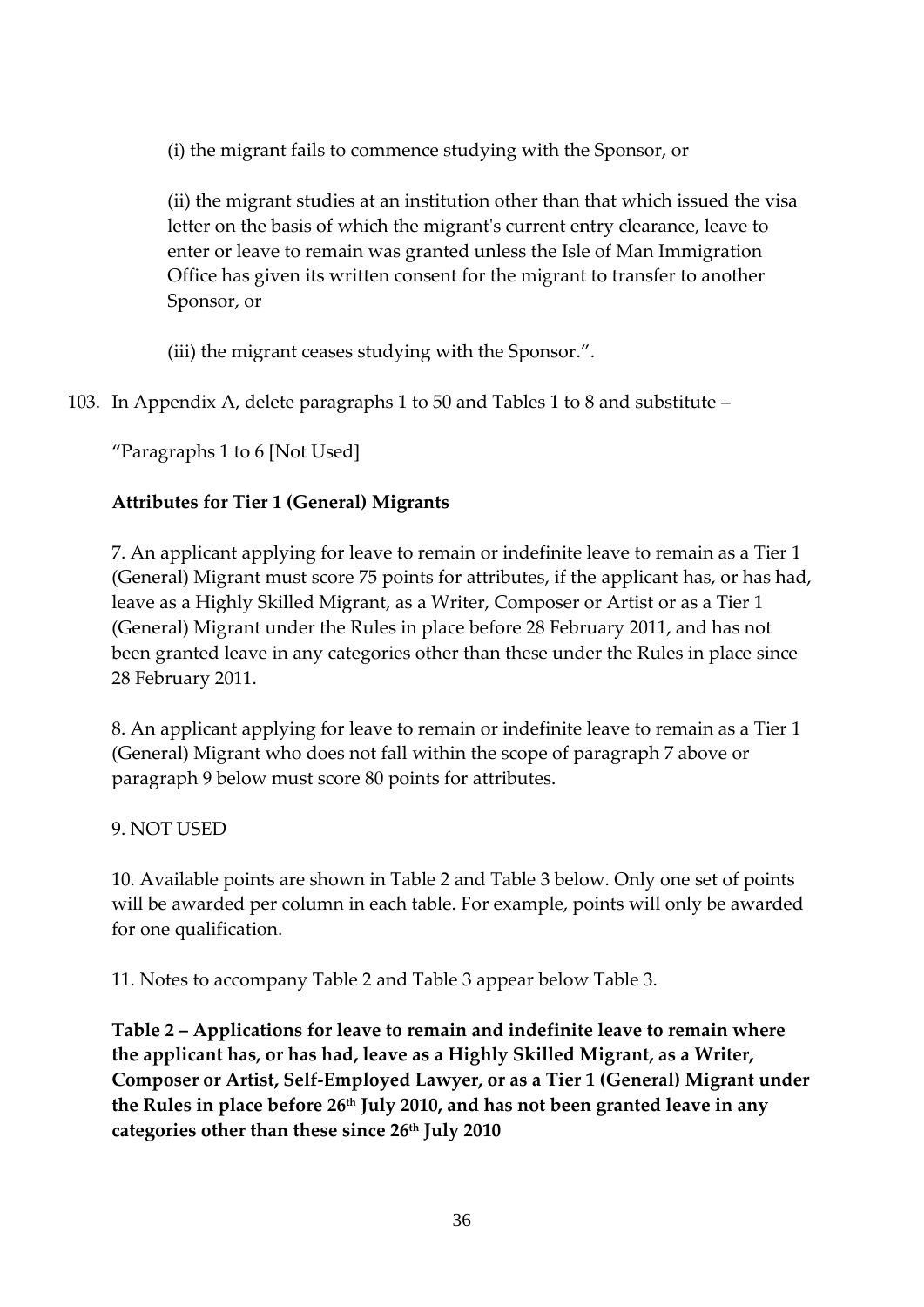(i) the migrant fails to commence studying with the Sponsor, or

(ii) the migrant studies at an institution other than that which issued the visa letter on the basis of which the migrant's current entry clearance, leave to enter or leave to remain was granted unless the Isle of Man Immigration Office has given its written consent for the migrant to transfer to another Sponsor, or

(iii) the migrant ceases studying with the Sponsor.".

103. In Appendix A, delete paragraphs 1 to 50 and Tables 1 to 8 and substitute –

"Paragraphs 1 to 6 [Not Used]

**Attributes for Tier 1 (General) Migrants**

7. An applicant applying for leave to remain or indefinite leave to remain as a Tier 1 (General) Migrant must score 75 points for attributes, if the applicant has, or has had, leave as a Highly Skilled Migrant, as a Writer, Composer or Artist or as a Tier 1 (General) Migrant under the Rules in place before 28 February 2011, and has not been granted leave in any categories other than these under the Rules in place since 28 February 2011.

8. An applicant applying for leave to remain or indefinite leave to remain as a Tier 1 (General) Migrant who does not fall within the scope of paragraph 7 above or paragraph 9 below must score 80 points for attributes.

9. NOT USED

10. Available points are shown in Table 2 and Table 3 below. Only one set of points will be awarded per column in each table. For example, points will only be awarded for one qualification.

11. Notes to accompany Table 2 and Table 3 appear below Table 3.

**Table 2 – Applications for leave to remain and indefinite leave to remain where the applicant has, or has had, leave as a Highly Skilled Migrant, as a Writer, Composer or Artist, Self-Employed Lawyer, or as a Tier 1 (General) Migrant under the Rules in place before 26th July 2010, and has not been granted leave in any categories other than these since 26th July 2010**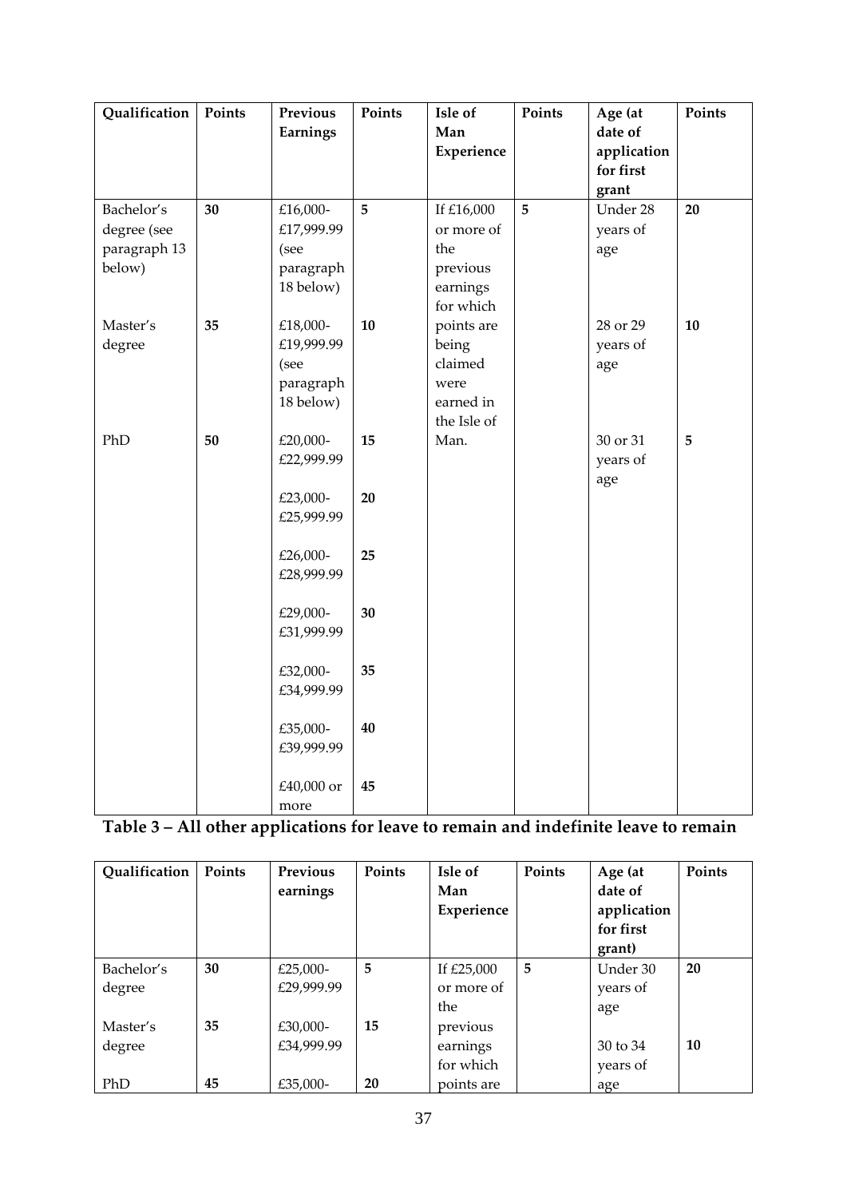| Qualification | Points | Previous Earnings | Points | Isle of Man Experience | Points | Age (at date of application for first grant | Points |
|---|---|---|---|---|---|---|---|
| Bachelor's degree (see paragraph 13 below) | **30** | £16,000-£17,999.99 (see paragraph 18 below) | **5** | If £16,000 or more of the previous earnings for which points are being claimed were earned in the Isle of Man. | **5** | Under 28 years of age | **20** |
| Master's degree | **35** | £18,000-£19,999.99 (see paragraph 18 below) | **10** | | | 28 or 29 years of age | **10** |
| PhD | **50** | £20,000-£22,999.99 | **15** | | | 30 or 31 years of age | **5** |
| | | £23,000-£25,999.99 | **20** | | | | |
| | | £26,000-£28,999.99 | **25** | | | | |
| | | £29,000-£31,999.99 | **30** | | | | |
| | | £32,000-£34,999.99 | **35** | | | | |
| | | £35,000-£39,999.99 | **40** | | | | |
| | | £40,000 or more | **45** | | | | |

**Table 3 – All other applications for leave to remain and indefinite leave to remain**

| Qualification | Points | Previous earnings | Points | Isle of Man Experience | Points | Age (at date of application for first grant) | Points |
|---|---|---|---|---|---|---|---|
| Bachelor's degree | **30** | £25,000-£29,999.99 | **5** | If £25,000 or more of the previous earnings for which points are | **5** | Under 30 years of age | **20** |
| Master's degree | **35** | £30,000-£34,999.99 | **15** | | | 30 to 34 years of age | **10** |
| PhD | **45** | £35,000- | **20** | | | | |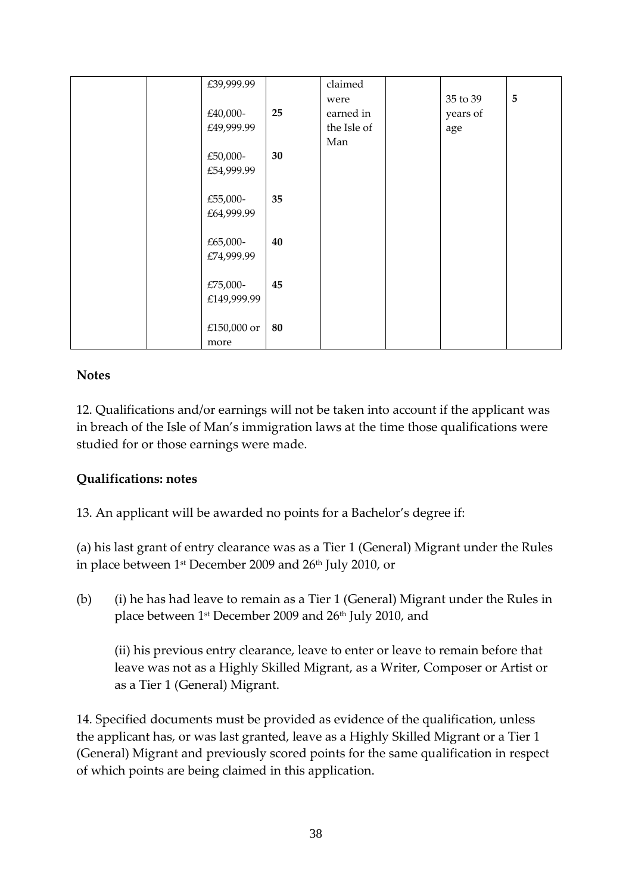|  |  | £39,999.99 |  | claimed were earned in the Isle of Man |  | 35 to 39 years of age | 5 |
|---|---|---|---|---|---|---|---|
|  |  | £40,000-£49,999.99 | 25 |  |  |  |  |
|  |  | £50,000-£54,999.99 | 30 |  |  |  |  |
|  |  | £55,000-£64,999.99 | 35 |  |  |  |  |
|  |  | £65,000-£74,999.99 | 40 |  |  |  |  |
|  |  | £75,000-£149,999.99 | 45 |  |  |  |  |
|  |  | £150,000 or more | 80 |  |  |  |  |

**Notes**

12. Qualifications and/or earnings will not be taken into account if the applicant was in breach of the Isle of Man's immigration laws at the time those qualifications were studied for or those earnings were made.

**Qualifications: notes**

13. An applicant will be awarded no points for a Bachelor's degree if:

(a) his last grant of entry clearance was as a Tier 1 (General) Migrant under the Rules in place between 1st December 2009 and 26th July 2010, or

(b) (i) he has had leave to remain as a Tier 1 (General) Migrant under the Rules in place between 1st December 2009 and 26th July 2010, and

(ii) his previous entry clearance, leave to enter or leave to remain before that leave was not as a Highly Skilled Migrant, as a Writer, Composer or Artist or as a Tier 1 (General) Migrant.

14. Specified documents must be provided as evidence of the qualification, unless the applicant has, or was last granted, leave as a Highly Skilled Migrant or a Tier 1 (General) Migrant and previously scored points for the same qualification in respect of which points are being claimed in this application.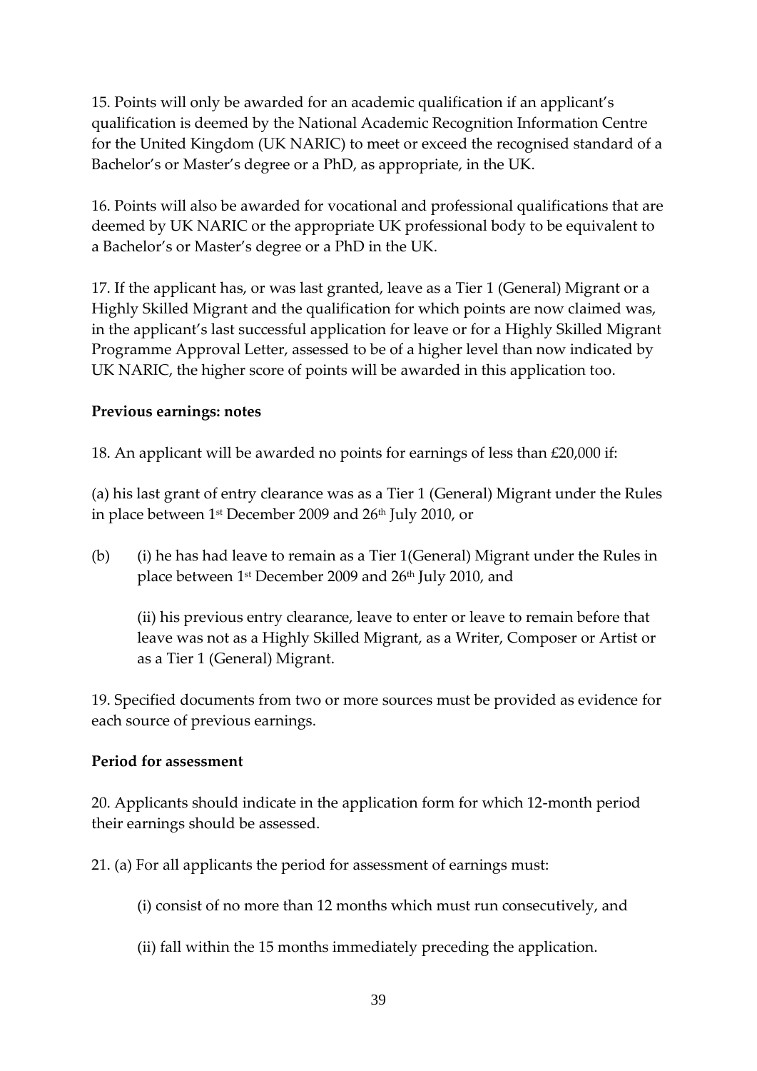15. Points will only be awarded for an academic qualification if an applicant's qualification is deemed by the National Academic Recognition Information Centre for the United Kingdom (UK NARIC) to meet or exceed the recognised standard of a Bachelor's or Master's degree or a PhD, as appropriate, in the UK.

16. Points will also be awarded for vocational and professional qualifications that are deemed by UK NARIC or the appropriate UK professional body to be equivalent to a Bachelor's or Master's degree or a PhD in the UK.

17. If the applicant has, or was last granted, leave as a Tier 1 (General) Migrant or a Highly Skilled Migrant and the qualification for which points are now claimed was, in the applicant's last successful application for leave or for a Highly Skilled Migrant Programme Approval Letter, assessed to be of a higher level than now indicated by UK NARIC, the higher score of points will be awarded in this application too.

**Previous earnings: notes**

18. An applicant will be awarded no points for earnings of less than £20,000 if:

(a) his last grant of entry clearance was as a Tier 1 (General) Migrant under the Rules in place between 1st December 2009 and 26th July 2010, or

(b) (i) he has had leave to remain as a Tier 1(General) Migrant under the Rules in place between 1st December 2009 and 26th July 2010, and

(ii) his previous entry clearance, leave to enter or leave to remain before that leave was not as a Highly Skilled Migrant, as a Writer, Composer or Artist or as a Tier 1 (General) Migrant.

19. Specified documents from two or more sources must be provided as evidence for each source of previous earnings.

**Period for assessment**

20. Applicants should indicate in the application form for which 12-month period their earnings should be assessed.

21. (a) For all applicants the period for assessment of earnings must:

(i) consist of no more than 12 months which must run consecutively, and

(ii) fall within the 15 months immediately preceding the application.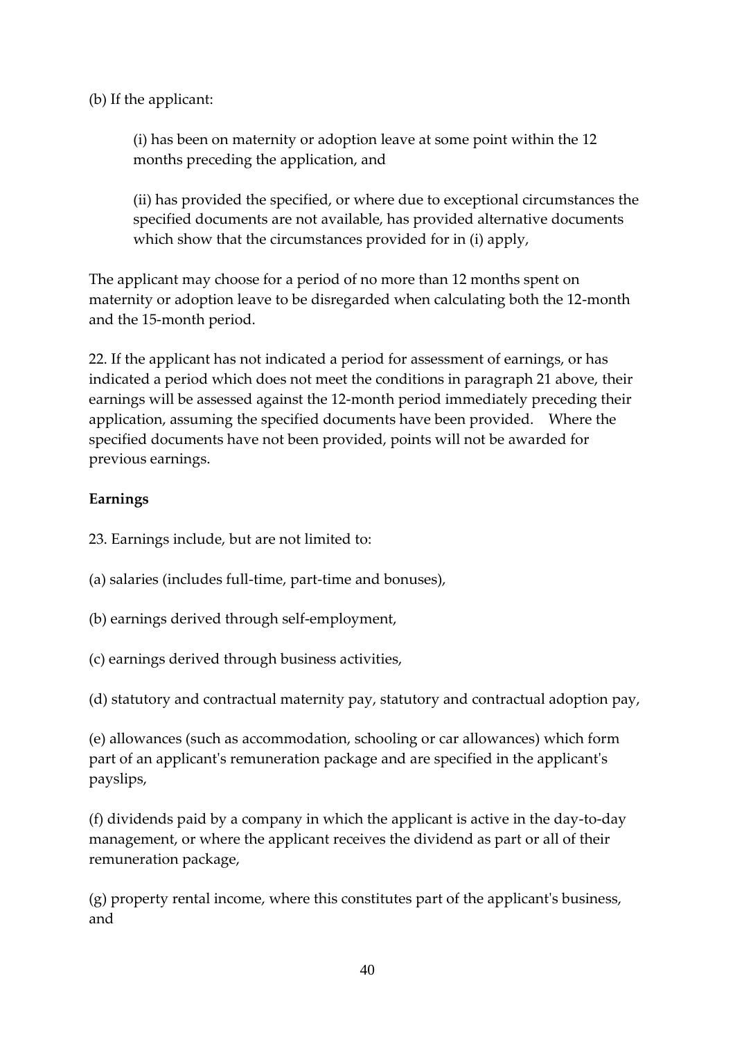(b) If the applicant:

(i) has been on maternity or adoption leave at some point within the 12 months preceding the application, and

(ii) has provided the specified, or where due to exceptional circumstances the specified documents are not available, has provided alternative documents which show that the circumstances provided for in (i) apply,

The applicant may choose for a period of no more than 12 months spent on maternity or adoption leave to be disregarded when calculating both the 12-month and the 15-month period.

22. If the applicant has not indicated a period for assessment of earnings, or has indicated a period which does not meet the conditions in paragraph 21 above, their earnings will be assessed against the 12-month period immediately preceding their application, assuming the specified documents have been provided. Where the specified documents have not been provided, points will not be awarded for previous earnings.

**Earnings**

23. Earnings include, but are not limited to:

(a) salaries (includes full-time, part-time and bonuses),

(b) earnings derived through self-employment,

(c) earnings derived through business activities,

(d) statutory and contractual maternity pay, statutory and contractual adoption pay,

(e) allowances (such as accommodation, schooling or car allowances) which form part of an applicant's remuneration package and are specified in the applicant's payslips,

(f) dividends paid by a company in which the applicant is active in the day-to-day management, or where the applicant receives the dividend as part or all of their remuneration package,

(g) property rental income, where this constitutes part of the applicant's business, and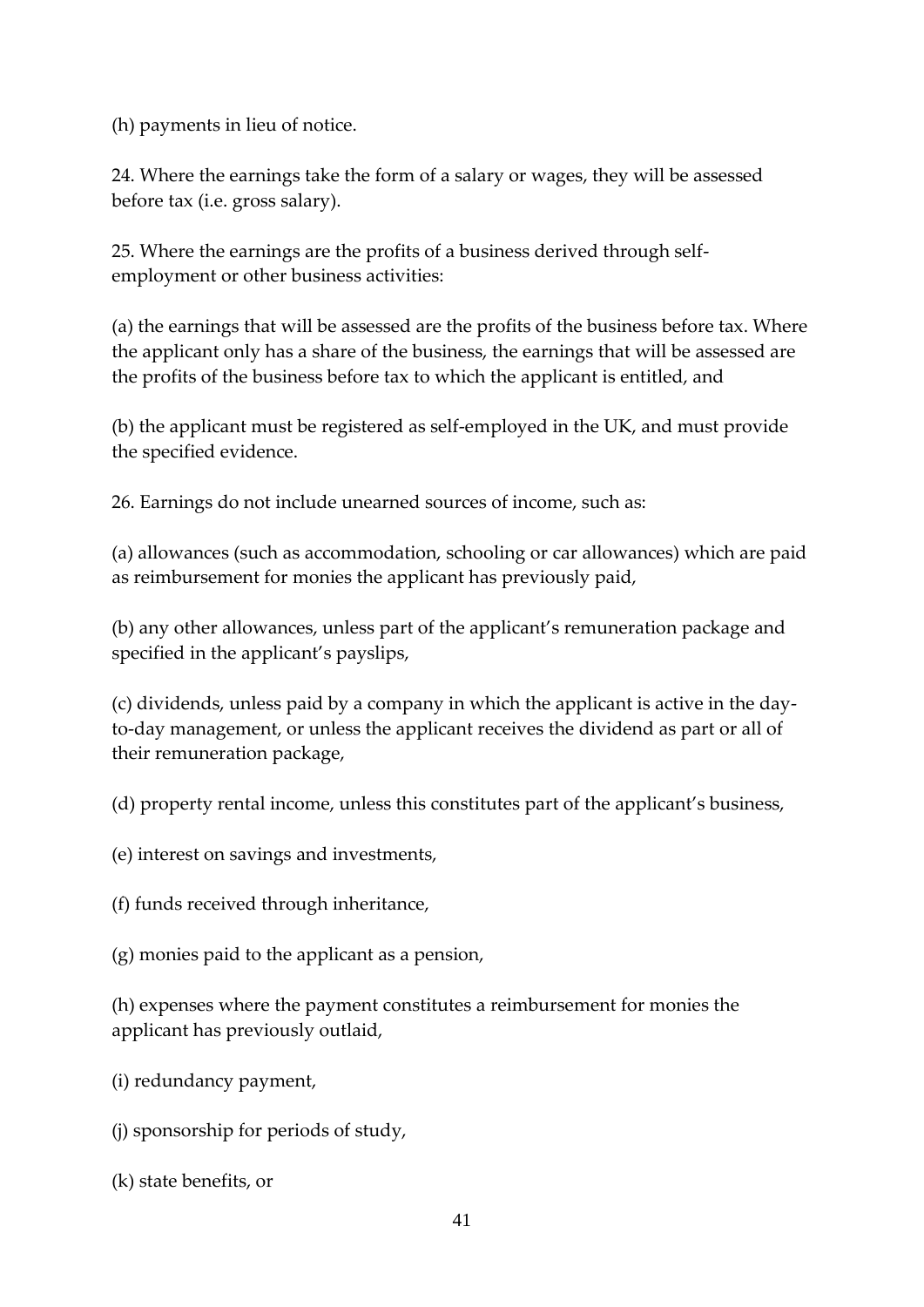(h) payments in lieu of notice.

24. Where the earnings take the form of a salary or wages, they will be assessed before tax (i.e. gross salary).

25. Where the earnings are the profits of a business derived through self-employment or other business activities:

(a) the earnings that will be assessed are the profits of the business before tax. Where the applicant only has a share of the business, the earnings that will be assessed are the profits of the business before tax to which the applicant is entitled, and

(b) the applicant must be registered as self-employed in the UK, and must provide the specified evidence.

26. Earnings do not include unearned sources of income, such as:

(a) allowances (such as accommodation, schooling or car allowances) which are paid as reimbursement for monies the applicant has previously paid,

(b) any other allowances, unless part of the applicant's remuneration package and specified in the applicant's payslips,

(c) dividends, unless paid by a company in which the applicant is active in the day-to-day management, or unless the applicant receives the dividend as part or all of their remuneration package,

(d) property rental income, unless this constitutes part of the applicant's business,

(e) interest on savings and investments,

(f) funds received through inheritance,

(g) monies paid to the applicant as a pension,

(h) expenses where the payment constitutes a reimbursement for monies the applicant has previously outlaid,

(i) redundancy payment,

(j) sponsorship for periods of study,

(k) state benefits, or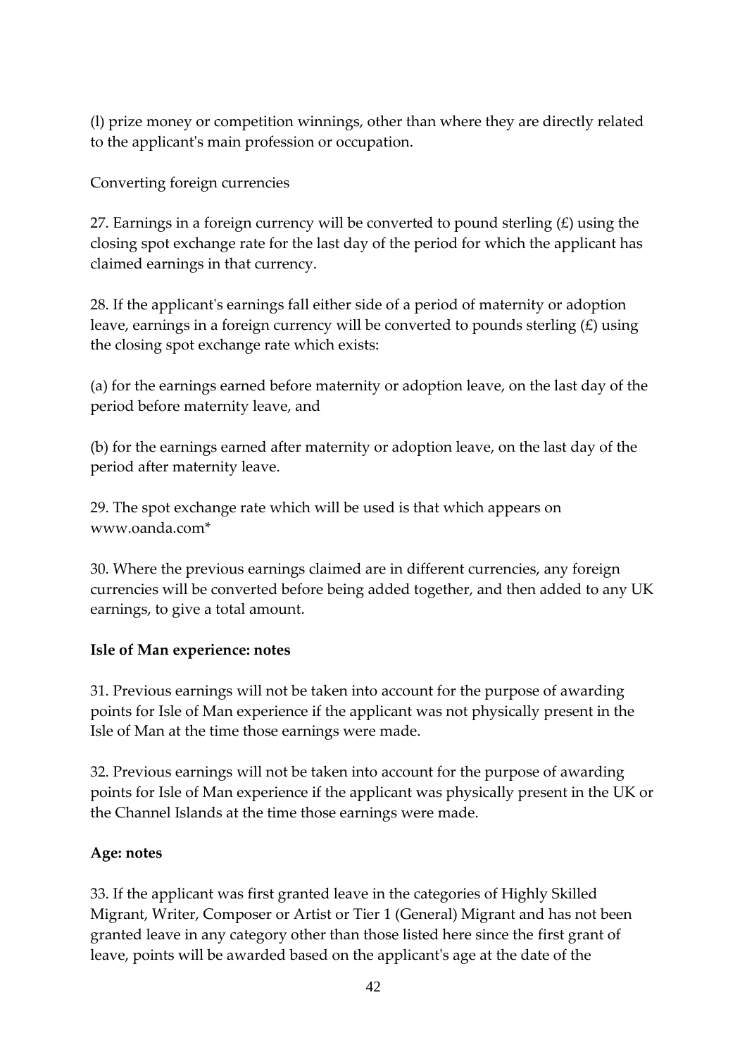(l) prize money or competition winnings, other than where they are directly related to the applicant's main profession or occupation.

Converting foreign currencies

27. Earnings in a foreign currency will be converted to pound sterling (£) using the closing spot exchange rate for the last day of the period for which the applicant has claimed earnings in that currency.

28. If the applicant's earnings fall either side of a period of maternity or adoption leave, earnings in a foreign currency will be converted to pounds sterling (£) using the closing spot exchange rate which exists:

(a) for the earnings earned before maternity or adoption leave, on the last day of the period before maternity leave, and

(b) for the earnings earned after maternity or adoption leave, on the last day of the period after maternity leave.

29. The spot exchange rate which will be used is that which appears on www.oanda.com*

30. Where the previous earnings claimed are in different currencies, any foreign currencies will be converted before being added together, and then added to any UK earnings, to give a total amount.

**Isle of Man experience: notes**

31. Previous earnings will not be taken into account for the purpose of awarding points for Isle of Man experience if the applicant was not physically present in the Isle of Man at the time those earnings were made.

32. Previous earnings will not be taken into account for the purpose of awarding points for Isle of Man experience if the applicant was physically present in the UK or the Channel Islands at the time those earnings were made.

**Age: notes**

33. If the applicant was first granted leave in the categories of Highly Skilled Migrant, Writer, Composer or Artist or Tier 1 (General) Migrant and has not been granted leave in any category other than those listed here since the first grant of leave, points will be awarded based on the applicant's age at the date of the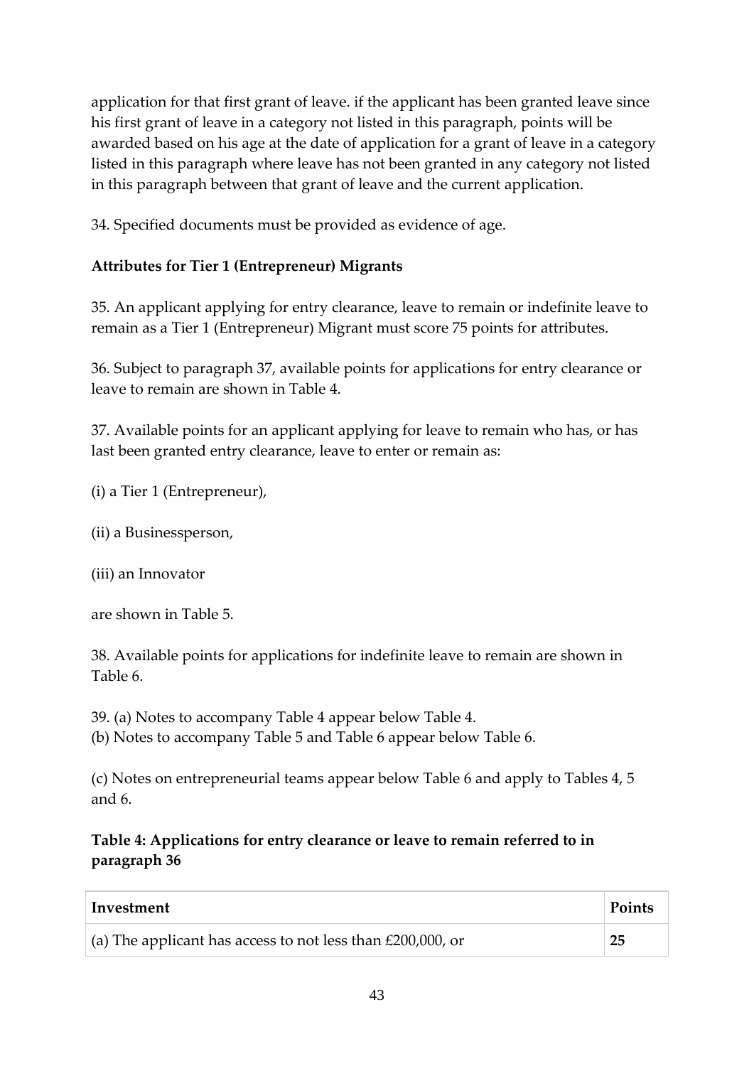application for that first grant of leave. if the applicant has been granted leave since his first grant of leave in a category not listed in this paragraph, points will be awarded based on his age at the date of application for a grant of leave in a category listed in this paragraph where leave has not been granted in any category not listed in this paragraph between that grant of leave and the current application.

34. Specified documents must be provided as evidence of age.

**Attributes for Tier 1 (Entrepreneur) Migrants**

35. An applicant applying for entry clearance, leave to remain or indefinite leave to remain as a Tier 1 (Entrepreneur) Migrant must score 75 points for attributes.

36. Subject to paragraph 37, available points for applications for entry clearance or leave to remain are shown in Table 4.

37. Available points for an applicant applying for leave to remain who has, or has last been granted entry clearance, leave to enter or remain as:

(i) a Tier 1 (Entrepreneur),

(ii) a Businessperson,

(iii) an Innovator

are shown in Table 5.

38. Available points for applications for indefinite leave to remain are shown in Table 6.

39. (a) Notes to accompany Table 4 appear below Table 4.
(b) Notes to accompany Table 5 and Table 6 appear below Table 6.

(c) Notes on entrepreneurial teams appear below Table 6 and apply to Tables 4, 5 and 6.

**Table 4: Applications for entry clearance or leave to remain referred to in paragraph 36**

| Investment | Points |
|---|---|
| (a) The applicant has access to not less than £200,000, or | **25** |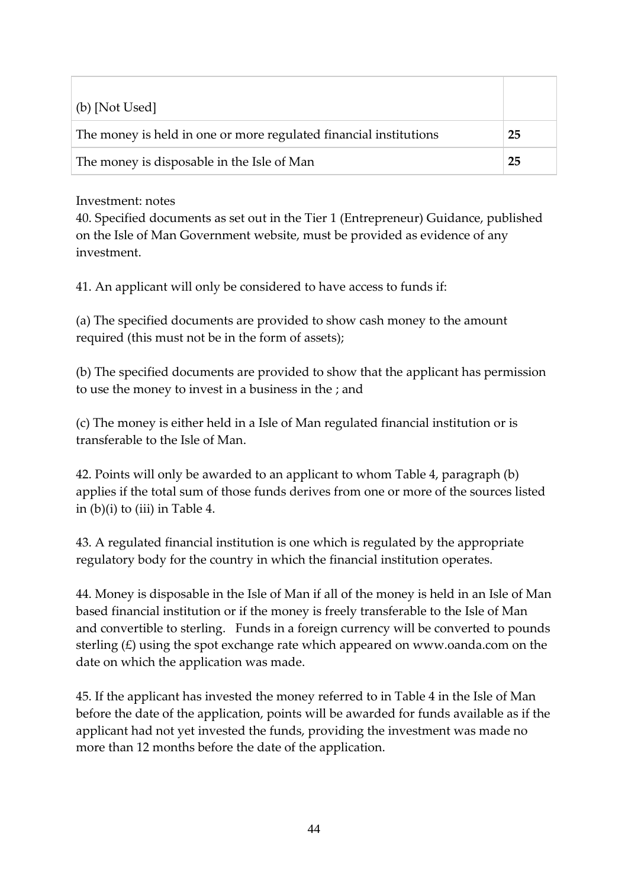| (b) [Not Used] | |
|---|---|
| The money is held in one or more regulated financial institutions | **25** |
| The money is disposable in the Isle of Man | **25** |

Investment: notes

40. Specified documents as set out in the Tier 1 (Entrepreneur) Guidance, published on the Isle of Man Government website, must be provided as evidence of any investment.

41. An applicant will only be considered to have access to funds if:

(a) The specified documents are provided to show cash money to the amount required (this must not be in the form of assets);

(b) The specified documents are provided to show that the applicant has permission to use the money to invest in a business in the ; and

(c) The money is either held in a Isle of Man regulated financial institution or is transferable to the Isle of Man.

42. Points will only be awarded to an applicant to whom Table 4, paragraph (b) applies if the total sum of those funds derives from one or more of the sources listed in (b)(i) to (iii) in Table 4.

43. A regulated financial institution is one which is regulated by the appropriate regulatory body for the country in which the financial institution operates.

44. Money is disposable in the Isle of Man if all of the money is held in an Isle of Man based financial institution or if the money is freely transferable to the Isle of Man and convertible to sterling. Funds in a foreign currency will be converted to pounds sterling (£) using the spot exchange rate which appeared on www.oanda.com on the date on which the application was made.

45. If the applicant has invested the money referred to in Table 4 in the Isle of Man before the date of the application, points will be awarded for funds available as if the applicant had not yet invested the funds, providing the investment was made no more than 12 months before the date of the application.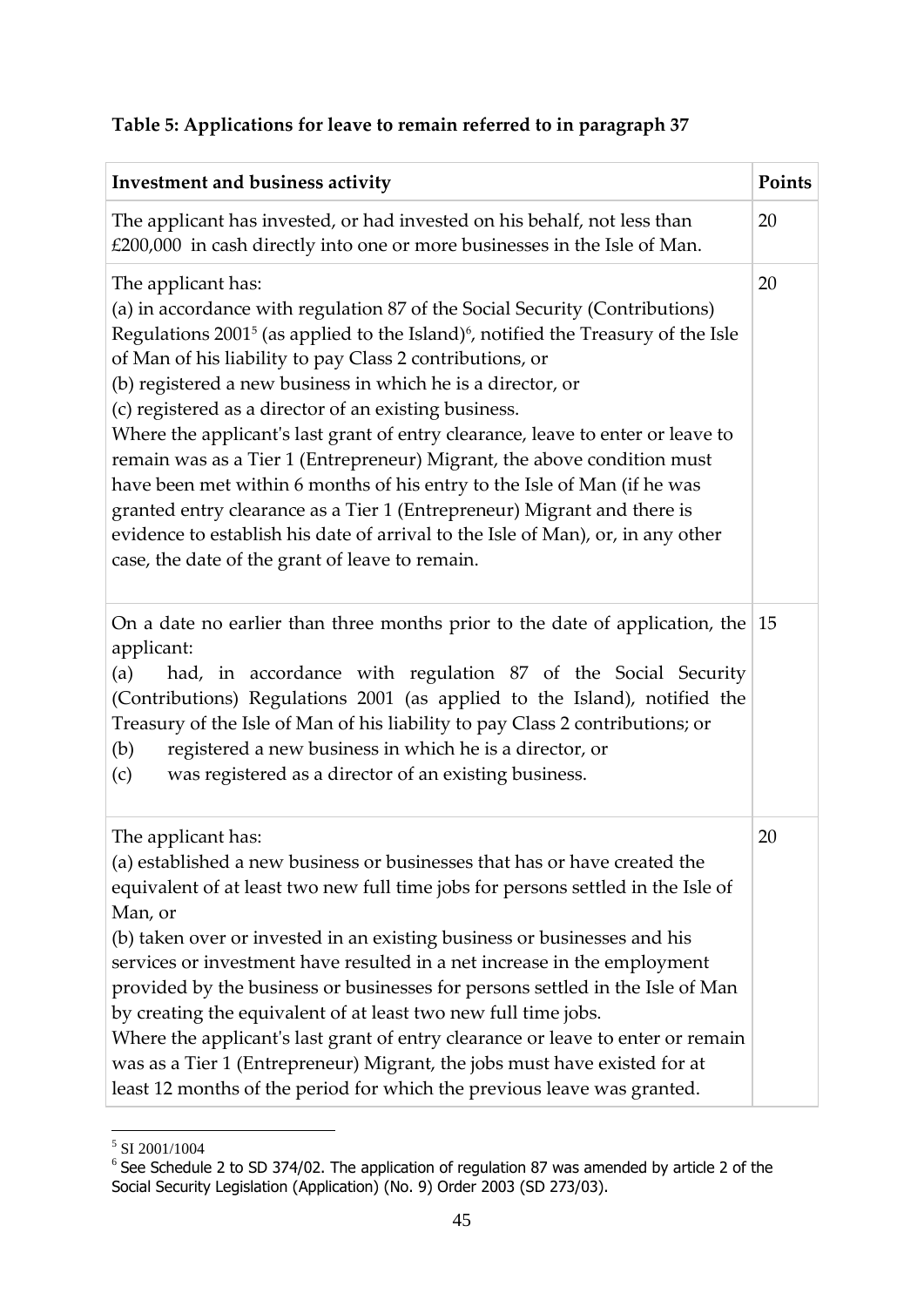**Table 5: Applications for leave to remain referred to in paragraph 37**

| Investment and business activity | Points |
|---|---|
| The applicant has invested, or had invested on his behalf, not less than £200,000 in cash directly into one or more businesses in the Isle of Man. | 20 |
| The applicant has:<br>(a) in accordance with regulation 87 of the Social Security (Contributions) Regulations 2001[5] (as applied to the Island)[6], notified the Treasury of the Isle of Man of his liability to pay Class 2 contributions, or<br>(b) registered a new business in which he is a director, or<br>(c) registered as a director of an existing business.<br>Where the applicant's last grant of entry clearance, leave to enter or leave to remain was as a Tier 1 (Entrepreneur) Migrant, the above condition must have been met within 6 months of his entry to the Isle of Man (if he was granted entry clearance as a Tier 1 (Entrepreneur) Migrant and there is evidence to establish his date of arrival to the Isle of Man), or, in any other case, the date of the grant of leave to remain. | 20 |
| On a date no earlier than three months prior to the date of application, the applicant:<br>(a) had, in accordance with regulation 87 of the Social Security (Contributions) Regulations 2001 (as applied to the Island), notified the Treasury of the Isle of Man of his liability to pay Class 2 contributions; or<br>(b) registered a new business in which he is a director, or<br>(c) was registered as a director of an existing business. | 15 |
| The applicant has:<br>(a) established a new business or businesses that has or have created the equivalent of at least two new full time jobs for persons settled in the Isle of Man, or<br>(b) taken over or invested in an existing business or businesses and his services or investment have resulted in a net increase in the employment provided by the business or businesses for persons settled in the Isle of Man by creating the equivalent of at least two new full time jobs.<br>Where the applicant's last grant of entry clearance or leave to enter or remain was as a Tier 1 (Entrepreneur) Migrant, the jobs must have existed for at least 12 months of the period for which the previous leave was granted. | 20 |

[5] SI 2001/1004

[6] See Schedule 2 to SD 374/02. The application of regulation 87 was amended by article 2 of the Social Security Legislation (Application) (No. 9) Order 2003 (SD 273/03).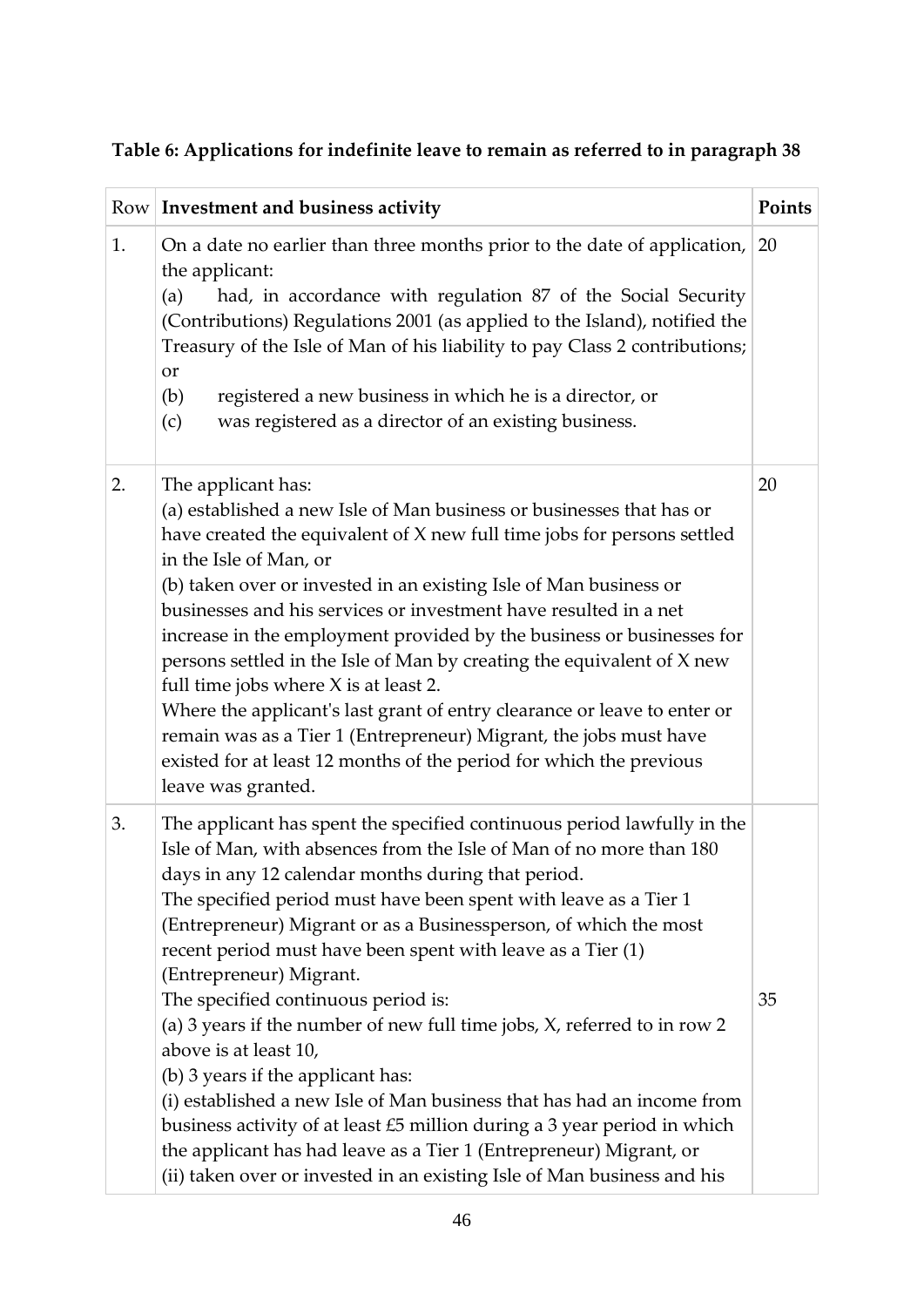**Table 6: Applications for indefinite leave to remain as referred to in paragraph 38**

| Row | Investment and business activity | Points |
|---|---|---|
| 1. | On a date no earlier than three months prior to the date of application, the applicant:<br>(a) had, in accordance with regulation 87 of the Social Security (Contributions) Regulations 2001 (as applied to the Island), notified the Treasury of the Isle of Man of his liability to pay Class 2 contributions; or<br>(b) registered a new business in which he is a director, or<br>(c) was registered as a director of an existing business. | 20 |
| 2. | The applicant has:<br>(a) established a new Isle of Man business or businesses that has or have created the equivalent of X new full time jobs for persons settled in the Isle of Man, or<br>(b) taken over or invested in an existing Isle of Man business or businesses and his services or investment have resulted in a net increase in the employment provided by the business or businesses for persons settled in the Isle of Man by creating the equivalent of X new full time jobs where X is at least 2.<br>Where the applicant's last grant of entry clearance or leave to enter or remain was as a Tier 1 (Entrepreneur) Migrant, the jobs must have existed for at least 12 months of the period for which the previous leave was granted. | 20 |
| 3. | The applicant has spent the specified continuous period lawfully in the Isle of Man, with absences from the Isle of Man of no more than 180 days in any 12 calendar months during that period.<br>The specified period must have been spent with leave as a Tier 1 (Entrepreneur) Migrant or as a Businessperson, of which the most recent period must have been spent with leave as a Tier (1) (Entrepreneur) Migrant.<br>The specified continuous period is:<br>(a) 3 years if the number of new full time jobs, X, referred to in row 2 above is at least 10,<br>(b) 3 years if the applicant has:<br>(i) established a new Isle of Man business that has had an income from business activity of at least £5 million during a 3 year period in which the applicant has had leave as a Tier 1 (Entrepreneur) Migrant, or<br>(ii) taken over or invested in an existing Isle of Man business and his | 35 |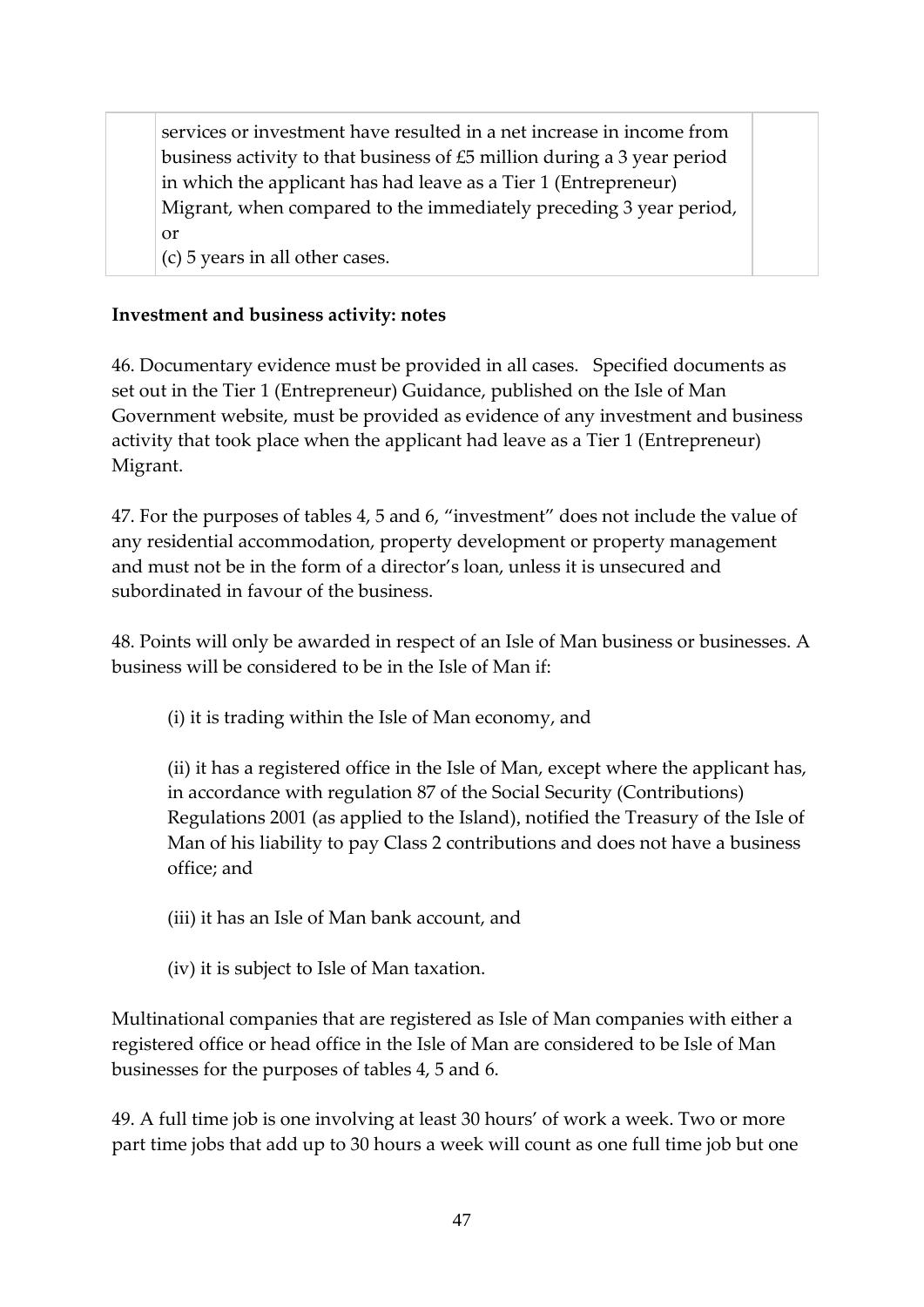| | services or investment have resulted in a net increase in income from business activity to that business of £5 million during a 3 year period in which the applicant has had leave as a Tier 1 (Entrepreneur) Migrant, when compared to the immediately preceding 3 year period, or<br>(c) 5 years in all other cases. | |
|---|---|---|

**Investment and business activity: notes**

46. Documentary evidence must be provided in all cases. Specified documents as set out in the Tier 1 (Entrepreneur) Guidance, published on the Isle of Man Government website, must be provided as evidence of any investment and business activity that took place when the applicant had leave as a Tier 1 (Entrepreneur) Migrant.

47. For the purposes of tables 4, 5 and 6, "investment" does not include the value of any residential accommodation, property development or property management and must not be in the form of a director's loan, unless it is unsecured and subordinated in favour of the business.

48. Points will only be awarded in respect of an Isle of Man business or businesses. A business will be considered to be in the Isle of Man if:

(i) it is trading within the Isle of Man economy, and

(ii) it has a registered office in the Isle of Man, except where the applicant has, in accordance with regulation 87 of the Social Security (Contributions) Regulations 2001 (as applied to the Island), notified the Treasury of the Isle of Man of his liability to pay Class 2 contributions and does not have a business office; and

(iii) it has an Isle of Man bank account, and

(iv) it is subject to Isle of Man taxation.

Multinational companies that are registered as Isle of Man companies with either a registered office or head office in the Isle of Man are considered to be Isle of Man businesses for the purposes of tables 4, 5 and 6.

49. A full time job is one involving at least 30 hours' of work a week. Two or more part time jobs that add up to 30 hours a week will count as one full time job but one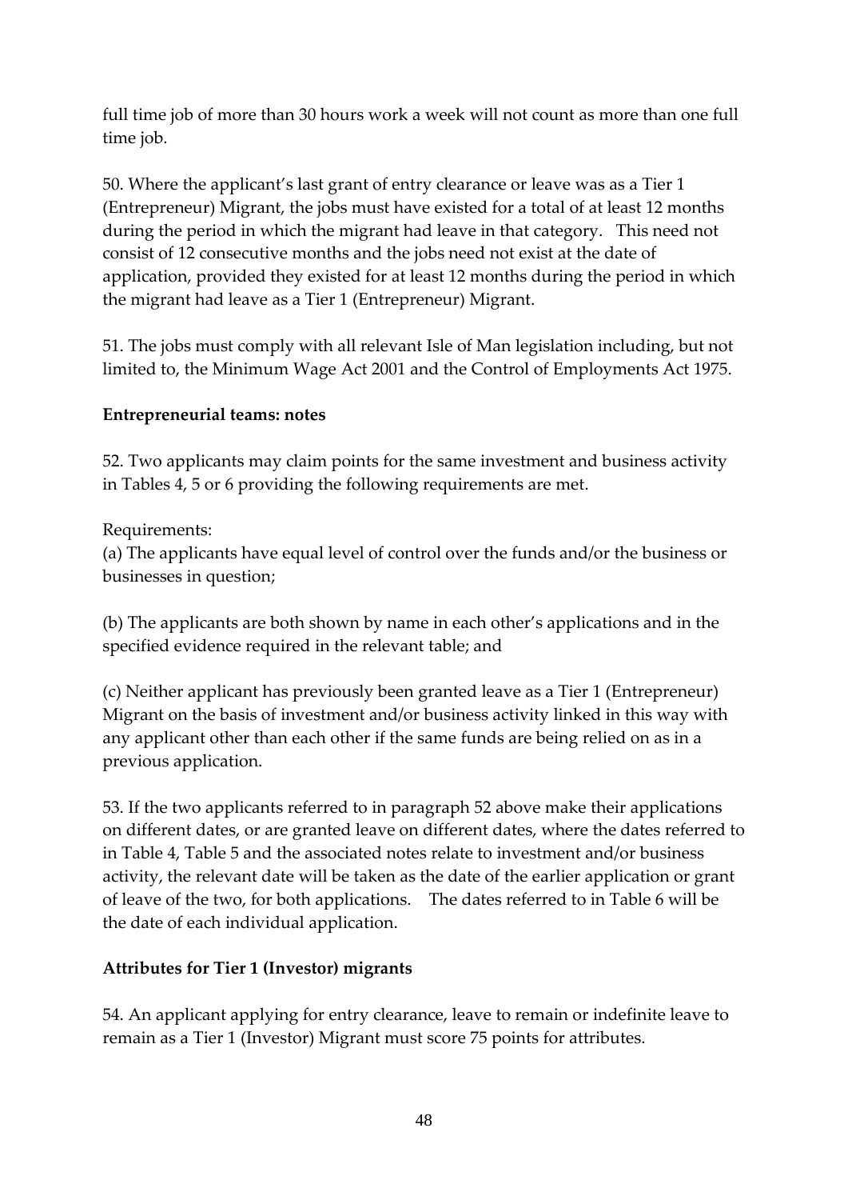full time job of more than 30 hours work a week will not count as more than one full time job.

50. Where the applicant's last grant of entry clearance or leave was as a Tier 1 (Entrepreneur) Migrant, the jobs must have existed for a total of at least 12 months during the period in which the migrant had leave in that category. This need not consist of 12 consecutive months and the jobs need not exist at the date of application, provided they existed for at least 12 months during the period in which the migrant had leave as a Tier 1 (Entrepreneur) Migrant.

51. The jobs must comply with all relevant Isle of Man legislation including, but not limited to, the Minimum Wage Act 2001 and the Control of Employments Act 1975.

**Entrepreneurial teams: notes**

52. Two applicants may claim points for the same investment and business activity in Tables 4, 5 or 6 providing the following requirements are met.

Requirements:
(a) The applicants have equal level of control over the funds and/or the business or businesses in question;

(b) The applicants are both shown by name in each other's applications and in the specified evidence required in the relevant table; and

(c) Neither applicant has previously been granted leave as a Tier 1 (Entrepreneur) Migrant on the basis of investment and/or business activity linked in this way with any applicant other than each other if the same funds are being relied on as in a previous application.

53. If the two applicants referred to in paragraph 52 above make their applications on different dates, or are granted leave on different dates, where the dates referred to in Table 4, Table 5 and the associated notes relate to investment and/or business activity, the relevant date will be taken as the date of the earlier application or grant of leave of the two, for both applications. The dates referred to in Table 6 will be the date of each individual application.

**Attributes for Tier 1 (Investor) migrants**

54. An applicant applying for entry clearance, leave to remain or indefinite leave to remain as a Tier 1 (Investor) Migrant must score 75 points for attributes.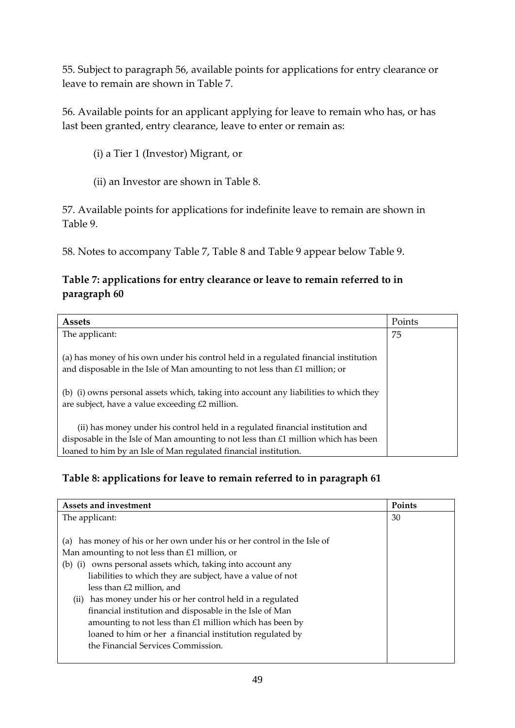55. Subject to paragraph 56, available points for applications for entry clearance or leave to remain are shown in Table 7.

56. Available points for an applicant applying for leave to remain who has, or has last been granted, entry clearance, leave to enter or remain as:

(i) a Tier 1 (Investor) Migrant, or

(ii) an Investor are shown in Table 8.

57. Available points for applications for indefinite leave to remain are shown in Table 9.

58. Notes to accompany Table 7, Table 8 and Table 9 appear below Table 9.

**Table 7: applications for entry clearance or leave to remain referred to in paragraph 60**

| **Assets** | Points |
| --- | --- |
| The applicant:<br><br>(a) has money of his own under his control held in a regulated financial institution and disposable in the Isle of Man amounting to not less than £1 million; or<br><br>(b) (i) owns personal assets which, taking into account any liabilities to which they are subject, have a value exceeding £2 million.<br><br>(ii) has money under his control held in a regulated financial institution and disposable in the Isle of Man amounting to not less than £1 million which has been loaned to him by an Isle of Man regulated financial institution. | 75 |

**Table 8: applications for leave to remain referred to in paragraph 61**

| **Assets and investment** | **Points** |
| --- | --- |
| The applicant:<br><br>(a) has money of his or her own under his or her control in the Isle of Man amounting to not less than £1 million, or<br>(b) (i) owns personal assets which, taking into account any liabilities to which they are subject, have a value of not less than £2 million, and<br>(ii) has money under his or her control held in a regulated financial institution and disposable in the Isle of Man amounting to not less than £1 million which has been by loaned to him or her a financial institution regulated by the Financial Services Commission. | 30 |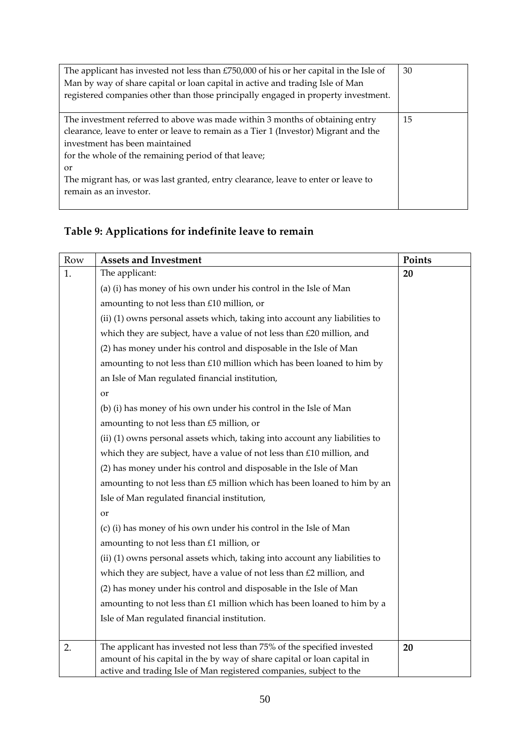| | |
|---|---|
| The applicant has invested not less than £750,000 of his or her capital in the Isle of Man by way of share capital or loan capital in active and trading Isle of Man registered companies other than those principally engaged in property investment. | 30 |
| The investment referred to above was made within 3 months of obtaining entry clearance, leave to enter or leave to remain as a Tier 1 (Investor) Migrant and the investment has been maintained<br>for the whole of the remaining period of that leave;<br>or<br>The migrant has, or was last granted, entry clearance, leave to enter or leave to remain as an investor. | 15 |

## Table 9: Applications for indefinite leave to remain

| Row | Assets and Investment | Points |
|---|---|---|
| 1. | The applicant:<br>(a) (i) has money of his own under his control in the Isle of Man amounting to not less than £10 million, or<br>(ii) (1) owns personal assets which, taking into account any liabilities to which they are subject, have a value of not less than £20 million, and<br>(2) has money under his control and disposable in the Isle of Man amounting to not less than £10 million which has been loaned to him by an Isle of Man regulated financial institution,<br>or<br>(b) (i) has money of his own under his control in the Isle of Man amounting to not less than £5 million, or<br>(ii) (1) owns personal assets which, taking into account any liabilities to which they are subject, have a value of not less than £10 million, and<br>(2) has money under his control and disposable in the Isle of Man amounting to not less than £5 million which has been loaned to him by an Isle of Man regulated financial institution,<br>or<br>(c) (i) has money of his own under his control in the Isle of Man amounting to not less than £1 million, or<br>(ii) (1) owns personal assets which, taking into account any liabilities to which they are subject, have a value of not less than £2 million, and<br>(2) has money under his control and disposable in the Isle of Man amounting to not less than £1 million which has been loaned to him by a Isle of Man regulated financial institution. | **20** |
| 2. | The applicant has invested not less than 75% of the specified invested amount of his capital in the by way of share capital or loan capital in active and trading Isle of Man registered companies, subject to the | **20** |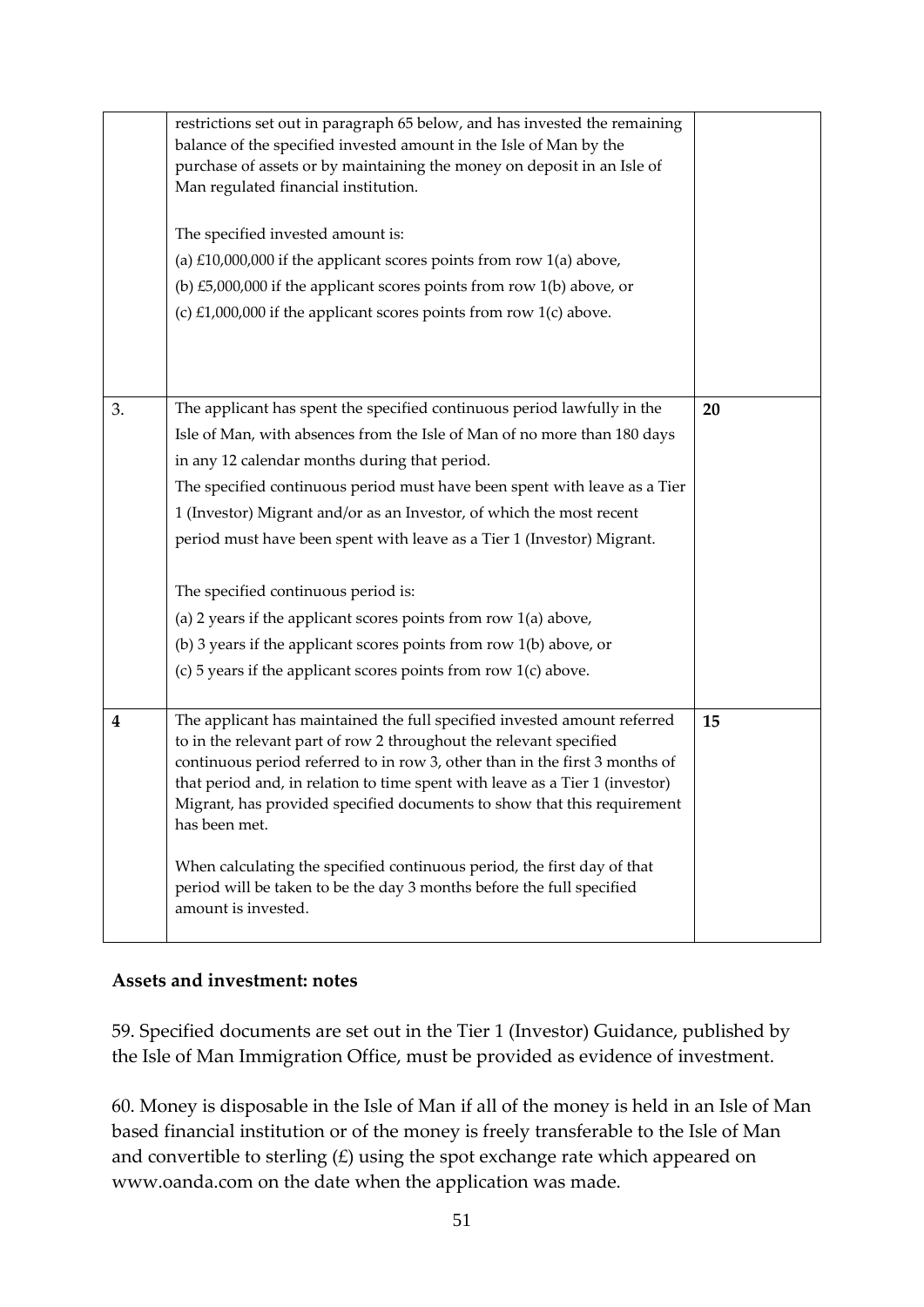|  |  |  |
|---|---|---|
|  | restrictions set out in paragraph 65 below, and has invested the remaining balance of the specified invested amount in the Isle of Man by the purchase of assets or by maintaining the money on deposit in an Isle of Man regulated financial institution.<br><br>The specified invested amount is:<br>(a) £10,000,000 if the applicant scores points from row 1(a) above,<br>(b) £5,000,000 if the applicant scores points from row 1(b) above, or<br>(c) £1,000,000 if the applicant scores points from row 1(c) above. |  |
| 3. | The applicant has spent the specified continuous period lawfully in the Isle of Man, with absences from the Isle of Man of no more than 180 days in any 12 calendar months during that period.<br>The specified continuous period must have been spent with leave as a Tier 1 (Investor) Migrant and/or as an Investor, of which the most recent period must have been spent with leave as a Tier 1 (Investor) Migrant.<br><br>The specified continuous period is:<br>(a) 2 years if the applicant scores points from row 1(a) above,<br>(b) 3 years if the applicant scores points from row 1(b) above, or<br>(c) 5 years if the applicant scores points from row 1(c) above. | **20** |
| **4** | The applicant has maintained the full specified invested amount referred to in the relevant part of row 2 throughout the relevant specified continuous period referred to in row 3, other than in the first 3 months of that period and, in relation to time spent with leave as a Tier 1 (investor) Migrant, has provided specified documents to show that this requirement has been met.<br><br>When calculating the specified continuous period, the first day of that period will be taken to be the day 3 months before the full specified amount is invested. | **15** |

### Assets and investment: notes

59. Specified documents are set out in the Tier 1 (Investor) Guidance, published by the Isle of Man Immigration Office, must be provided as evidence of investment.

60. Money is disposable in the Isle of Man if all of the money is held in an Isle of Man based financial institution or of the money is freely transferable to the Isle of Man and convertible to sterling (£) using the spot exchange rate which appeared on www.oanda.com on the date when the application was made.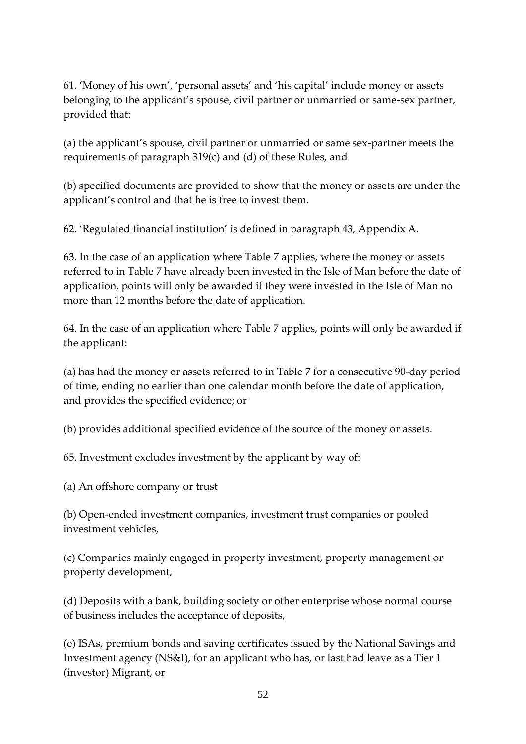61. 'Money of his own', 'personal assets' and 'his capital' include money or assets belonging to the applicant's spouse, civil partner or unmarried or same-sex partner, provided that:

(a) the applicant's spouse, civil partner or unmarried or same sex-partner meets the requirements of paragraph 319(c) and (d) of these Rules, and

(b) specified documents are provided to show that the money or assets are under the applicant's control and that he is free to invest them.

62. 'Regulated financial institution' is defined in paragraph 43, Appendix A.

63. In the case of an application where Table 7 applies, where the money or assets referred to in Table 7 have already been invested in the Isle of Man before the date of application, points will only be awarded if they were invested in the Isle of Man no more than 12 months before the date of application.

64. In the case of an application where Table 7 applies, points will only be awarded if the applicant:

(a) has had the money or assets referred to in Table 7 for a consecutive 90-day period of time, ending no earlier than one calendar month before the date of application, and provides the specified evidence; or

(b) provides additional specified evidence of the source of the money or assets.

65. Investment excludes investment by the applicant by way of:

(a) An offshore company or trust

(b) Open-ended investment companies, investment trust companies or pooled investment vehicles,

(c) Companies mainly engaged in property investment, property management or property development,

(d) Deposits with a bank, building society or other enterprise whose normal course of business includes the acceptance of deposits,

(e) ISAs, premium bonds and saving certificates issued by the National Savings and Investment agency (NS&I), for an applicant who has, or last had leave as a Tier 1 (investor) Migrant, or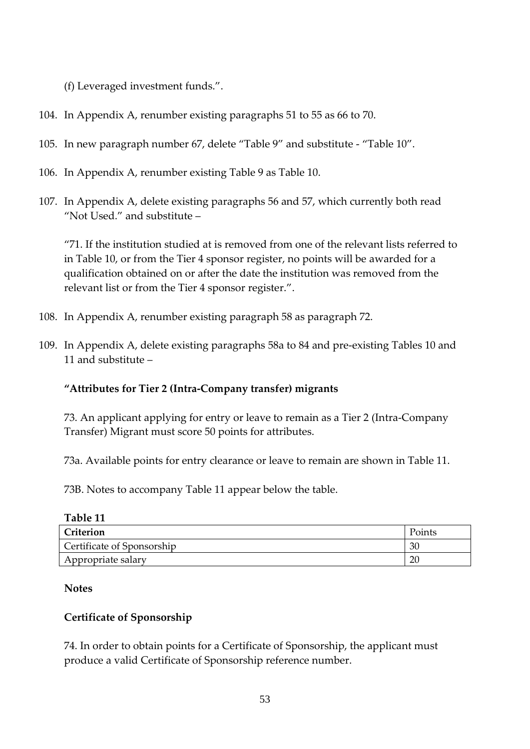(f) Leveraged investment funds.”.

104. In Appendix A, renumber existing paragraphs 51 to 55 as 66 to 70.

105. In new paragraph number 67, delete “Table 9” and substitute - “Table 10”.

106. In Appendix A, renumber existing Table 9 as Table 10.

107. In Appendix A, delete existing paragraphs 56 and 57, which currently both read “Not Used.” and substitute –

   “71. If the institution studied at is removed from one of the relevant lists referred to in Table 10, or from the Tier 4 sponsor register, no points will be awarded for a qualification obtained on or after the date the institution was removed from the relevant list or from the Tier 4 sponsor register.”.

108. In Appendix A, renumber existing paragraph 58 as paragraph 72.

109. In Appendix A, delete existing paragraphs 58a to 84 and pre-existing Tables 10 and 11 and substitute –

   **“Attributes for Tier 2 (Intra-Company transfer) migrants**

   73. An applicant applying for entry or leave to remain as a Tier 2 (Intra-Company Transfer) Migrant must score 50 points for attributes.

   73a. Available points for entry clearance or leave to remain are shown in Table 11.

   73B. Notes to accompany Table 11 appear below the table.

   **Table 11**

| **Criterion** | Points |
|---|---|
| Certificate of Sponsorship | 30 |
| Appropriate salary | 20 |

   **Notes**

   **Certificate of Sponsorship**

   74. In order to obtain points for a Certificate of Sponsorship, the applicant must produce a valid Certificate of Sponsorship reference number.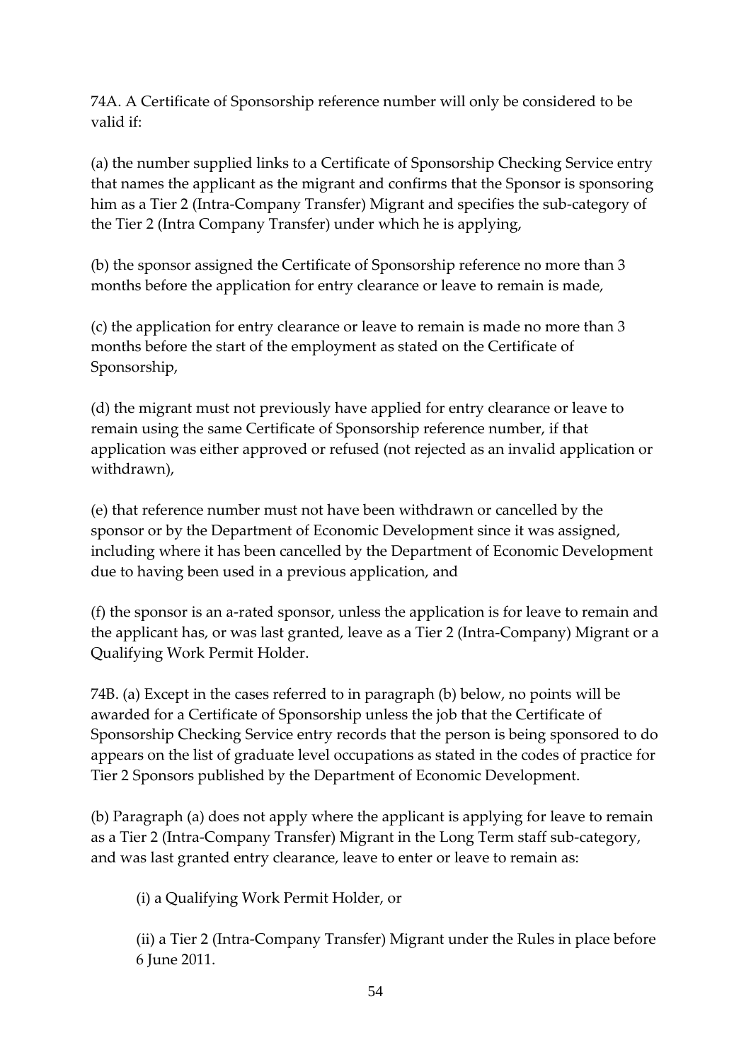74A. A Certificate of Sponsorship reference number will only be considered to be valid if:

(a) the number supplied links to a Certificate of Sponsorship Checking Service entry that names the applicant as the migrant and confirms that the Sponsor is sponsoring him as a Tier 2 (Intra-Company Transfer) Migrant and specifies the sub-category of the Tier 2 (Intra Company Transfer) under which he is applying,

(b) the sponsor assigned the Certificate of Sponsorship reference no more than 3 months before the application for entry clearance or leave to remain is made,

(c) the application for entry clearance or leave to remain is made no more than 3 months before the start of the employment as stated on the Certificate of Sponsorship,

(d) the migrant must not previously have applied for entry clearance or leave to remain using the same Certificate of Sponsorship reference number, if that application was either approved or refused (not rejected as an invalid application or withdrawn),

(e) that reference number must not have been withdrawn or cancelled by the sponsor or by the Department of Economic Development since it was assigned, including where it has been cancelled by the Department of Economic Development due to having been used in a previous application, and

(f) the sponsor is an a-rated sponsor, unless the application is for leave to remain and the applicant has, or was last granted, leave as a Tier 2 (Intra-Company) Migrant or a Qualifying Work Permit Holder.

74B. (a) Except in the cases referred to in paragraph (b) below, no points will be awarded for a Certificate of Sponsorship unless the job that the Certificate of Sponsorship Checking Service entry records that the person is being sponsored to do appears on the list of graduate level occupations as stated in the codes of practice for Tier 2 Sponsors published by the Department of Economic Development.

(b) Paragraph (a) does not apply where the applicant is applying for leave to remain as a Tier 2 (Intra-Company Transfer) Migrant in the Long Term staff sub-category, and was last granted entry clearance, leave to enter or leave to remain as:

(i) a Qualifying Work Permit Holder, or

(ii) a Tier 2 (Intra-Company Transfer) Migrant under the Rules in place before 6 June 2011.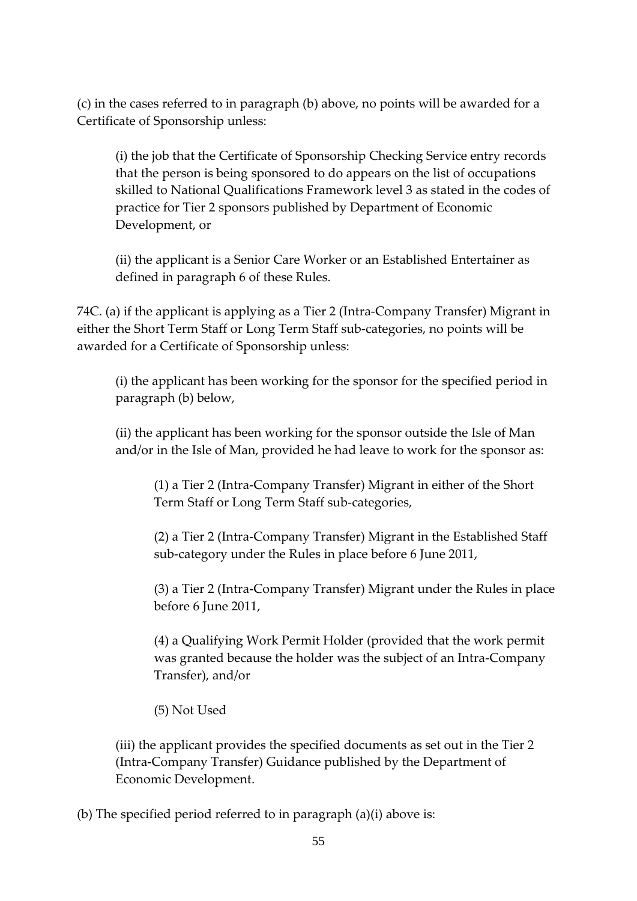(c) in the cases referred to in paragraph (b) above, no points will be awarded for a Certificate of Sponsorship unless:

(i) the job that the Certificate of Sponsorship Checking Service entry records that the person is being sponsored to do appears on the list of occupations skilled to National Qualifications Framework level 3 as stated in the codes of practice for Tier 2 sponsors published by Department of Economic Development, or

(ii) the applicant is a Senior Care Worker or an Established Entertainer as defined in paragraph 6 of these Rules.

74C. (a) if the applicant is applying as a Tier 2 (Intra-Company Transfer) Migrant in either the Short Term Staff or Long Term Staff sub-categories, no points will be awarded for a Certificate of Sponsorship unless:

(i) the applicant has been working for the sponsor for the specified period in paragraph (b) below,

(ii) the applicant has been working for the sponsor outside the Isle of Man and/or in the Isle of Man, provided he had leave to work for the sponsor as:

(1) a Tier 2 (Intra-Company Transfer) Migrant in either of the Short Term Staff or Long Term Staff sub-categories,

(2) a Tier 2 (Intra-Company Transfer) Migrant in the Established Staff sub-category under the Rules in place before 6 June 2011,

(3) a Tier 2 (Intra-Company Transfer) Migrant under the Rules in place before 6 June 2011,

(4) a Qualifying Work Permit Holder (provided that the work permit was granted because the holder was the subject of an Intra-Company Transfer), and/or

(5) Not Used

(iii) the applicant provides the specified documents as set out in the Tier 2 (Intra-Company Transfer) Guidance published by the Department of Economic Development.

(b) The specified period referred to in paragraph (a)(i) above is: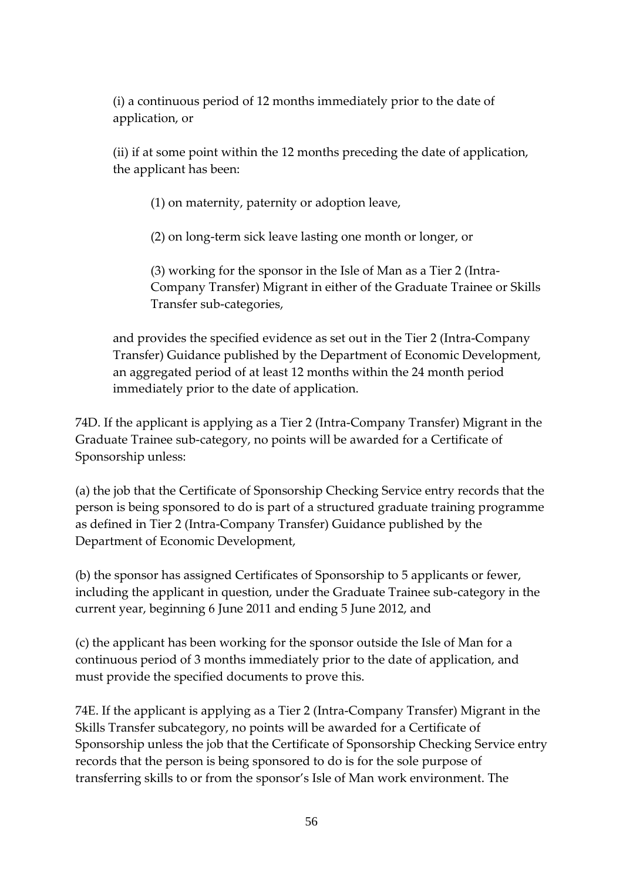(i) a continuous period of 12 months immediately prior to the date of application, or

(ii) if at some point within the 12 months preceding the date of application, the applicant has been:

(1) on maternity, paternity or adoption leave,

(2) on long-term sick leave lasting one month or longer, or

(3) working for the sponsor in the Isle of Man as a Tier 2 (Intra-Company Transfer) Migrant in either of the Graduate Trainee or Skills Transfer sub-categories,

and provides the specified evidence as set out in the Tier 2 (Intra-Company Transfer) Guidance published by the Department of Economic Development, an aggregated period of at least 12 months within the 24 month period immediately prior to the date of application.

74D. If the applicant is applying as a Tier 2 (Intra-Company Transfer) Migrant in the Graduate Trainee sub-category, no points will be awarded for a Certificate of Sponsorship unless:

(a) the job that the Certificate of Sponsorship Checking Service entry records that the person is being sponsored to do is part of a structured graduate training programme as defined in Tier 2 (Intra-Company Transfer) Guidance published by the Department of Economic Development,

(b) the sponsor has assigned Certificates of Sponsorship to 5 applicants or fewer, including the applicant in question, under the Graduate Trainee sub-category in the current year, beginning 6 June 2011 and ending 5 June 2012, and

(c) the applicant has been working for the sponsor outside the Isle of Man for a continuous period of 3 months immediately prior to the date of application, and must provide the specified documents to prove this.

74E. If the applicant is applying as a Tier 2 (Intra-Company Transfer) Migrant in the Skills Transfer subcategory, no points will be awarded for a Certificate of Sponsorship unless the job that the Certificate of Sponsorship Checking Service entry records that the person is being sponsored to do is for the sole purpose of transferring skills to or from the sponsor's Isle of Man work environment. The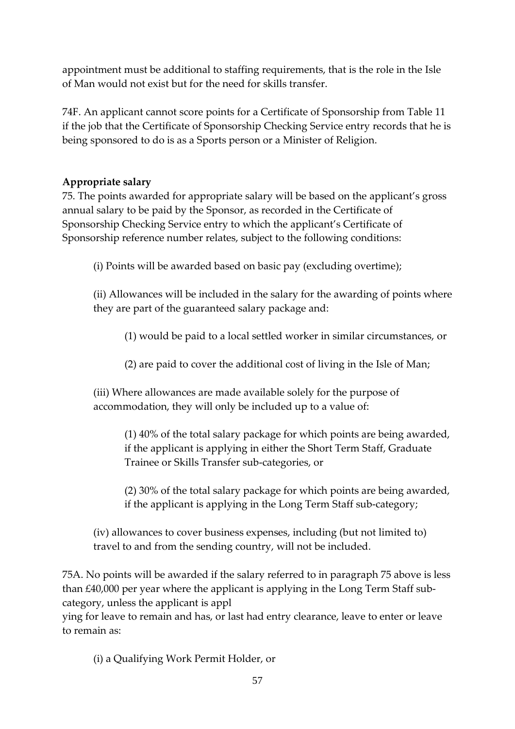appointment must be additional to staffing requirements, that is the role in the Isle of Man would not exist but for the need for skills transfer.

74F. An applicant cannot score points for a Certificate of Sponsorship from Table 11 if the job that the Certificate of Sponsorship Checking Service entry records that he is being sponsored to do is as a Sports person or a Minister of Religion.

**Appropriate salary**

75. The points awarded for appropriate salary will be based on the applicant's gross annual salary to be paid by the Sponsor, as recorded in the Certificate of Sponsorship Checking Service entry to which the applicant's Certificate of Sponsorship reference number relates, subject to the following conditions:

(i) Points will be awarded based on basic pay (excluding overtime);

(ii) Allowances will be included in the salary for the awarding of points where they are part of the guaranteed salary package and:

(1) would be paid to a local settled worker in similar circumstances, or

(2) are paid to cover the additional cost of living in the Isle of Man;

(iii) Where allowances are made available solely for the purpose of accommodation, they will only be included up to a value of:

(1) 40% of the total salary package for which points are being awarded, if the applicant is applying in either the Short Term Staff, Graduate Trainee or Skills Transfer sub-categories, or

(2) 30% of the total salary package for which points are being awarded, if the applicant is applying in the Long Term Staff sub-category;

(iv) allowances to cover business expenses, including (but not limited to) travel to and from the sending country, will not be included.

75A. No points will be awarded if the salary referred to in paragraph 75 above is less than £40,000 per year where the applicant is applying in the Long Term Staff sub-category, unless the applicant is applying for leave to remain and has, or last had entry clearance, leave to enter or leave to remain as:

(i) a Qualifying Work Permit Holder, or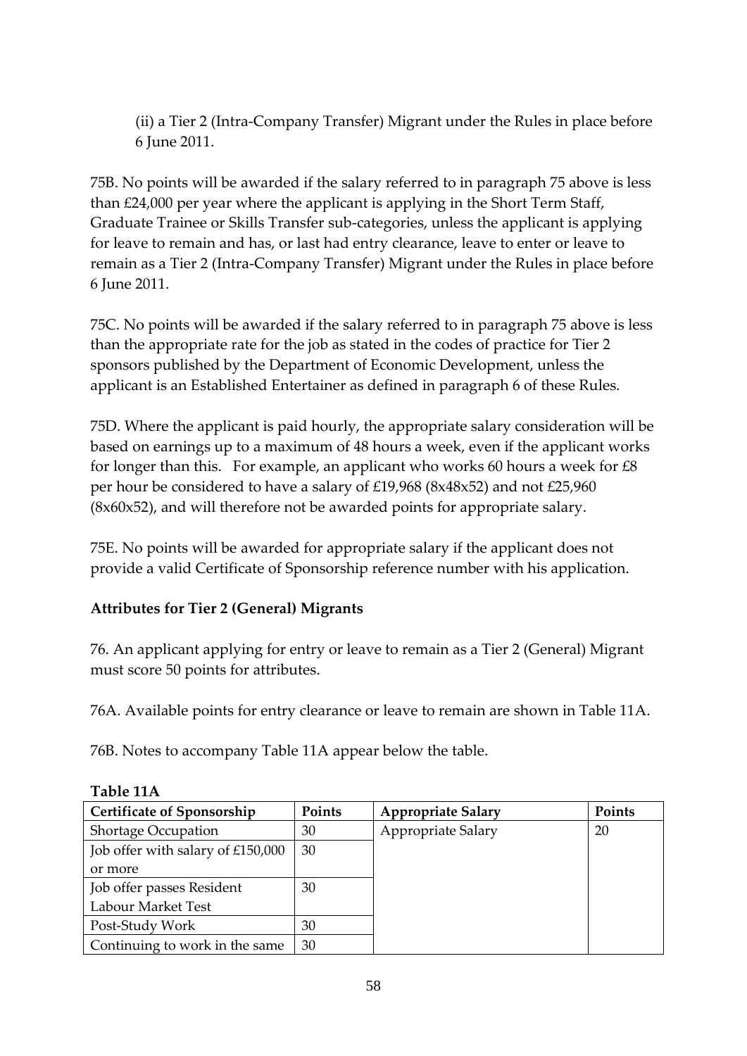(ii) a Tier 2 (Intra-Company Transfer) Migrant under the Rules in place before 6 June 2011.

75B. No points will be awarded if the salary referred to in paragraph 75 above is less than £24,000 per year where the applicant is applying in the Short Term Staff, Graduate Trainee or Skills Transfer sub-categories, unless the applicant is applying for leave to remain and has, or last had entry clearance, leave to enter or leave to remain as a Tier 2 (Intra-Company Transfer) Migrant under the Rules in place before 6 June 2011.

75C. No points will be awarded if the salary referred to in paragraph 75 above is less than the appropriate rate for the job as stated in the codes of practice for Tier 2 sponsors published by the Department of Economic Development, unless the applicant is an Established Entertainer as defined in paragraph 6 of these Rules.

75D. Where the applicant is paid hourly, the appropriate salary consideration will be based on earnings up to a maximum of 48 hours a week, even if the applicant works for longer than this. For example, an applicant who works 60 hours a week for £8 per hour be considered to have a salary of £19,968 (8x48x52) and not £25,960 (8x60x52), and will therefore not be awarded points for appropriate salary.

75E. No points will be awarded for appropriate salary if the applicant does not provide a valid Certificate of Sponsorship reference number with his application.

**Attributes for Tier 2 (General) Migrants**

76. An applicant applying for entry or leave to remain as a Tier 2 (General) Migrant must score 50 points for attributes.

76A. Available points for entry clearance or leave to remain are shown in Table 11A.

76B. Notes to accompany Table 11A appear below the table.

**Table 11A**

| Certificate of Sponsorship | Points | Appropriate Salary | Points |
|---|---|---|---|
| Shortage Occupation | 30 | Appropriate Salary | 20 |
| Job offer with salary of £150,000 or more | 30 | | |
| Job offer passes Resident Labour Market Test | 30 | | |
| Post-Study Work | 30 | | |
| Continuing to work in the same | 30 | | |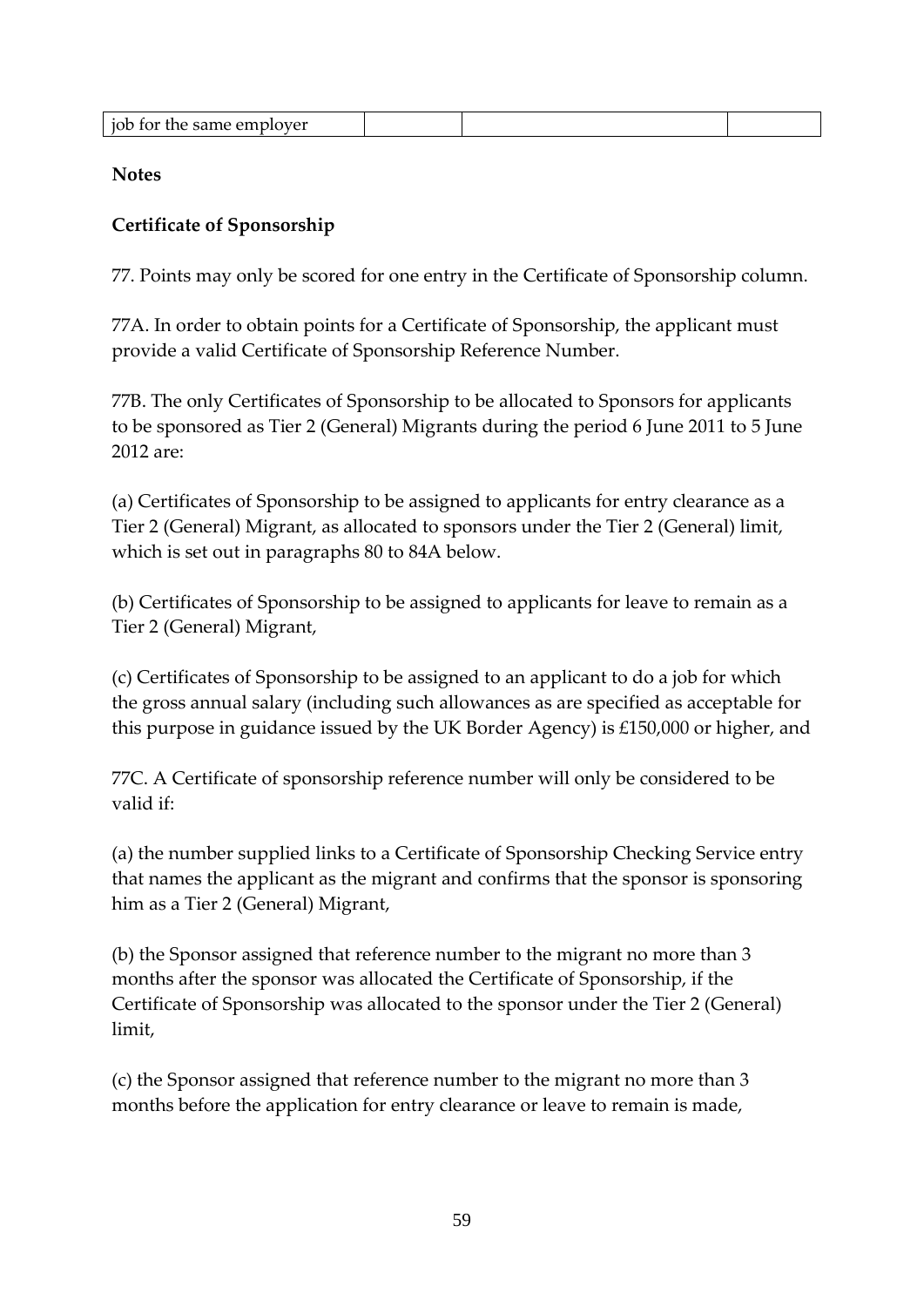| job for the same employer | | | |
|---|---|---|---|

**Notes**

**Certificate of Sponsorship**

77. Points may only be scored for one entry in the Certificate of Sponsorship column.

77A. In order to obtain points for a Certificate of Sponsorship, the applicant must provide a valid Certificate of Sponsorship Reference Number.

77B. The only Certificates of Sponsorship to be allocated to Sponsors for applicants to be sponsored as Tier 2 (General) Migrants during the period 6 June 2011 to 5 June 2012 are:

(a) Certificates of Sponsorship to be assigned to applicants for entry clearance as a Tier 2 (General) Migrant, as allocated to sponsors under the Tier 2 (General) limit, which is set out in paragraphs 80 to 84A below.

(b) Certificates of Sponsorship to be assigned to applicants for leave to remain as a Tier 2 (General) Migrant,

(c) Certificates of Sponsorship to be assigned to an applicant to do a job for which the gross annual salary (including such allowances as are specified as acceptable for this purpose in guidance issued by the UK Border Agency) is £150,000 or higher, and

77C. A Certificate of sponsorship reference number will only be considered to be valid if:

(a) the number supplied links to a Certificate of Sponsorship Checking Service entry that names the applicant as the migrant and confirms that the sponsor is sponsoring him as a Tier 2 (General) Migrant,

(b) the Sponsor assigned that reference number to the migrant no more than 3 months after the sponsor was allocated the Certificate of Sponsorship, if the Certificate of Sponsorship was allocated to the sponsor under the Tier 2 (General) limit,

(c) the Sponsor assigned that reference number to the migrant no more than 3 months before the application for entry clearance or leave to remain is made,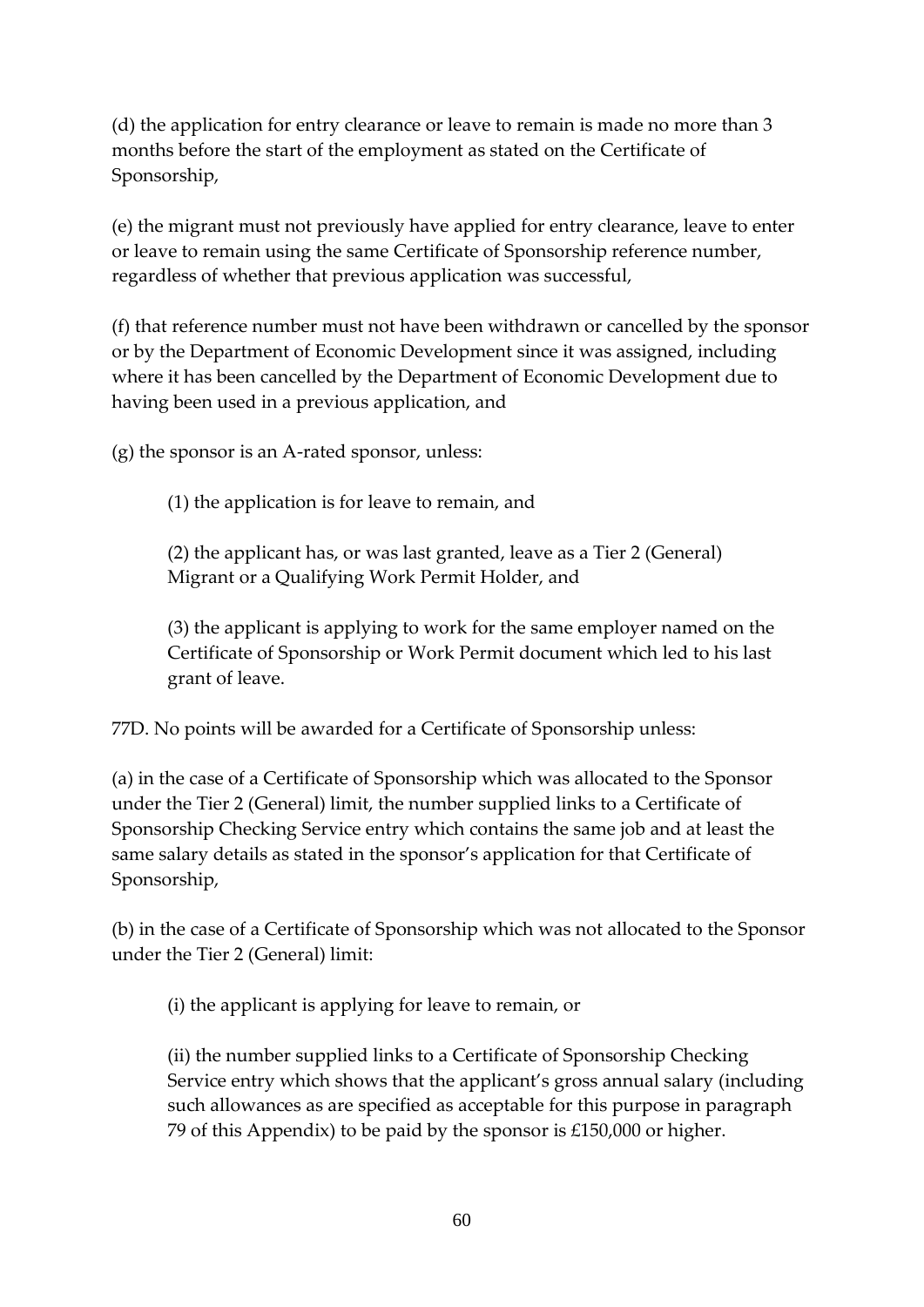(d) the application for entry clearance or leave to remain is made no more than 3 months before the start of the employment as stated on the Certificate of Sponsorship,

(e) the migrant must not previously have applied for entry clearance, leave to enter or leave to remain using the same Certificate of Sponsorship reference number, regardless of whether that previous application was successful,

(f) that reference number must not have been withdrawn or cancelled by the sponsor or by the Department of Economic Development since it was assigned, including where it has been cancelled by the Department of Economic Development due to having been used in a previous application, and

(g) the sponsor is an A-rated sponsor, unless:

> (1) the application is for leave to remain, and
>
> (2) the applicant has, or was last granted, leave as a Tier 2 (General) Migrant or a Qualifying Work Permit Holder, and
>
> (3) the applicant is applying to work for the same employer named on the Certificate of Sponsorship or Work Permit document which led to his last grant of leave.

77D. No points will be awarded for a Certificate of Sponsorship unless:

(a) in the case of a Certificate of Sponsorship which was allocated to the Sponsor under the Tier 2 (General) limit, the number supplied links to a Certificate of Sponsorship Checking Service entry which contains the same job and at least the same salary details as stated in the sponsor's application for that Certificate of Sponsorship,

(b) in the case of a Certificate of Sponsorship which was not allocated to the Sponsor under the Tier 2 (General) limit:

> (i) the applicant is applying for leave to remain, or
>
> (ii) the number supplied links to a Certificate of Sponsorship Checking Service entry which shows that the applicant's gross annual salary (including such allowances as are specified as acceptable for this purpose in paragraph 79 of this Appendix) to be paid by the sponsor is £150,000 or higher.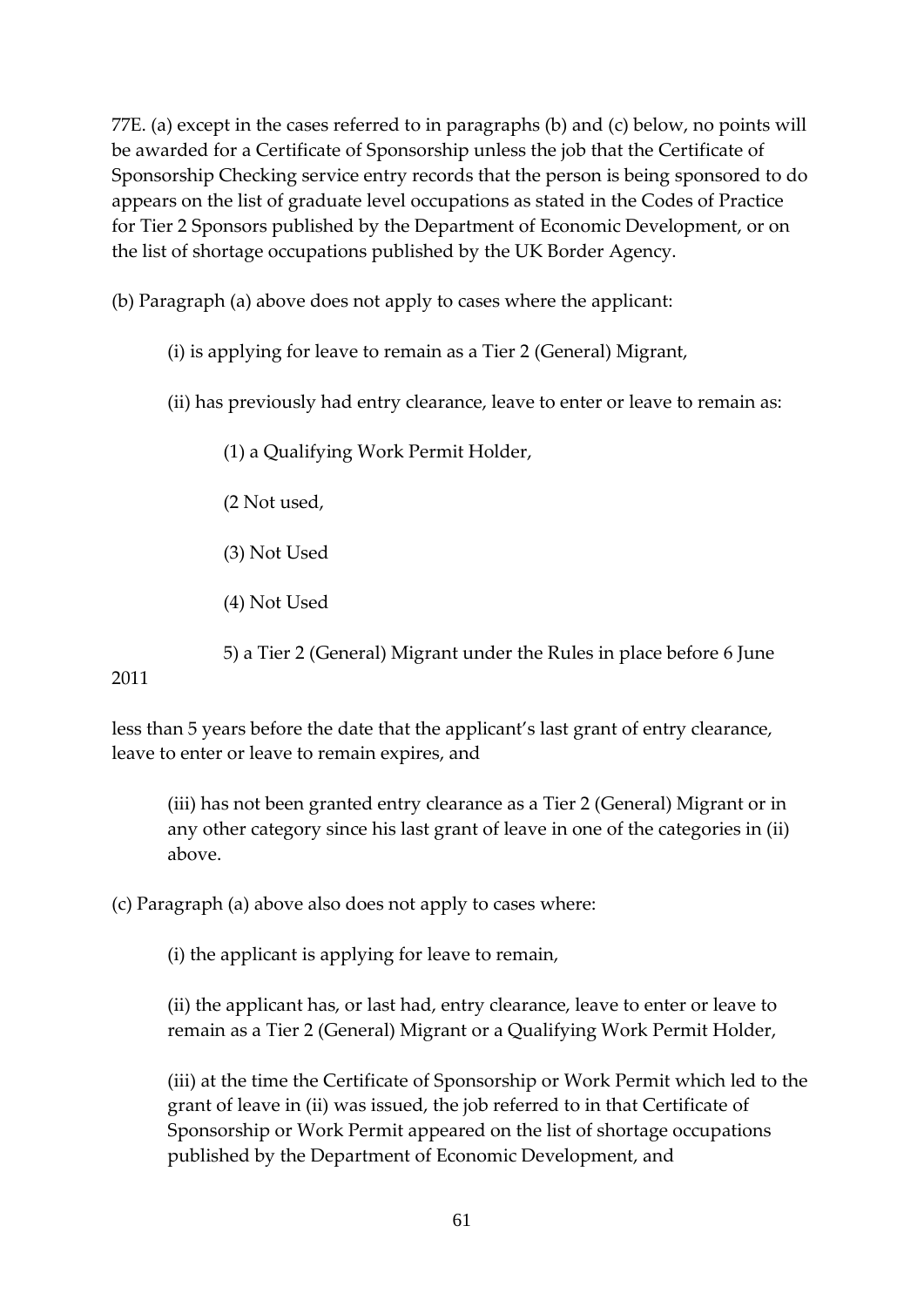77E. (a) except in the cases referred to in paragraphs (b) and (c) below, no points will be awarded for a Certificate of Sponsorship unless the job that the Certificate of Sponsorship Checking service entry records that the person is being sponsored to do appears on the list of graduate level occupations as stated in the Codes of Practice for Tier 2 Sponsors published by the Department of Economic Development, or on the list of shortage occupations published by the UK Border Agency.

(b) Paragraph (a) above does not apply to cases where the applicant:

(i) is applying for leave to remain as a Tier 2 (General) Migrant,

(ii) has previously had entry clearance, leave to enter or leave to remain as:

(1) a Qualifying Work Permit Holder,

(2 Not used,

(3) Not Used

(4) Not Used

5) a Tier 2 (General) Migrant under the Rules in place before 6 June 2011

less than 5 years before the date that the applicant's last grant of entry clearance, leave to enter or leave to remain expires, and

(iii) has not been granted entry clearance as a Tier 2 (General) Migrant or in any other category since his last grant of leave in one of the categories in (ii) above.

(c) Paragraph (a) above also does not apply to cases where:

(i) the applicant is applying for leave to remain,

(ii) the applicant has, or last had, entry clearance, leave to enter or leave to remain as a Tier 2 (General) Migrant or a Qualifying Work Permit Holder,

(iii) at the time the Certificate of Sponsorship or Work Permit which led to the grant of leave in (ii) was issued, the job referred to in that Certificate of Sponsorship or Work Permit appeared on the list of shortage occupations published by the Department of Economic Development, and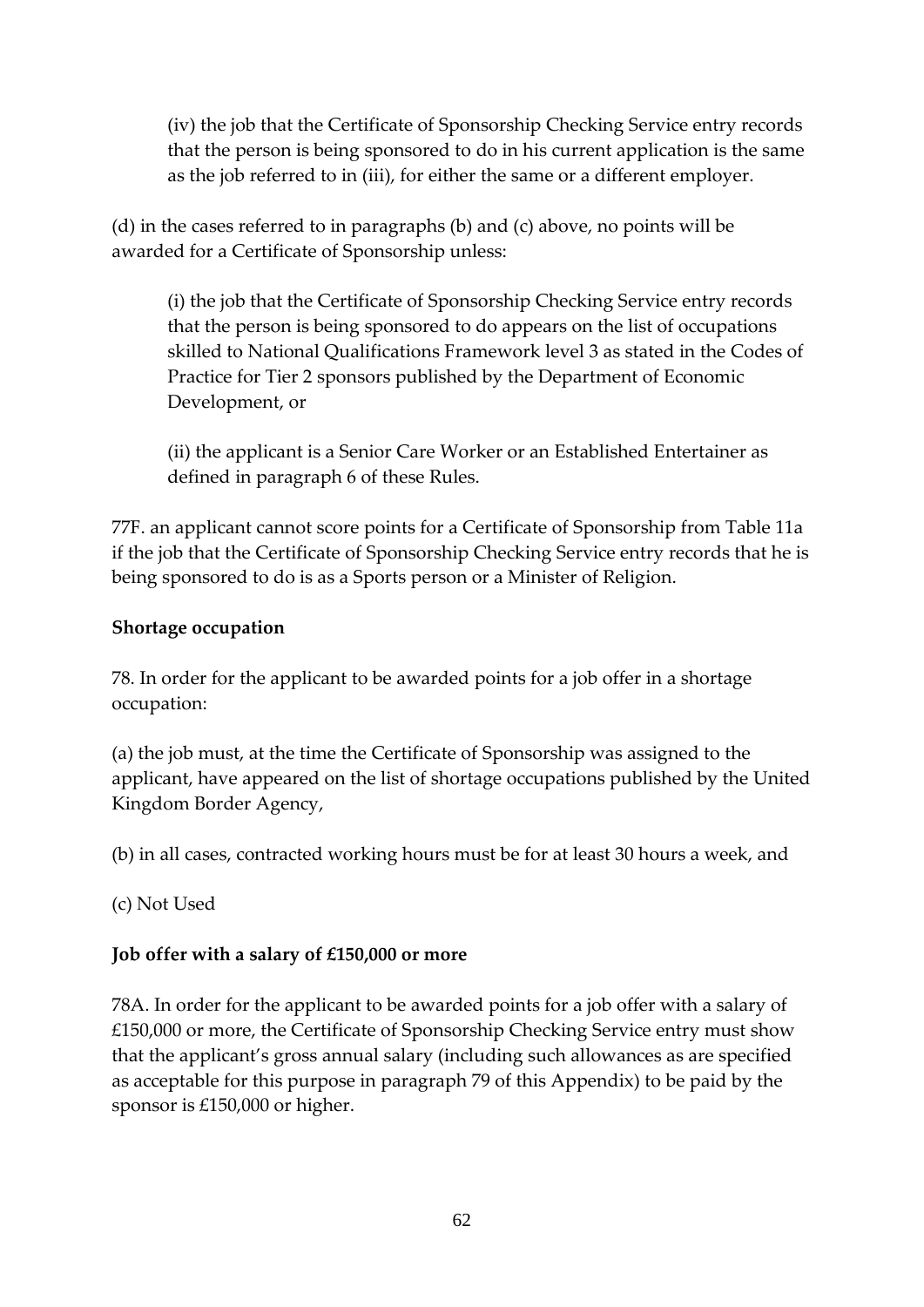(iv) the job that the Certificate of Sponsorship Checking Service entry records that the person is being sponsored to do in his current application is the same as the job referred to in (iii), for either the same or a different employer.

(d) in the cases referred to in paragraphs (b) and (c) above, no points will be awarded for a Certificate of Sponsorship unless:

(i) the job that the Certificate of Sponsorship Checking Service entry records that the person is being sponsored to do appears on the list of occupations skilled to National Qualifications Framework level 3 as stated in the Codes of Practice for Tier 2 sponsors published by the Department of Economic Development, or

(ii) the applicant is a Senior Care Worker or an Established Entertainer as defined in paragraph 6 of these Rules.

77F. an applicant cannot score points for a Certificate of Sponsorship from Table 11a if the job that the Certificate of Sponsorship Checking Service entry records that he is being sponsored to do is as a Sports person or a Minister of Religion.

**Shortage occupation**

78. In order for the applicant to be awarded points for a job offer in a shortage occupation:

(a) the job must, at the time the Certificate of Sponsorship was assigned to the applicant, have appeared on the list of shortage occupations published by the United Kingdom Border Agency,

(b) in all cases, contracted working hours must be for at least 30 hours a week, and

(c) Not Used

**Job offer with a salary of £150,000 or more**

78A. In order for the applicant to be awarded points for a job offer with a salary of £150,000 or more, the Certificate of Sponsorship Checking Service entry must show that the applicant's gross annual salary (including such allowances as are specified as acceptable for this purpose in paragraph 79 of this Appendix) to be paid by the sponsor is £150,000 or higher.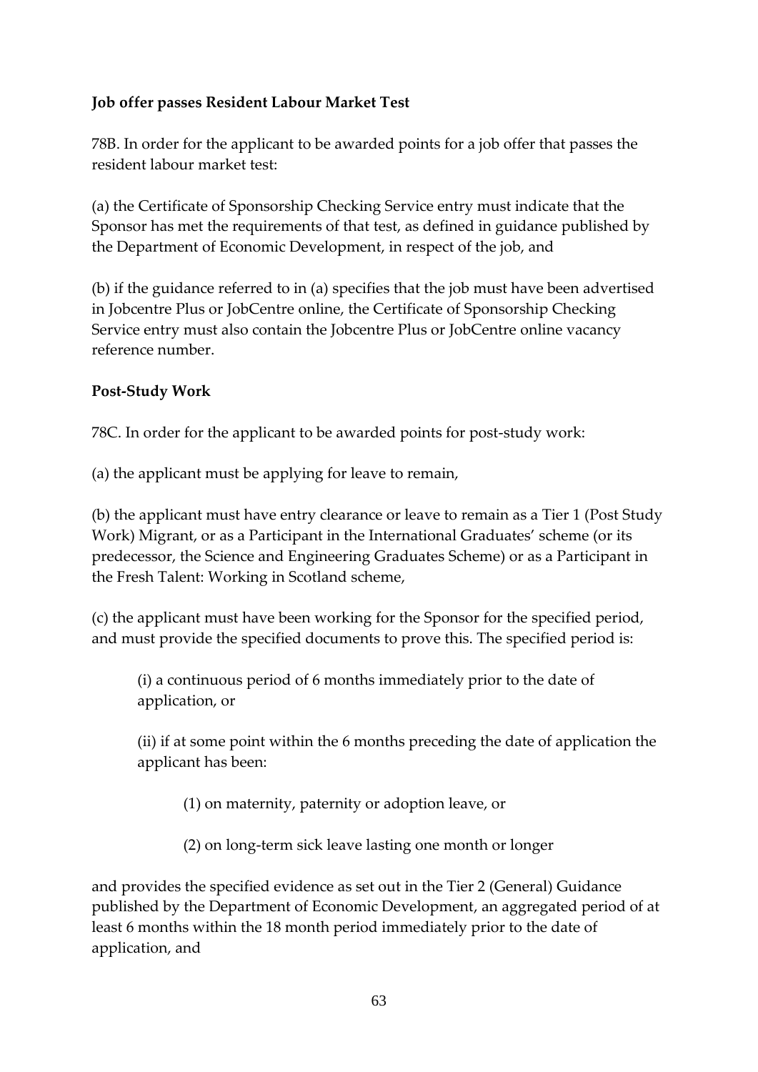**Job offer passes Resident Labour Market Test**

78B. In order for the applicant to be awarded points for a job offer that passes the resident labour market test:

(a) the Certificate of Sponsorship Checking Service entry must indicate that the Sponsor has met the requirements of that test, as defined in guidance published by the Department of Economic Development, in respect of the job, and

(b) if the guidance referred to in (a) specifies that the job must have been advertised in Jobcentre Plus or JobCentre online, the Certificate of Sponsorship Checking Service entry must also contain the Jobcentre Plus or JobCentre online vacancy reference number.

**Post-Study Work**

78C. In order for the applicant to be awarded points for post-study work:

(a) the applicant must be applying for leave to remain,

(b) the applicant must have entry clearance or leave to remain as a Tier 1 (Post Study Work) Migrant, or as a Participant in the International Graduates' scheme (or its predecessor, the Science and Engineering Graduates Scheme) or as a Participant in the Fresh Talent: Working in Scotland scheme,

(c) the applicant must have been working for the Sponsor for the specified period, and must provide the specified documents to prove this. The specified period is:

> (i) a continuous period of 6 months immediately prior to the date of application, or
>
> (ii) if at some point within the 6 months preceding the date of application the applicant has been:
>
> > (1) on maternity, paternity or adoption leave, or
> >
> > (2) on long-term sick leave lasting one month or longer

and provides the specified evidence as set out in the Tier 2 (General) Guidance published by the Department of Economic Development, an aggregated period of at least 6 months within the 18 month period immediately prior to the date of application, and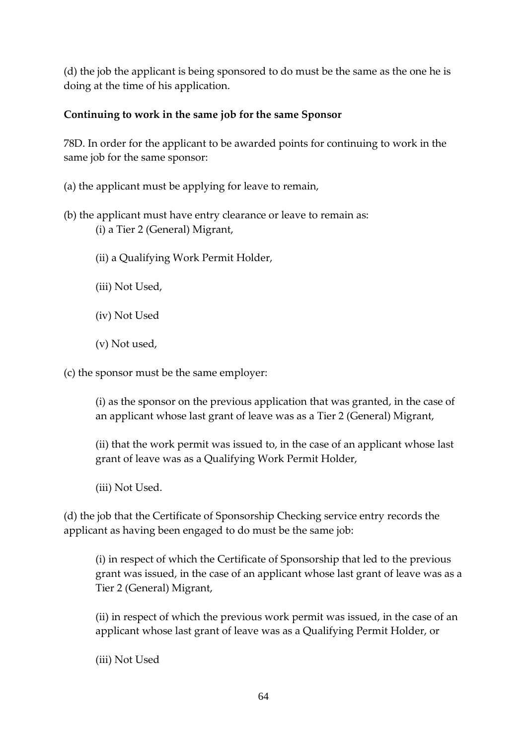(d) the job the applicant is being sponsored to do must be the same as the one he is doing at the time of his application.

**Continuing to work in the same job for the same Sponsor**

78D. In order for the applicant to be awarded points for continuing to work in the same job for the same sponsor:

(a) the applicant must be applying for leave to remain,

(b) the applicant must have entry clearance or leave to remain as:

(i) a Tier 2 (General) Migrant,

(ii) a Qualifying Work Permit Holder,

(iii) Not Used,

(iv) Not Used

(v) Not used,

(c) the sponsor must be the same employer:

(i) as the sponsor on the previous application that was granted, in the case of an applicant whose last grant of leave was as a Tier 2 (General) Migrant,

(ii) that the work permit was issued to, in the case of an applicant whose last grant of leave was as a Qualifying Work Permit Holder,

(iii) Not Used.

(d) the job that the Certificate of Sponsorship Checking service entry records the applicant as having been engaged to do must be the same job:

(i) in respect of which the Certificate of Sponsorship that led to the previous grant was issued, in the case of an applicant whose last grant of leave was as a Tier 2 (General) Migrant,

(ii) in respect of which the previous work permit was issued, in the case of an applicant whose last grant of leave was as a Qualifying Permit Holder, or

(iii) Not Used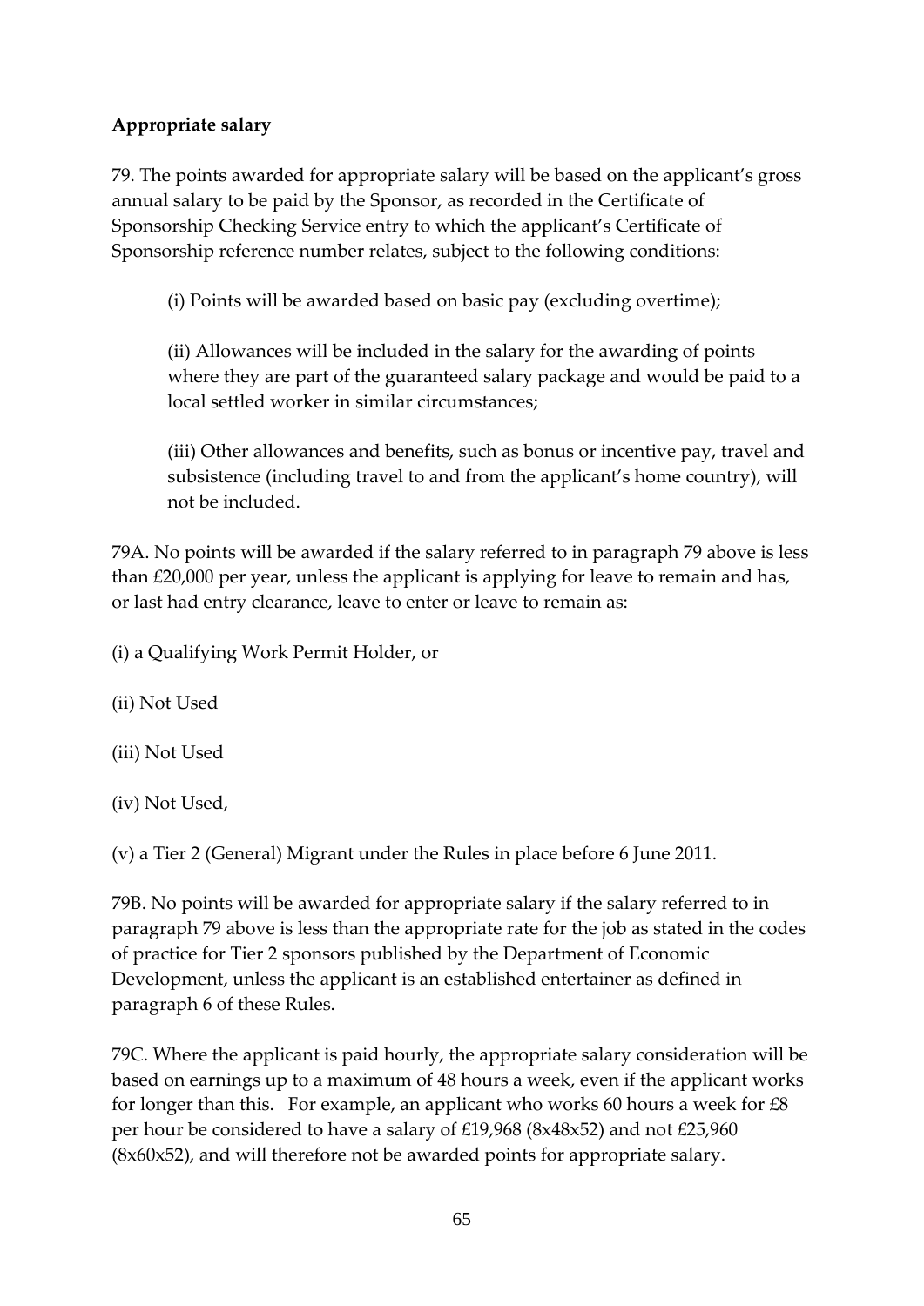**Appropriate salary**

79. The points awarded for appropriate salary will be based on the applicant's gross annual salary to be paid by the Sponsor, as recorded in the Certificate of Sponsorship Checking Service entry to which the applicant's Certificate of Sponsorship reference number relates, subject to the following conditions:

> (i) Points will be awarded based on basic pay (excluding overtime);
>
> (ii) Allowances will be included in the salary for the awarding of points where they are part of the guaranteed salary package and would be paid to a local settled worker in similar circumstances;
>
> (iii) Other allowances and benefits, such as bonus or incentive pay, travel and subsistence (including travel to and from the applicant's home country), will not be included.

79A. No points will be awarded if the salary referred to in paragraph 79 above is less than £20,000 per year, unless the applicant is applying for leave to remain and has, or last had entry clearance, leave to enter or leave to remain as:

(i) a Qualifying Work Permit Holder, or

(ii) Not Used

(iii) Not Used

(iv) Not Used,

(v) a Tier 2 (General) Migrant under the Rules in place before 6 June 2011.

79B. No points will be awarded for appropriate salary if the salary referred to in paragraph 79 above is less than the appropriate rate for the job as stated in the codes of practice for Tier 2 sponsors published by the Department of Economic Development, unless the applicant is an established entertainer as defined in paragraph 6 of these Rules.

79C. Where the applicant is paid hourly, the appropriate salary consideration will be based on earnings up to a maximum of 48 hours a week, even if the applicant works for longer than this. For example, an applicant who works 60 hours a week for £8 per hour be considered to have a salary of £19,968 (8x48x52) and not £25,960 (8x60x52), and will therefore not be awarded points for appropriate salary.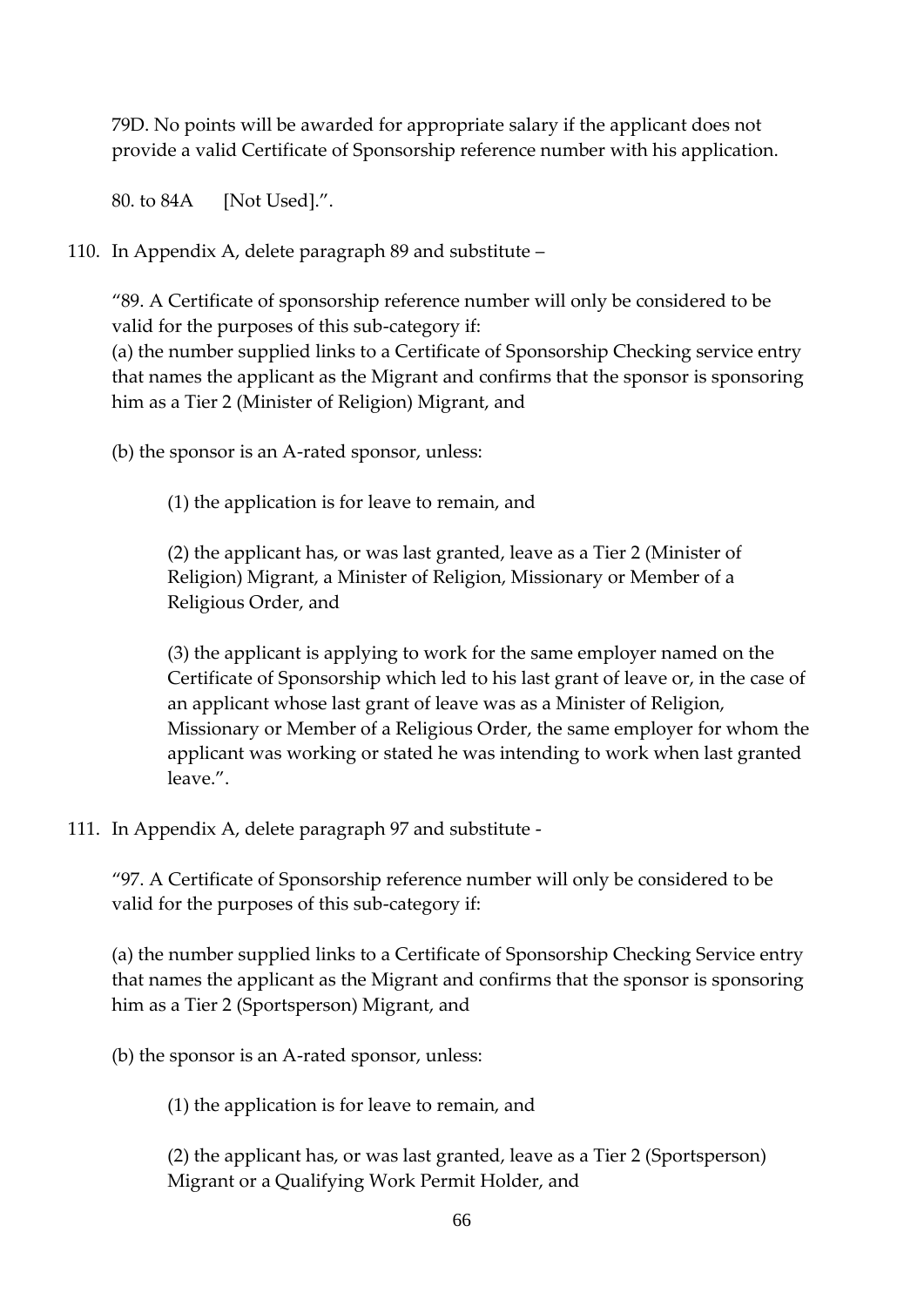79D. No points will be awarded for appropriate salary if the applicant does not provide a valid Certificate of Sponsorship reference number with his application.

80. to 84A [Not Used].".

110. In Appendix A, delete paragraph 89 and substitute –

"89. A Certificate of sponsorship reference number will only be considered to be valid for the purposes of this sub-category if:
(a) the number supplied links to a Certificate of Sponsorship Checking service entry that names the applicant as the Migrant and confirms that the sponsor is sponsoring him as a Tier 2 (Minister of Religion) Migrant, and

(b) the sponsor is an A-rated sponsor, unless:

(1) the application is for leave to remain, and

(2) the applicant has, or was last granted, leave as a Tier 2 (Minister of Religion) Migrant, a Minister of Religion, Missionary or Member of a Religious Order, and

(3) the applicant is applying to work for the same employer named on the Certificate of Sponsorship which led to his last grant of leave or, in the case of an applicant whose last grant of leave was as a Minister of Religion, Missionary or Member of a Religious Order, the same employer for whom the applicant was working or stated he was intending to work when last granted leave.".

111. In Appendix A, delete paragraph 97 and substitute -

"97. A Certificate of Sponsorship reference number will only be considered to be valid for the purposes of this sub-category if:

(a) the number supplied links to a Certificate of Sponsorship Checking Service entry that names the applicant as the Migrant and confirms that the sponsor is sponsoring him as a Tier 2 (Sportsperson) Migrant, and

(b) the sponsor is an A-rated sponsor, unless:

(1) the application is for leave to remain, and

(2) the applicant has, or was last granted, leave as a Tier 2 (Sportsperson) Migrant or a Qualifying Work Permit Holder, and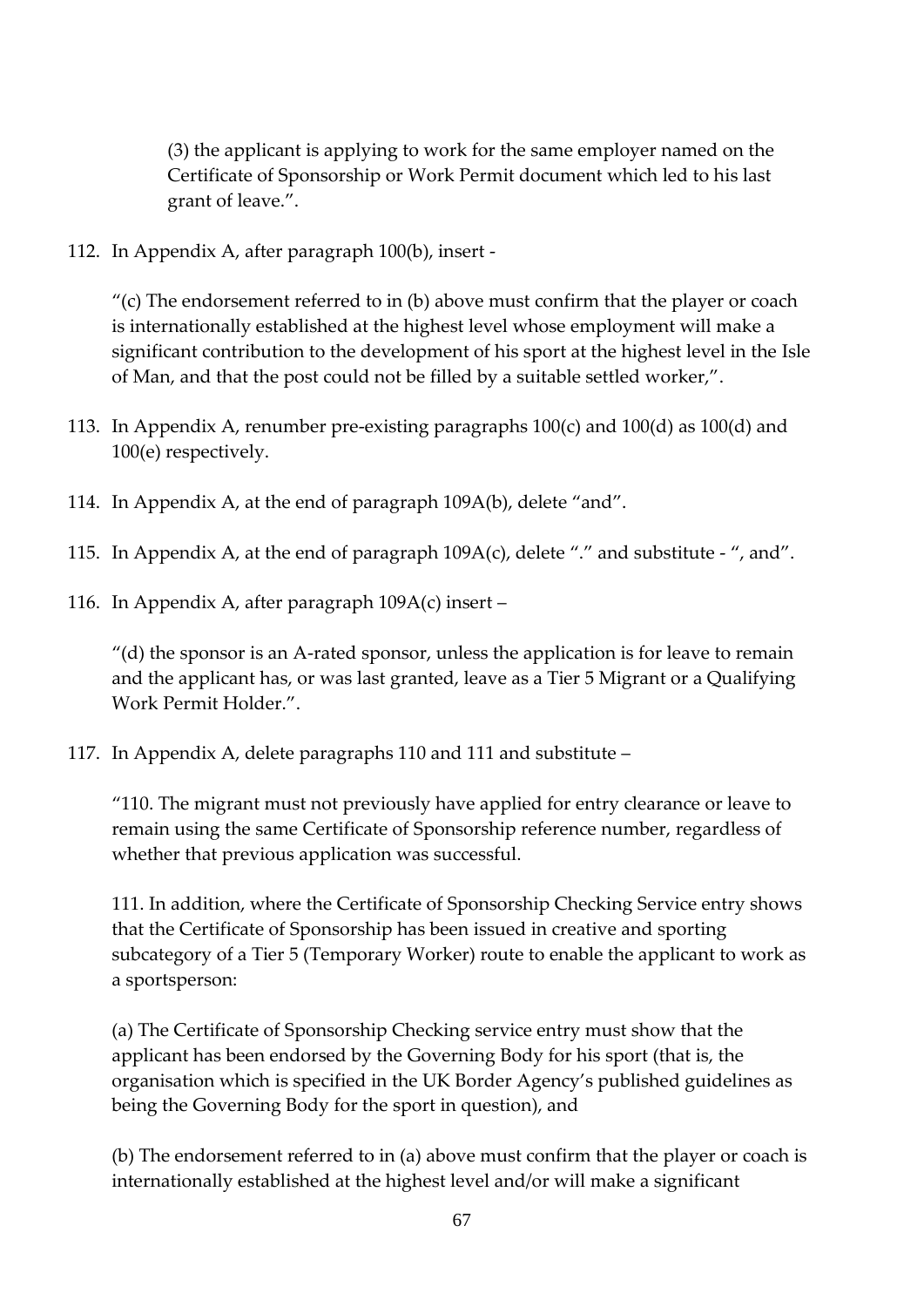(3) the applicant is applying to work for the same employer named on the Certificate of Sponsorship or Work Permit document which led to his last grant of leave.".

112. In Appendix A, after paragraph 100(b), insert -

"(c) The endorsement referred to in (b) above must confirm that the player or coach is internationally established at the highest level whose employment will make a significant contribution to the development of his sport at the highest level in the Isle of Man, and that the post could not be filled by a suitable settled worker,".

113. In Appendix A, renumber pre-existing paragraphs 100(c) and 100(d) as 100(d) and 100(e) respectively.

114. In Appendix A, at the end of paragraph 109A(b), delete "and".

115. In Appendix A, at the end of paragraph 109A(c), delete "." and substitute - ", and".

116. In Appendix A, after paragraph 109A(c) insert –

"(d) the sponsor is an A-rated sponsor, unless the application is for leave to remain and the applicant has, or was last granted, leave as a Tier 5 Migrant or a Qualifying Work Permit Holder.".

117. In Appendix A, delete paragraphs 110 and 111 and substitute –

"110. The migrant must not previously have applied for entry clearance or leave to remain using the same Certificate of Sponsorship reference number, regardless of whether that previous application was successful.

111. In addition, where the Certificate of Sponsorship Checking Service entry shows that the Certificate of Sponsorship has been issued in creative and sporting subcategory of a Tier 5 (Temporary Worker) route to enable the applicant to work as a sportsperson:

(a) The Certificate of Sponsorship Checking service entry must show that the applicant has been endorsed by the Governing Body for his sport (that is, the organisation which is specified in the UK Border Agency's published guidelines as being the Governing Body for the sport in question), and

(b) The endorsement referred to in (a) above must confirm that the player or coach is internationally established at the highest level and/or will make a significant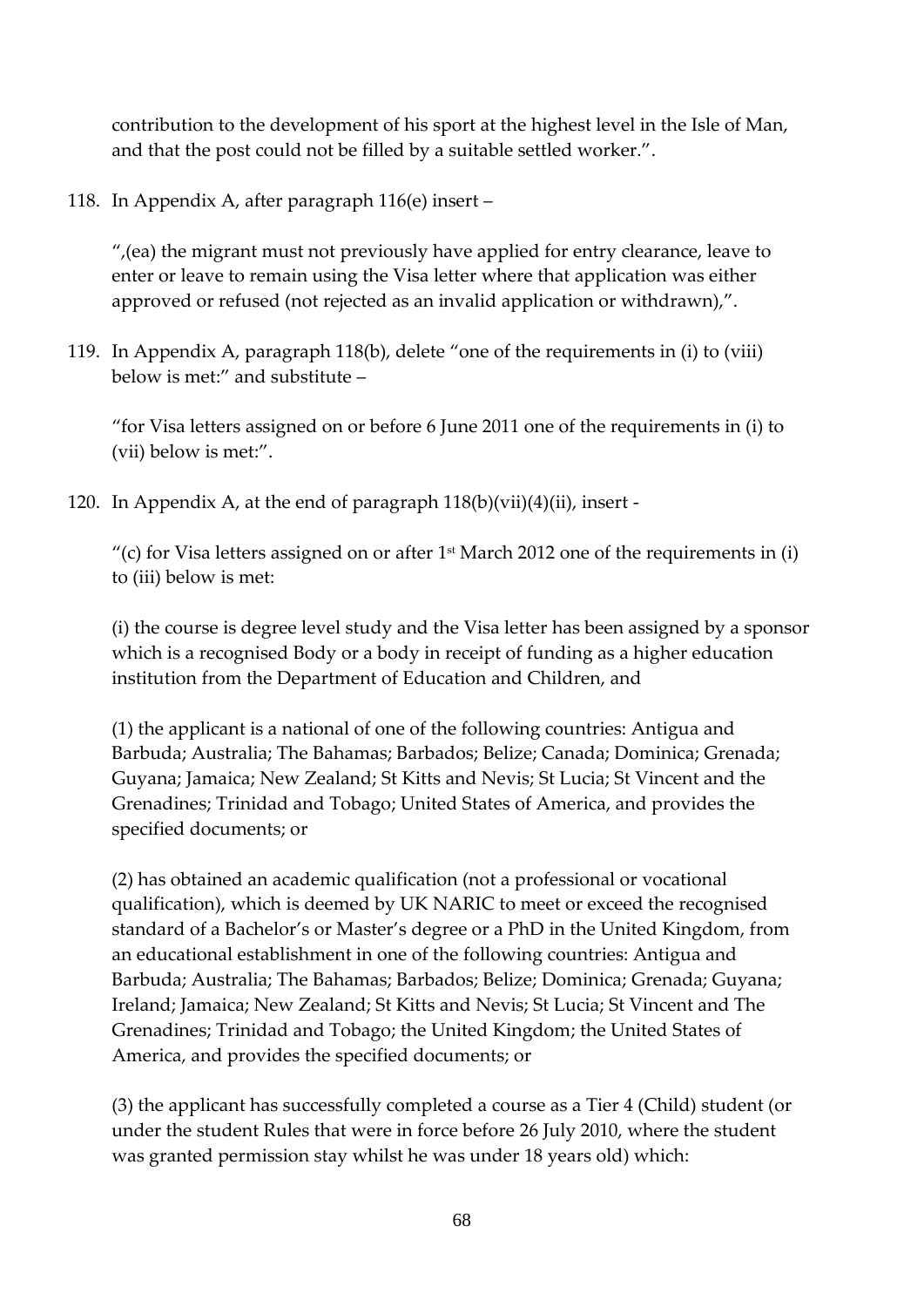contribution to the development of his sport at the highest level in the Isle of Man, and that the post could not be filled by a suitable settled worker.".

118. In Appendix A, after paragraph 116(e) insert –

",(ea) the migrant must not previously have applied for entry clearance, leave to enter or leave to remain using the Visa letter where that application was either approved or refused (not rejected as an invalid application or withdrawn),".

119. In Appendix A, paragraph 118(b), delete "one of the requirements in (i) to (viii) below is met:" and substitute –

"for Visa letters assigned on or before 6 June 2011 one of the requirements in (i) to (vii) below is met:".

120. In Appendix A, at the end of paragraph 118(b)(vii)(4)(ii), insert -

"(c) for Visa letters assigned on or after 1st March 2012 one of the requirements in (i) to (iii) below is met:

(i) the course is degree level study and the Visa letter has been assigned by a sponsor which is a recognised Body or a body in receipt of funding as a higher education institution from the Department of Education and Children, and

(1) the applicant is a national of one of the following countries: Antigua and Barbuda; Australia; The Bahamas; Barbados; Belize; Canada; Dominica; Grenada; Guyana; Jamaica; New Zealand; St Kitts and Nevis; St Lucia; St Vincent and the Grenadines; Trinidad and Tobago; United States of America, and provides the specified documents; or

(2) has obtained an academic qualification (not a professional or vocational qualification), which is deemed by UK NARIC to meet or exceed the recognised standard of a Bachelor's or Master's degree or a PhD in the United Kingdom, from an educational establishment in one of the following countries: Antigua and Barbuda; Australia; The Bahamas; Barbados; Belize; Dominica; Grenada; Guyana; Ireland; Jamaica; New Zealand; St Kitts and Nevis; St Lucia; St Vincent and The Grenadines; Trinidad and Tobago; the United Kingdom; the United States of America, and provides the specified documents; or

(3) the applicant has successfully completed a course as a Tier 4 (Child) student (or under the student Rules that were in force before 26 July 2010, where the student was granted permission stay whilst he was under 18 years old) which: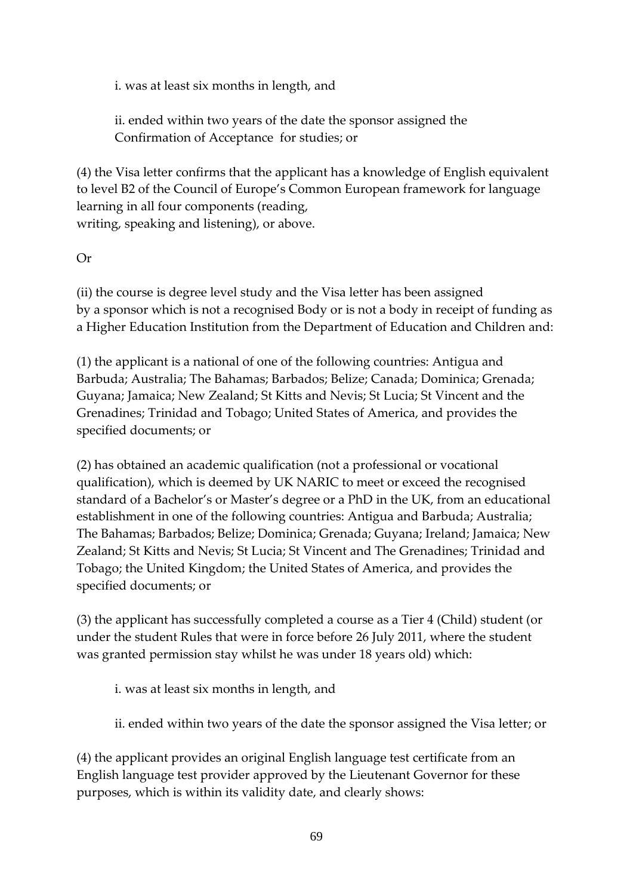i. was at least six months in length, and

ii. ended within two years of the date the sponsor assigned the Confirmation of Acceptance for studies; or

(4) the Visa letter confirms that the applicant has a knowledge of English equivalent to level B2 of the Council of Europe's Common European framework for language learning in all four components (reading, writing, speaking and listening), or above.

Or

(ii) the course is degree level study and the Visa letter has been assigned by a sponsor which is not a recognised Body or is not a body in receipt of funding as a Higher Education Institution from the Department of Education and Children and:

(1) the applicant is a national of one of the following countries: Antigua and Barbuda; Australia; The Bahamas; Barbados; Belize; Canada; Dominica; Grenada; Guyana; Jamaica; New Zealand; St Kitts and Nevis; St Lucia; St Vincent and the Grenadines; Trinidad and Tobago; United States of America, and provides the specified documents; or

(2) has obtained an academic qualification (not a professional or vocational qualification), which is deemed by UK NARIC to meet or exceed the recognised standard of a Bachelor's or Master's degree or a PhD in the UK, from an educational establishment in one of the following countries: Antigua and Barbuda; Australia; The Bahamas; Barbados; Belize; Dominica; Grenada; Guyana; Ireland; Jamaica; New Zealand; St Kitts and Nevis; St Lucia; St Vincent and The Grenadines; Trinidad and Tobago; the United Kingdom; the United States of America, and provides the specified documents; or

(3) the applicant has successfully completed a course as a Tier 4 (Child) student (or under the student Rules that were in force before 26 July 2011, where the student was granted permission stay whilst he was under 18 years old) which:

i. was at least six months in length, and

ii. ended within two years of the date the sponsor assigned the Visa letter; or

(4) the applicant provides an original English language test certificate from an English language test provider approved by the Lieutenant Governor for these purposes, which is within its validity date, and clearly shows: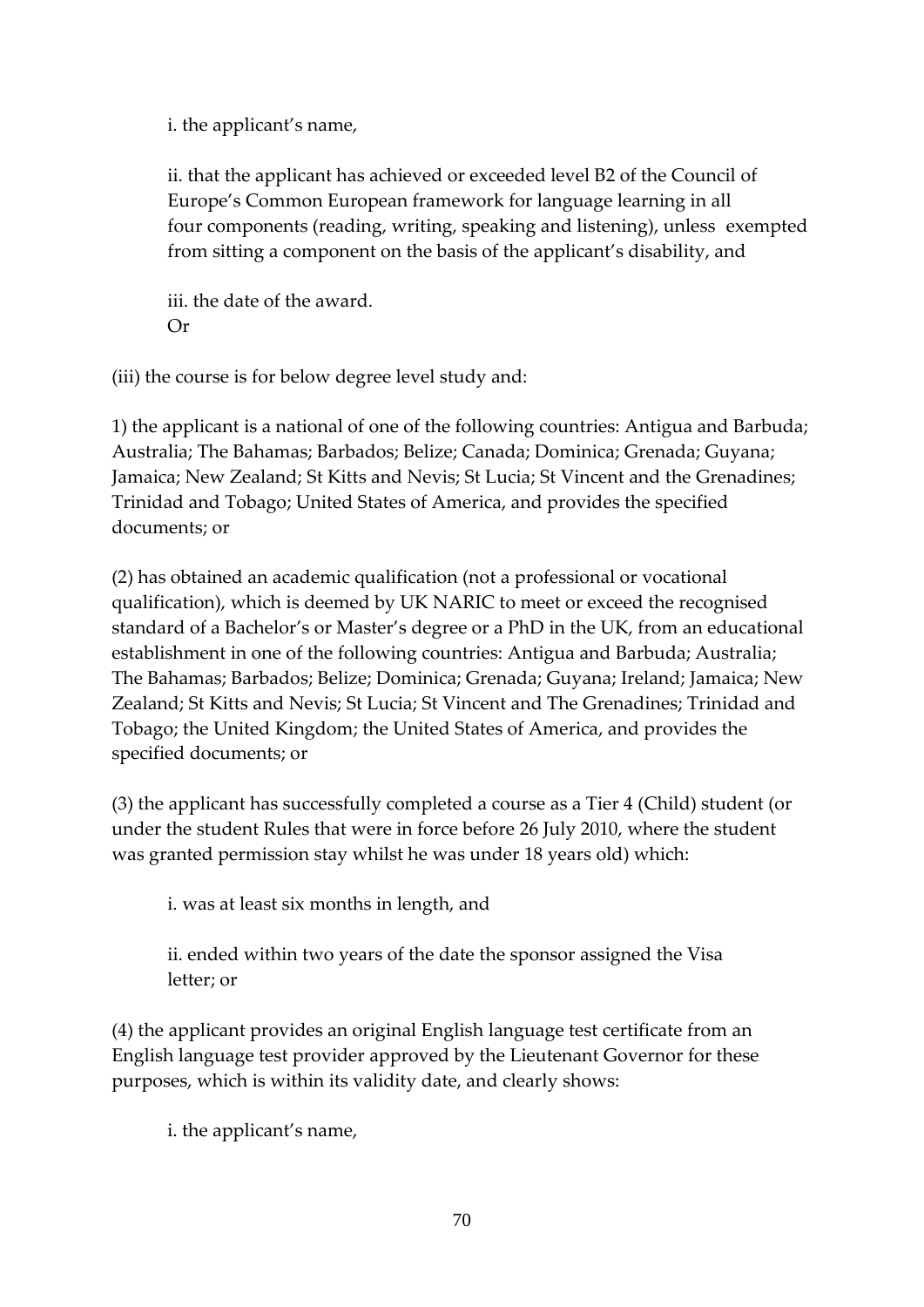i. the applicant's name,

ii. that the applicant has achieved or exceeded level B2 of the Council of Europe's Common European framework for language learning in all four components (reading, writing, speaking and listening), unless exempted from sitting a component on the basis of the applicant's disability, and

iii. the date of the award.
Or

(iii) the course is for below degree level study and:

1) the applicant is a national of one of the following countries: Antigua and Barbuda; Australia; The Bahamas; Barbados; Belize; Canada; Dominica; Grenada; Guyana; Jamaica; New Zealand; St Kitts and Nevis; St Lucia; St Vincent and the Grenadines; Trinidad and Tobago; United States of America, and provides the specified documents; or

(2) has obtained an academic qualification (not a professional or vocational qualification), which is deemed by UK NARIC to meet or exceed the recognised standard of a Bachelor's or Master's degree or a PhD in the UK, from an educational establishment in one of the following countries: Antigua and Barbuda; Australia; The Bahamas; Barbados; Belize; Dominica; Grenada; Guyana; Ireland; Jamaica; New Zealand; St Kitts and Nevis; St Lucia; St Vincent and The Grenadines; Trinidad and Tobago; the United Kingdom; the United States of America, and provides the specified documents; or

(3) the applicant has successfully completed a course as a Tier 4 (Child) student (or under the student Rules that were in force before 26 July 2010, where the student was granted permission stay whilst he was under 18 years old) which:

i. was at least six months in length, and

ii. ended within two years of the date the sponsor assigned the Visa letter; or

(4) the applicant provides an original English language test certificate from an English language test provider approved by the Lieutenant Governor for these purposes, which is within its validity date, and clearly shows:

i. the applicant's name,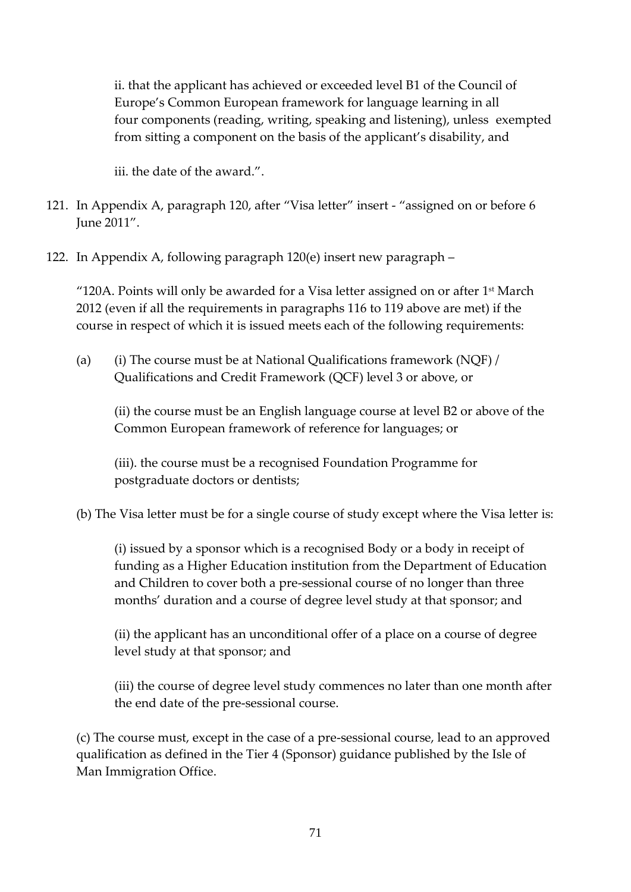ii. that the applicant has achieved or exceeded level B1 of the Council of Europe's Common European framework for language learning in all four components (reading, writing, speaking and listening), unless exempted from sitting a component on the basis of the applicant's disability, and

iii. the date of the award.".

121. In Appendix A, paragraph 120, after "Visa letter" insert - "assigned on or before 6 June 2011".

122. In Appendix A, following paragraph 120(e) insert new paragraph –

"120A. Points will only be awarded for a Visa letter assigned on or after 1st March 2012 (even if all the requirements in paragraphs 116 to 119 above are met) if the course in respect of which it is issued meets each of the following requirements:

(a) (i) The course must be at National Qualifications framework (NQF) / Qualifications and Credit Framework (QCF) level 3 or above, or

(ii) the course must be an English language course at level B2 or above of the Common European framework of reference for languages; or

(iii). the course must be a recognised Foundation Programme for postgraduate doctors or dentists;

(b) The Visa letter must be for a single course of study except where the Visa letter is:

(i) issued by a sponsor which is a recognised Body or a body in receipt of funding as a Higher Education institution from the Department of Education and Children to cover both a pre-sessional course of no longer than three months' duration and a course of degree level study at that sponsor; and

(ii) the applicant has an unconditional offer of a place on a course of degree level study at that sponsor; and

(iii) the course of degree level study commences no later than one month after the end date of the pre-sessional course.

(c) The course must, except in the case of a pre-sessional course, lead to an approved qualification as defined in the Tier 4 (Sponsor) guidance published by the Isle of Man Immigration Office.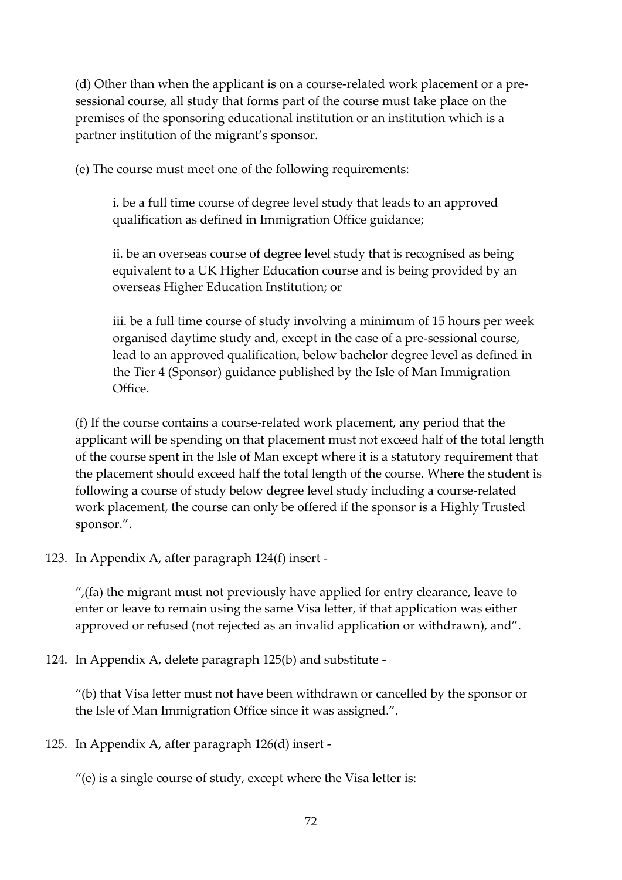(d) Other than when the applicant is on a course-related work placement or a pre-sessional course, all study that forms part of the course must take place on the premises of the sponsoring educational institution or an institution which is a partner institution of the migrant's sponsor.

(e) The course must meet one of the following requirements:

i. be a full time course of degree level study that leads to an approved qualification as defined in Immigration Office guidance;

ii. be an overseas course of degree level study that is recognised as being equivalent to a UK Higher Education course and is being provided by an overseas Higher Education Institution; or

iii. be a full time course of study involving a minimum of 15 hours per week organised daytime study and, except in the case of a pre-sessional course, lead to an approved qualification, below bachelor degree level as defined in the Tier 4 (Sponsor) guidance published by the Isle of Man Immigration Office.

(f) If the course contains a course-related work placement, any period that the applicant will be spending on that placement must not exceed half of the total length of the course spent in the Isle of Man except where it is a statutory requirement that the placement should exceed half the total length of the course. Where the student is following a course of study below degree level study including a course-related work placement, the course can only be offered if the sponsor is a Highly Trusted sponsor.".

123. In Appendix A, after paragraph 124(f) insert -

",(fa) the migrant must not previously have applied for entry clearance, leave to enter or leave to remain using the same Visa letter, if that application was either approved or refused (not rejected as an invalid application or withdrawn), and".

124. In Appendix A, delete paragraph 125(b) and substitute -

"(b) that Visa letter must not have been withdrawn or cancelled by the sponsor or the Isle of Man Immigration Office since it was assigned.".

125. In Appendix A, after paragraph 126(d) insert -

"(e) is a single course of study, except where the Visa letter is: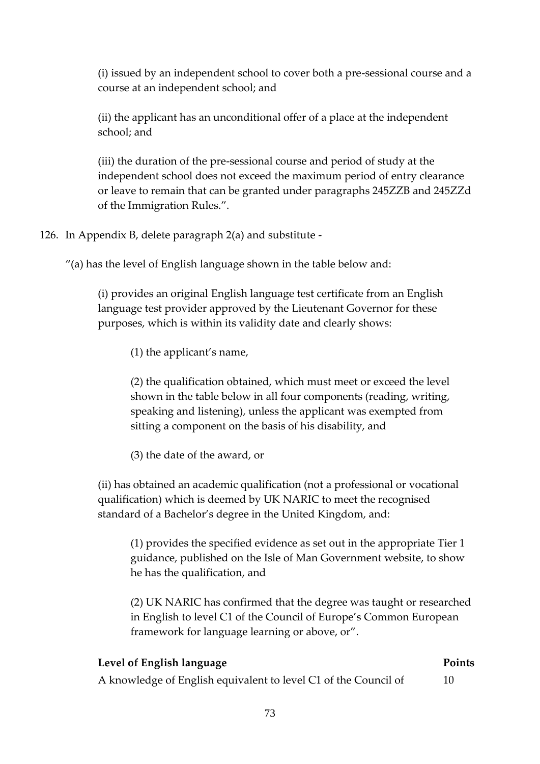(i) issued by an independent school to cover both a pre-sessional course and a course at an independent school; and

(ii) the applicant has an unconditional offer of a place at the independent school; and

(iii) the duration of the pre-sessional course and period of study at the independent school does not exceed the maximum period of entry clearance or leave to remain that can be granted under paragraphs 245ZZB and 245ZZd of the Immigration Rules.".

126. In Appendix B, delete paragraph 2(a) and substitute -

"(a) has the level of English language shown in the table below and:

(i) provides an original English language test certificate from an English language test provider approved by the Lieutenant Governor for these purposes, which is within its validity date and clearly shows:

(1) the applicant's name,

(2) the qualification obtained, which must meet or exceed the level shown in the table below in all four components (reading, writing, speaking and listening), unless the applicant was exempted from sitting a component on the basis of his disability, and

(3) the date of the award, or

(ii) has obtained an academic qualification (not a professional or vocational qualification) which is deemed by UK NARIC to meet the recognised standard of a Bachelor's degree in the United Kingdom, and:

(1) provides the specified evidence as set out in the appropriate Tier 1 guidance, published on the Isle of Man Government website, to show he has the qualification, and

(2) UK NARIC has confirmed that the degree was taught or researched in English to level C1 of the Council of Europe's Common European framework for language learning or above, or".

| Level of English language | Points |
|---|---|
| A knowledge of English equivalent to level C1 of the Council of | 10 |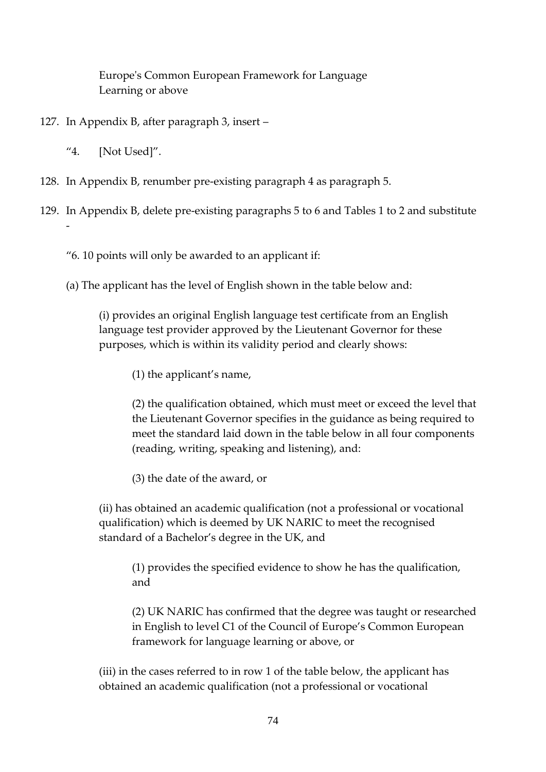Europe's Common European Framework for Language Learning or above

127. In Appendix B, after paragraph 3, insert –

 "4. [Not Used]".

128. In Appendix B, renumber pre-existing paragraph 4 as paragraph 5.

129. In Appendix B, delete pre-existing paragraphs 5 to 6 and Tables 1 to 2 and substitute -

"6. 10 points will only be awarded to an applicant if:

(a) The applicant has the level of English shown in the table below and:

 (i) provides an original English language test certificate from an English language test provider approved by the Lieutenant Governor for these purposes, which is within its validity period and clearly shows:

  (1) the applicant's name,

  (2) the qualification obtained, which must meet or exceed the level that the Lieutenant Governor specifies in the guidance as being required to meet the standard laid down in the table below in all four components (reading, writing, speaking and listening), and:

  (3) the date of the award, or

 (ii) has obtained an academic qualification (not a professional or vocational qualification) which is deemed by UK NARIC to meet the recognised standard of a Bachelor's degree in the UK, and

  (1) provides the specified evidence to show he has the qualification, and

  (2) UK NARIC has confirmed that the degree was taught or researched in English to level C1 of the Council of Europe's Common European framework for language learning or above, or

 (iii) in the cases referred to in row 1 of the table below, the applicant has obtained an academic qualification (not a professional or vocational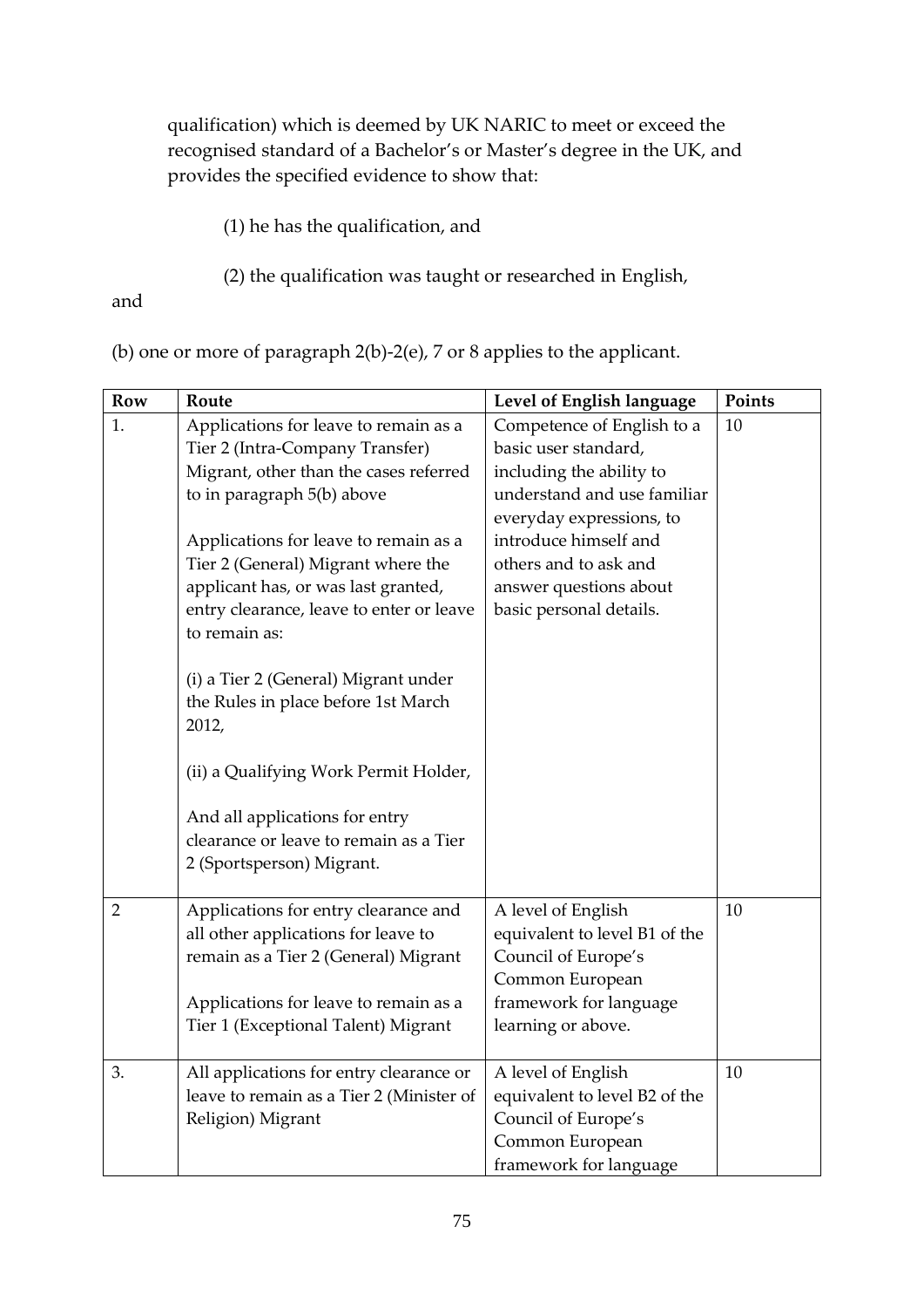qualification) which is deemed by UK NARIC to meet or exceed the recognised standard of a Bachelor's or Master's degree in the UK, and provides the specified evidence to show that:

(1) he has the qualification, and

(2) the qualification was taught or researched in English,

and

(b) one or more of paragraph 2(b)-2(e), 7 or 8 applies to the applicant.

| Row | Route | Level of English language | Points |
|---|---|---|---|
| 1. | Applications for leave to remain as a Tier 2 (Intra-Company Transfer) Migrant, other than the cases referred to in paragraph 5(b) above<br><br>Applications for leave to remain as a Tier 2 (General) Migrant where the applicant has, or was last granted, entry clearance, leave to enter or leave to remain as:<br><br>(i) a Tier 2 (General) Migrant under the Rules in place before 1st March 2012,<br><br>(ii) a Qualifying Work Permit Holder,<br><br>And all applications for entry clearance or leave to remain as a Tier 2 (Sportsperson) Migrant. | Competence of English to a basic user standard, including the ability to understand and use familiar everyday expressions, to introduce himself and others and to ask and answer questions about basic personal details. | 10 |
| 2 | Applications for entry clearance and all other applications for leave to remain as a Tier 2 (General) Migrant<br><br>Applications for leave to remain as a Tier 1 (Exceptional Talent) Migrant | A level of English equivalent to level B1 of the Council of Europe's Common European framework for language learning or above. | 10 |
| 3. | All applications for entry clearance or leave to remain as a Tier 2 (Minister of Religion) Migrant | A level of English equivalent to level B2 of the Council of Europe's Common European framework for language | 10 |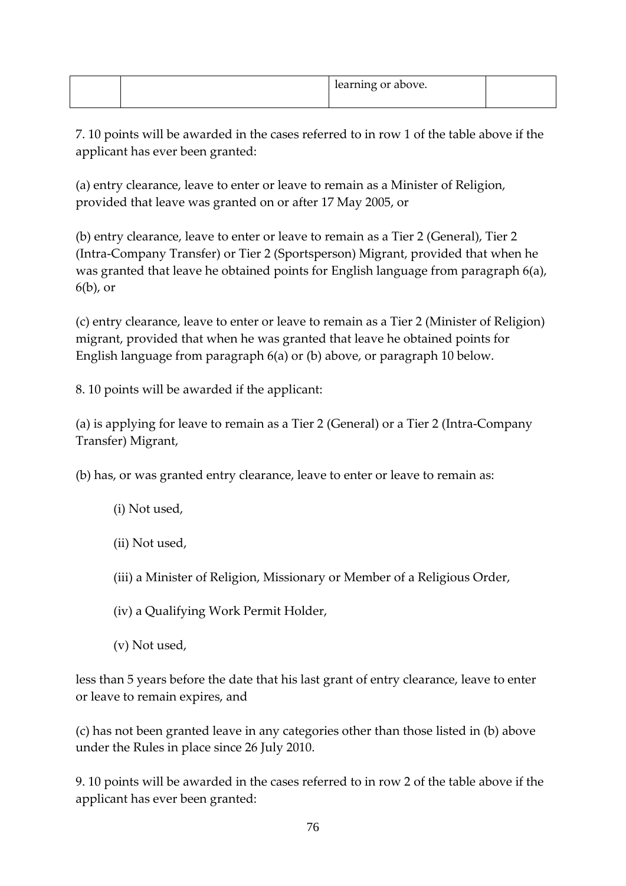| | | learning or above. | |
|---|---|---|---|

7. 10 points will be awarded in the cases referred to in row 1 of the table above if the applicant has ever been granted:

(a) entry clearance, leave to enter or leave to remain as a Minister of Religion, provided that leave was granted on or after 17 May 2005, or

(b) entry clearance, leave to enter or leave to remain as a Tier 2 (General), Tier 2 (Intra-Company Transfer) or Tier 2 (Sportsperson) Migrant, provided that when he was granted that leave he obtained points for English language from paragraph 6(a), 6(b), or

(c) entry clearance, leave to enter or leave to remain as a Tier 2 (Minister of Religion) migrant, provided that when he was granted that leave he obtained points for English language from paragraph 6(a) or (b) above, or paragraph 10 below.

8. 10 points will be awarded if the applicant:

(a) is applying for leave to remain as a Tier 2 (General) or a Tier 2 (Intra-Company Transfer) Migrant,

(b) has, or was granted entry clearance, leave to enter or leave to remain as:

(i) Not used,

(ii) Not used,

(iii) a Minister of Religion, Missionary or Member of a Religious Order,

(iv) a Qualifying Work Permit Holder,

(v) Not used,

less than 5 years before the date that his last grant of entry clearance, leave to enter or leave to remain expires, and

(c) has not been granted leave in any categories other than those listed in (b) above under the Rules in place since 26 July 2010.

9. 10 points will be awarded in the cases referred to in row 2 of the table above if the applicant has ever been granted: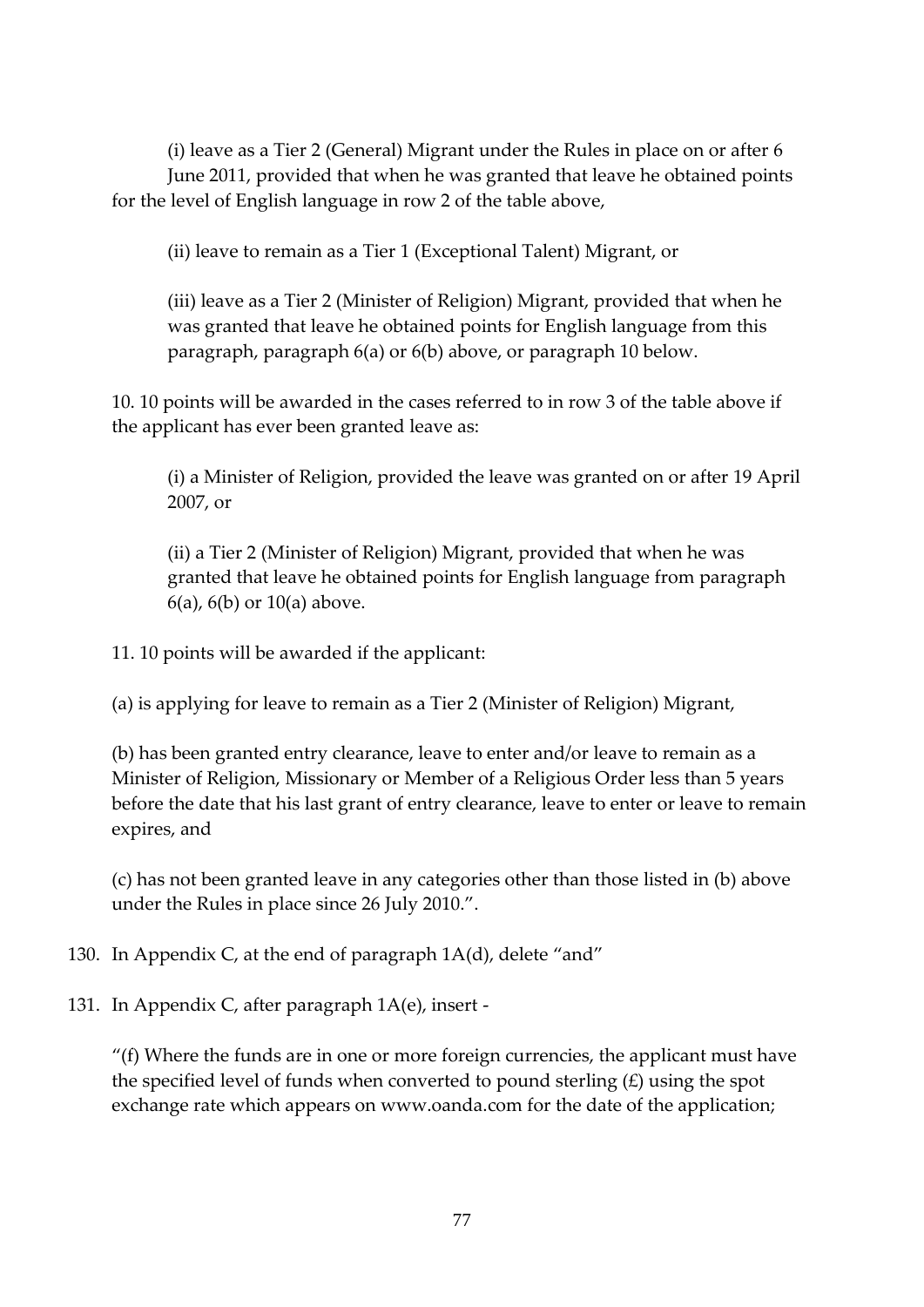(i) leave as a Tier 2 (General) Migrant under the Rules in place on or after 6 June 2011, provided that when he was granted that leave he obtained points for the level of English language in row 2 of the table above,

(ii) leave to remain as a Tier 1 (Exceptional Talent) Migrant, or

(iii) leave as a Tier 2 (Minister of Religion) Migrant, provided that when he was granted that leave he obtained points for English language from this paragraph, paragraph 6(a) or 6(b) above, or paragraph 10 below.

10. 10 points will be awarded in the cases referred to in row 3 of the table above if the applicant has ever been granted leave as:

(i) a Minister of Religion, provided the leave was granted on or after 19 April 2007, or

(ii) a Tier 2 (Minister of Religion) Migrant, provided that when he was granted that leave he obtained points for English language from paragraph 6(a), 6(b) or 10(a) above.

11. 10 points will be awarded if the applicant:

(a) is applying for leave to remain as a Tier 2 (Minister of Religion) Migrant,

(b) has been granted entry clearance, leave to enter and/or leave to remain as a Minister of Religion, Missionary or Member of a Religious Order less than 5 years before the date that his last grant of entry clearance, leave to enter or leave to remain expires, and

(c) has not been granted leave in any categories other than those listed in (b) above under the Rules in place since 26 July 2010.".

130. In Appendix C, at the end of paragraph 1A(d), delete "and"

131. In Appendix C, after paragraph 1A(e), insert -

"(f) Where the funds are in one or more foreign currencies, the applicant must have the specified level of funds when converted to pound sterling (£) using the spot exchange rate which appears on www.oanda.com for the date of the application;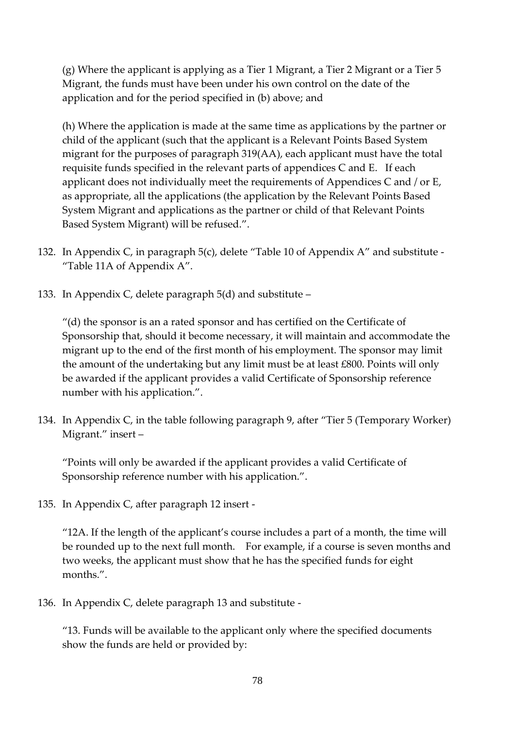(g) Where the applicant is applying as a Tier 1 Migrant, a Tier 2 Migrant or a Tier 5 Migrant, the funds must have been under his own control on the date of the application and for the period specified in (b) above; and

(h) Where the application is made at the same time as applications by the partner or child of the applicant (such that the applicant is a Relevant Points Based System migrant for the purposes of paragraph 319(AA), each applicant must have the total requisite funds specified in the relevant parts of appendices C and E. If each applicant does not individually meet the requirements of Appendices C and / or E, as appropriate, all the applications (the application by the Relevant Points Based System Migrant and applications as the partner or child of that Relevant Points Based System Migrant) will be refused.".

132. In Appendix C, in paragraph 5(c), delete "Table 10 of Appendix A" and substitute - "Table 11A of Appendix A".

133. In Appendix C, delete paragraph 5(d) and substitute –

"(d) the sponsor is an a rated sponsor and has certified on the Certificate of Sponsorship that, should it become necessary, it will maintain and accommodate the migrant up to the end of the first month of his employment. The sponsor may limit the amount of the undertaking but any limit must be at least £800. Points will only be awarded if the applicant provides a valid Certificate of Sponsorship reference number with his application.".

134. In Appendix C, in the table following paragraph 9, after "Tier 5 (Temporary Worker) Migrant." insert –

"Points will only be awarded if the applicant provides a valid Certificate of Sponsorship reference number with his application.".

135. In Appendix C, after paragraph 12 insert -

"12A. If the length of the applicant's course includes a part of a month, the time will be rounded up to the next full month. For example, if a course is seven months and two weeks, the applicant must show that he has the specified funds for eight months.".

136. In Appendix C, delete paragraph 13 and substitute -

"13. Funds will be available to the applicant only where the specified documents show the funds are held or provided by: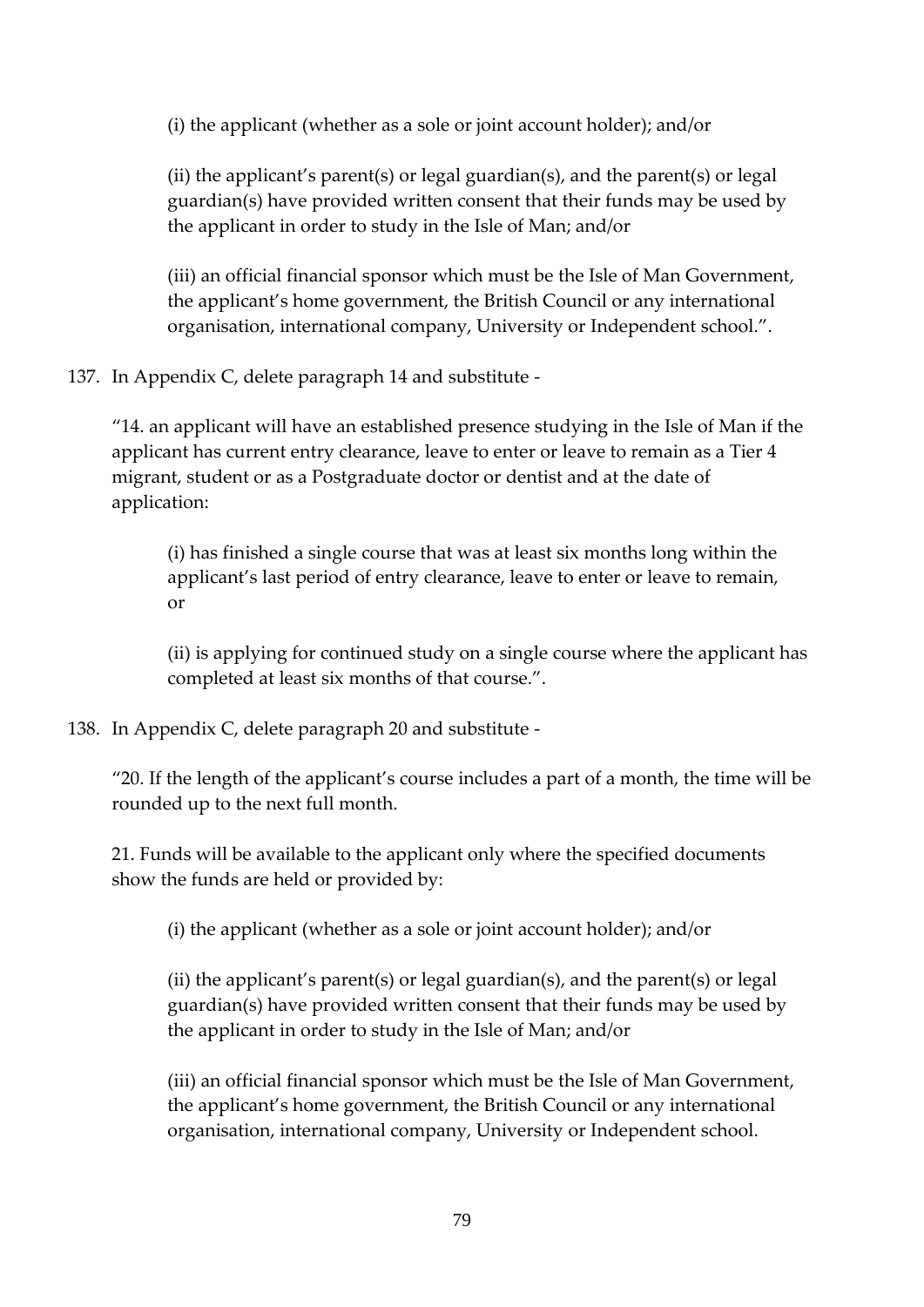(i) the applicant (whether as a sole or joint account holder); and/or

(ii) the applicant's parent(s) or legal guardian(s), and the parent(s) or legal guardian(s) have provided written consent that their funds may be used by the applicant in order to study in the Isle of Man; and/or

(iii) an official financial sponsor which must be the Isle of Man Government, the applicant's home government, the British Council or any international organisation, international company, University or Independent school.".

137. In Appendix C, delete paragraph 14 and substitute -

"14. an applicant will have an established presence studying in the Isle of Man if the applicant has current entry clearance, leave to enter or leave to remain as a Tier 4 migrant, student or as a Postgraduate doctor or dentist and at the date of application:

(i) has finished a single course that was at least six months long within the applicant's last period of entry clearance, leave to enter or leave to remain, or

(ii) is applying for continued study on a single course where the applicant has completed at least six months of that course.".

138. In Appendix C, delete paragraph 20 and substitute -

"20. If the length of the applicant's course includes a part of a month, the time will be rounded up to the next full month.

21. Funds will be available to the applicant only where the specified documents show the funds are held or provided by:

(i) the applicant (whether as a sole or joint account holder); and/or

(ii) the applicant's parent(s) or legal guardian(s), and the parent(s) or legal guardian(s) have provided written consent that their funds may be used by the applicant in order to study in the Isle of Man; and/or

(iii) an official financial sponsor which must be the Isle of Man Government, the applicant's home government, the British Council or any international organisation, international company, University or Independent school.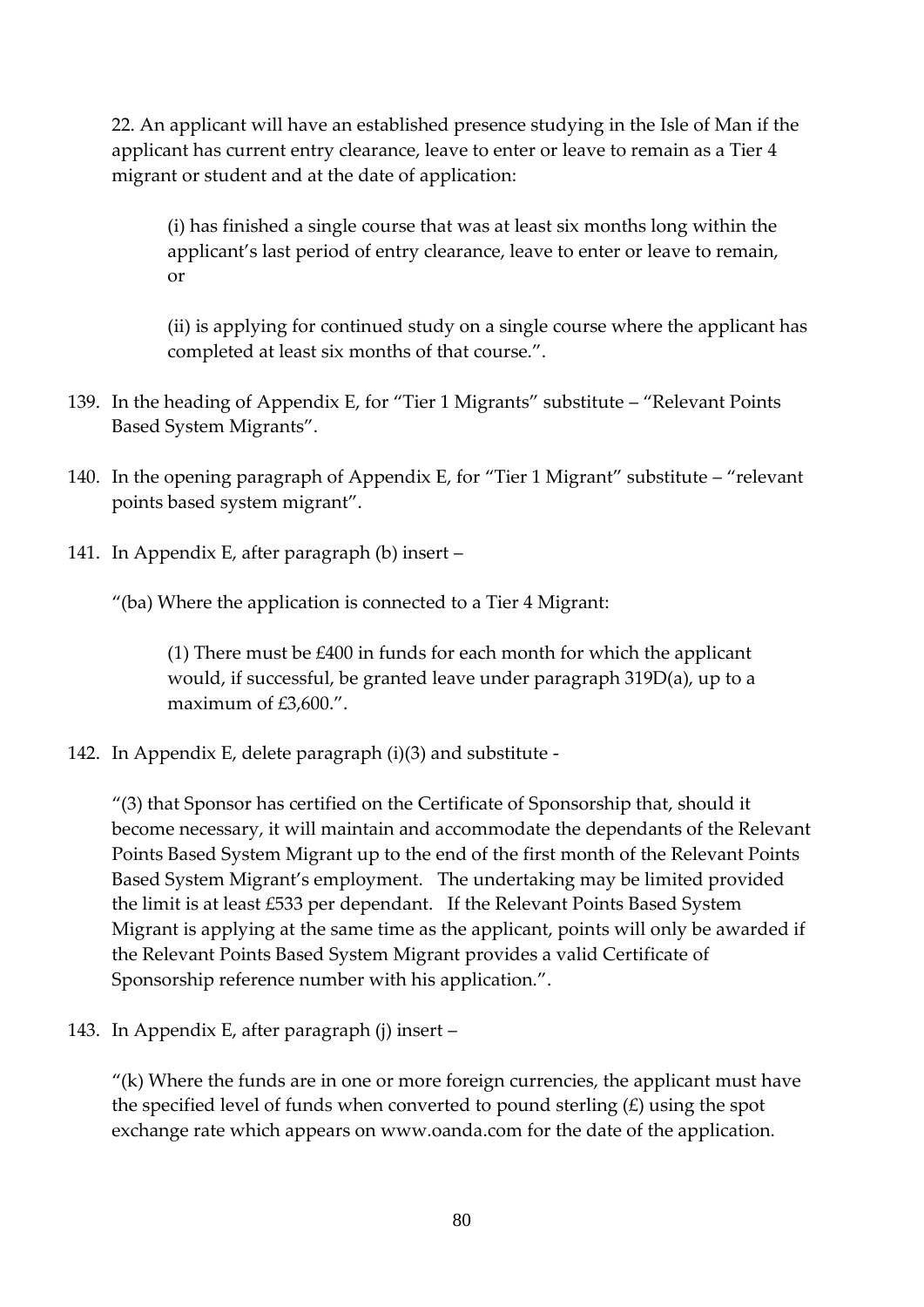22. An applicant will have an established presence studying in the Isle of Man if the applicant has current entry clearance, leave to enter or leave to remain as a Tier 4 migrant or student and at the date of application:

(i) has finished a single course that was at least six months long within the applicant's last period of entry clearance, leave to enter or leave to remain, or

(ii) is applying for continued study on a single course where the applicant has completed at least six months of that course.".

139. In the heading of Appendix E, for "Tier 1 Migrants" substitute – "Relevant Points Based System Migrants".

140. In the opening paragraph of Appendix E, for "Tier 1 Migrant" substitute – "relevant points based system migrant".

141. In Appendix E, after paragraph (b) insert –

"(ba) Where the application is connected to a Tier 4 Migrant:

(1) There must be £400 in funds for each month for which the applicant would, if successful, be granted leave under paragraph 319D(a), up to a maximum of £3,600.".

142. In Appendix E, delete paragraph (i)(3) and substitute -

"(3) that Sponsor has certified on the Certificate of Sponsorship that, should it become necessary, it will maintain and accommodate the dependants of the Relevant Points Based System Migrant up to the end of the first month of the Relevant Points Based System Migrant's employment. The undertaking may be limited provided the limit is at least £533 per dependant. If the Relevant Points Based System Migrant is applying at the same time as the applicant, points will only be awarded if the Relevant Points Based System Migrant provides a valid Certificate of Sponsorship reference number with his application.".

143. In Appendix E, after paragraph (j) insert –

"(k) Where the funds are in one or more foreign currencies, the applicant must have the specified level of funds when converted to pound sterling (£) using the spot exchange rate which appears on www.oanda.com for the date of the application.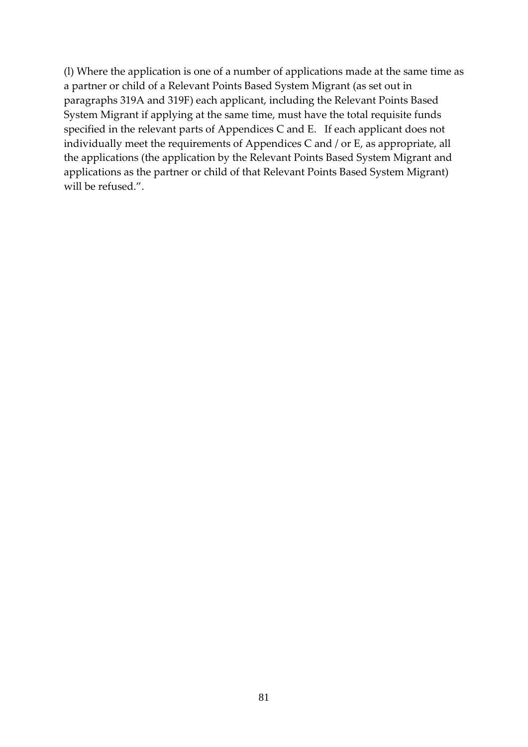(l) Where the application is one of a number of applications made at the same time as a partner or child of a Relevant Points Based System Migrant (as set out in paragraphs 319A and 319F) each applicant, including the Relevant Points Based System Migrant if applying at the same time, must have the total requisite funds specified in the relevant parts of Appendices C and E. If each applicant does not individually meet the requirements of Appendices C and / or E, as appropriate, all the applications (the application by the Relevant Points Based System Migrant and applications as the partner or child of that Relevant Points Based System Migrant) will be refused.".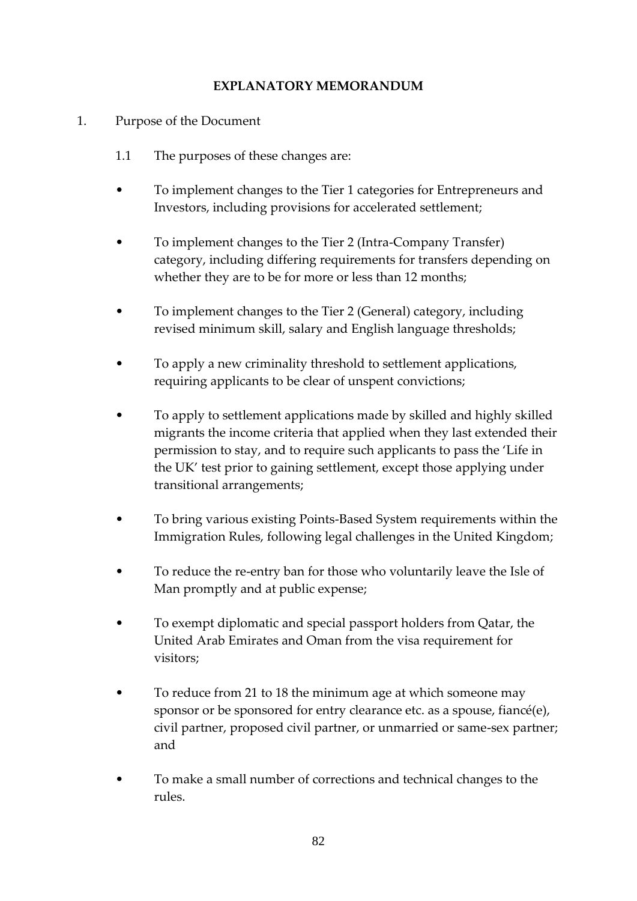# EXPLANATORY MEMORANDUM

1. Purpose of the Document

   1.1 The purposes of these changes are:

- To implement changes to the Tier 1 categories for Entrepreneurs and Investors, including provisions for accelerated settlement;
- To implement changes to the Tier 2 (Intra-Company Transfer) category, including differing requirements for transfers depending on whether they are to be for more or less than 12 months;
- To implement changes to the Tier 2 (General) category, including revised minimum skill, salary and English language thresholds;
- To apply a new criminality threshold to settlement applications, requiring applicants to be clear of unspent convictions;
- To apply to settlement applications made by skilled and highly skilled migrants the income criteria that applied when they last extended their permission to stay, and to require such applicants to pass the 'Life in the UK' test prior to gaining settlement, except those applying under transitional arrangements;
- To bring various existing Points-Based System requirements within the Immigration Rules, following legal challenges in the United Kingdom;
- To reduce the re-entry ban for those who voluntarily leave the Isle of Man promptly and at public expense;
- To exempt diplomatic and special passport holders from Qatar, the United Arab Emirates and Oman from the visa requirement for visitors;
- To reduce from 21 to 18 the minimum age at which someone may sponsor or be sponsored for entry clearance etc. as a spouse, fiancé(e), civil partner, proposed civil partner, or unmarried or same-sex partner; and
- To make a small number of corrections and technical changes to the rules.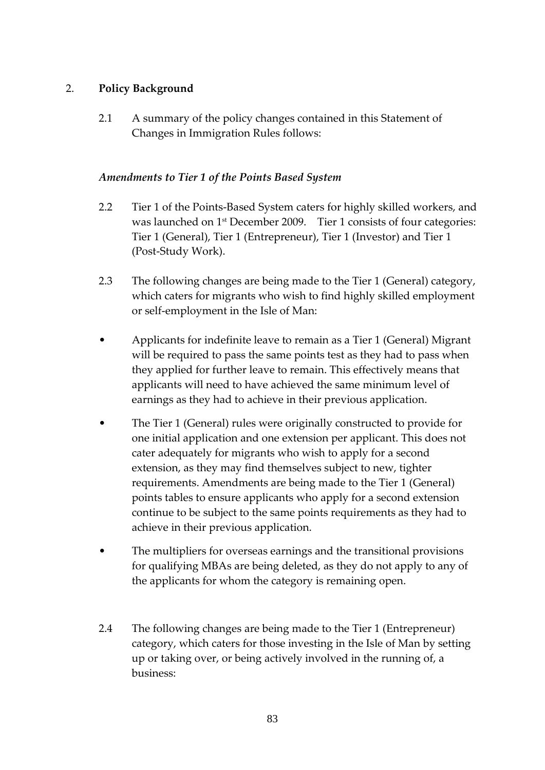## 2. **Policy Background**

2.1 A summary of the policy changes contained in this Statement of Changes in Immigration Rules follows:

### *Amendments to Tier 1 of the Points Based System*

2.2 Tier 1 of the Points-Based System caters for highly skilled workers, and was launched on 1st December 2009. Tier 1 consists of four categories: Tier 1 (General), Tier 1 (Entrepreneur), Tier 1 (Investor) and Tier 1 (Post-Study Work).

2.3 The following changes are being made to the Tier 1 (General) category, which caters for migrants who wish to find highly skilled employment or self-employment in the Isle of Man:

- Applicants for indefinite leave to remain as a Tier 1 (General) Migrant will be required to pass the same points test as they had to pass when they applied for further leave to remain. This effectively means that applicants will need to have achieved the same minimum level of earnings as they had to achieve in their previous application.
- The Tier 1 (General) rules were originally constructed to provide for one initial application and one extension per applicant. This does not cater adequately for migrants who wish to apply for a second extension, as they may find themselves subject to new, tighter requirements. Amendments are being made to the Tier 1 (General) points tables to ensure applicants who apply for a second extension continue to be subject to the same points requirements as they had to achieve in their previous application.
- The multipliers for overseas earnings and the transitional provisions for qualifying MBAs are being deleted, as they do not apply to any of the applicants for whom the category is remaining open.

2.4 The following changes are being made to the Tier 1 (Entrepreneur) category, which caters for those investing in the Isle of Man by setting up or taking over, or being actively involved in the running of, a business: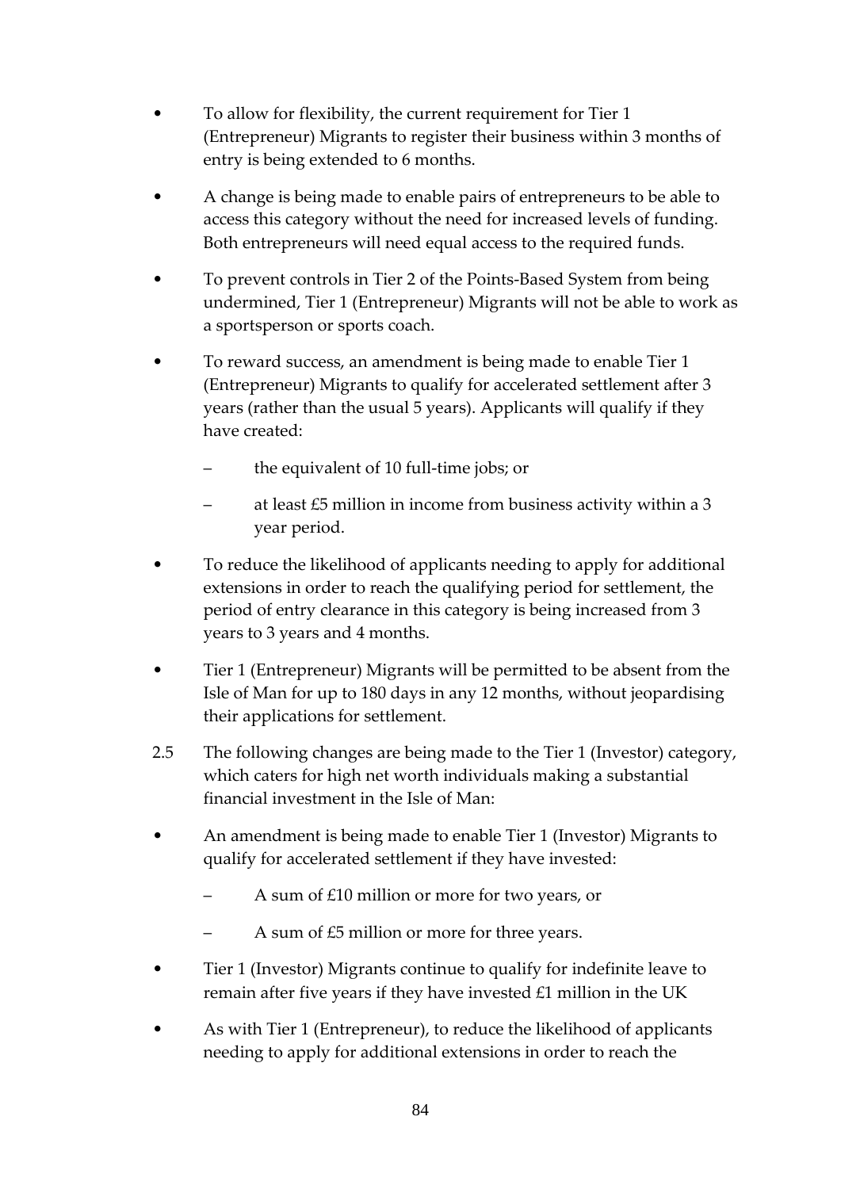- To allow for flexibility, the current requirement for Tier 1 (Entrepreneur) Migrants to register their business within 3 months of entry is being extended to 6 months.
- A change is being made to enable pairs of entrepreneurs to be able to access this category without the need for increased levels of funding. Both entrepreneurs will need equal access to the required funds.
- To prevent controls in Tier 2 of the Points-Based System from being undermined, Tier 1 (Entrepreneur) Migrants will not be able to work as a sportsperson or sports coach.
- To reward success, an amendment is being made to enable Tier 1 (Entrepreneur) Migrants to qualify for accelerated settlement after 3 years (rather than the usual 5 years). Applicants will qualify if they have created:
  - the equivalent of 10 full-time jobs; or
  - at least £5 million in income from business activity within a 3 year period.
- To reduce the likelihood of applicants needing to apply for additional extensions in order to reach the qualifying period for settlement, the period of entry clearance in this category is being increased from 3 years to 3 years and 4 months.
- Tier 1 (Entrepreneur) Migrants will be permitted to be absent from the Isle of Man for up to 180 days in any 12 months, without jeopardising their applications for settlement.

2.5 The following changes are being made to the Tier 1 (Investor) category, which caters for high net worth individuals making a substantial financial investment in the Isle of Man:

- An amendment is being made to enable Tier 1 (Investor) Migrants to qualify for accelerated settlement if they have invested:
  - A sum of £10 million or more for two years, or
  - A sum of £5 million or more for three years.
- Tier 1 (Investor) Migrants continue to qualify for indefinite leave to remain after five years if they have invested £1 million in the UK
- As with Tier 1 (Entrepreneur), to reduce the likelihood of applicants needing to apply for additional extensions in order to reach the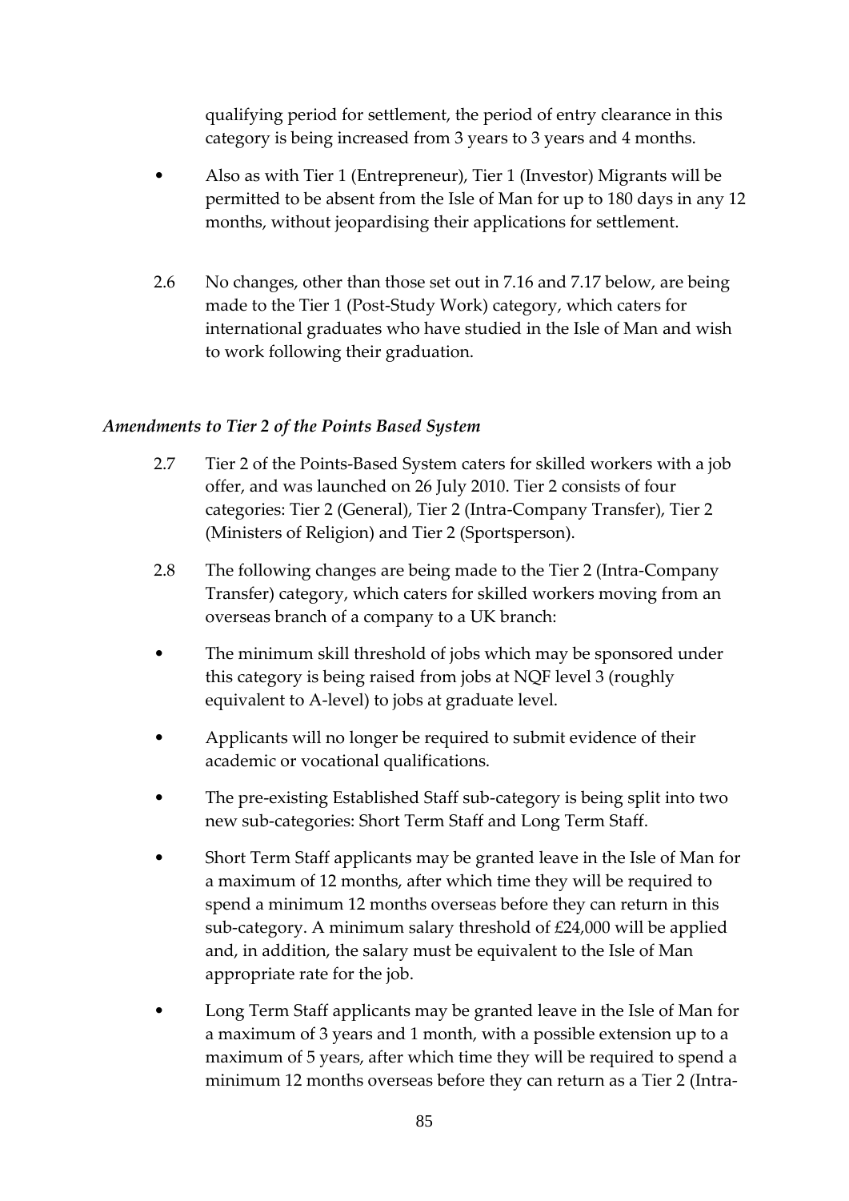qualifying period for settlement, the period of entry clearance in this category is being increased from 3 years to 3 years and 4 months.

- Also as with Tier 1 (Entrepreneur), Tier 1 (Investor) Migrants will be permitted to be absent from the Isle of Man for up to 180 days in any 12 months, without jeopardising their applications for settlement.

2.6 No changes, other than those set out in 7.16 and 7.17 below, are being made to the Tier 1 (Post-Study Work) category, which caters for international graduates who have studied in the Isle of Man and wish to work following their graduation.

*Amendments to Tier 2 of the Points Based System*

2.7 Tier 2 of the Points-Based System caters for skilled workers with a job offer, and was launched on 26 July 2010. Tier 2 consists of four categories: Tier 2 (General), Tier 2 (Intra-Company Transfer), Tier 2 (Ministers of Religion) and Tier 2 (Sportsperson).

2.8 The following changes are being made to the Tier 2 (Intra-Company Transfer) category, which caters for skilled workers moving from an overseas branch of a company to a UK branch:

- The minimum skill threshold of jobs which may be sponsored under this category is being raised from jobs at NQF level 3 (roughly equivalent to A-level) to jobs at graduate level.
- Applicants will no longer be required to submit evidence of their academic or vocational qualifications.
- The pre-existing Established Staff sub-category is being split into two new sub-categories: Short Term Staff and Long Term Staff.
- Short Term Staff applicants may be granted leave in the Isle of Man for a maximum of 12 months, after which time they will be required to spend a minimum 12 months overseas before they can return in this sub-category. A minimum salary threshold of £24,000 will be applied and, in addition, the salary must be equivalent to the Isle of Man appropriate rate for the job.
- Long Term Staff applicants may be granted leave in the Isle of Man for a maximum of 3 years and 1 month, with a possible extension up to a maximum of 5 years, after which time they will be required to spend a minimum 12 months overseas before they can return as a Tier 2 (Intra-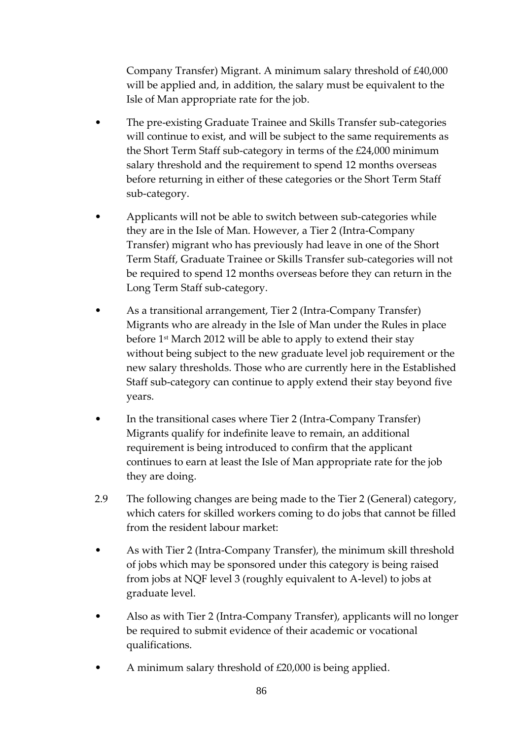Company Transfer) Migrant. A minimum salary threshold of £40,000 will be applied and, in addition, the salary must be equivalent to the Isle of Man appropriate rate for the job.

- The pre-existing Graduate Trainee and Skills Transfer sub-categories will continue to exist, and will be subject to the same requirements as the Short Term Staff sub-category in terms of the £24,000 minimum salary threshold and the requirement to spend 12 months overseas before returning in either of these categories or the Short Term Staff sub-category.
- Applicants will not be able to switch between sub-categories while they are in the Isle of Man. However, a Tier 2 (Intra-Company Transfer) migrant who has previously had leave in one of the Short Term Staff, Graduate Trainee or Skills Transfer sub-categories will not be required to spend 12 months overseas before they can return in the Long Term Staff sub-category.
- As a transitional arrangement, Tier 2 (Intra-Company Transfer) Migrants who are already in the Isle of Man under the Rules in place before 1st March 2012 will be able to apply to extend their stay without being subject to the new graduate level job requirement or the new salary thresholds. Those who are currently here in the Established Staff sub-category can continue to apply extend their stay beyond five years.
- In the transitional cases where Tier 2 (Intra-Company Transfer) Migrants qualify for indefinite leave to remain, an additional requirement is being introduced to confirm that the applicant continues to earn at least the Isle of Man appropriate rate for the job they are doing.

2.9 The following changes are being made to the Tier 2 (General) category, which caters for skilled workers coming to do jobs that cannot be filled from the resident labour market:

- As with Tier 2 (Intra-Company Transfer), the minimum skill threshold of jobs which may be sponsored under this category is being raised from jobs at NQF level 3 (roughly equivalent to A-level) to jobs at graduate level.
- Also as with Tier 2 (Intra-Company Transfer), applicants will no longer be required to submit evidence of their academic or vocational qualifications.
- A minimum salary threshold of £20,000 is being applied.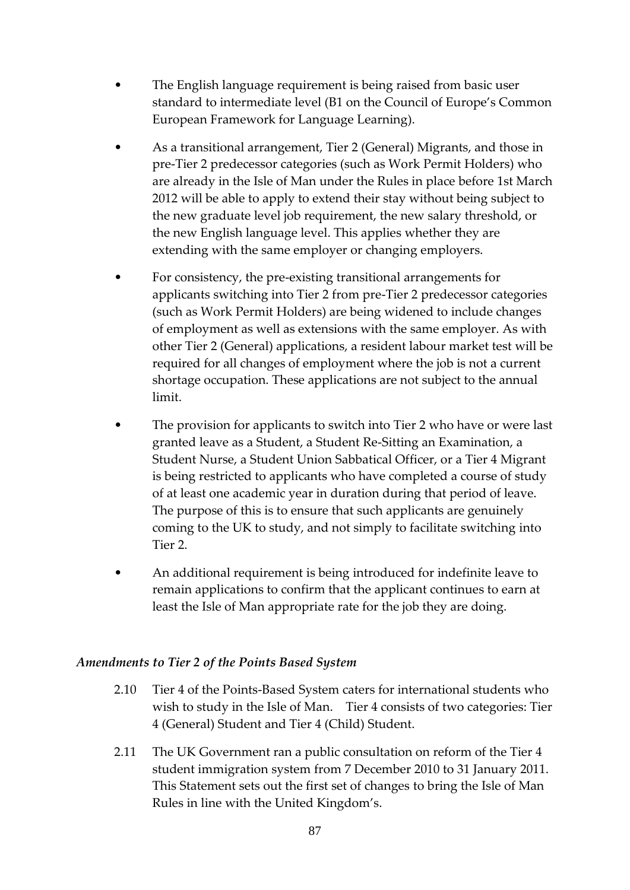- The English language requirement is being raised from basic user standard to intermediate level (B1 on the Council of Europe's Common European Framework for Language Learning).

- As a transitional arrangement, Tier 2 (General) Migrants, and those in pre-Tier 2 predecessor categories (such as Work Permit Holders) who are already in the Isle of Man under the Rules in place before 1st March 2012 will be able to apply to extend their stay without being subject to the new graduate level job requirement, the new salary threshold, or the new English language level. This applies whether they are extending with the same employer or changing employers.

- For consistency, the pre-existing transitional arrangements for applicants switching into Tier 2 from pre-Tier 2 predecessor categories (such as Work Permit Holders) are being widened to include changes of employment as well as extensions with the same employer. As with other Tier 2 (General) applications, a resident labour market test will be required for all changes of employment where the job is not a current shortage occupation. These applications are not subject to the annual limit.

- The provision for applicants to switch into Tier 2 who have or were last granted leave as a Student, a Student Re-Sitting an Examination, a Student Nurse, a Student Union Sabbatical Officer, or a Tier 4 Migrant is being restricted to applicants who have completed a course of study of at least one academic year in duration during that period of leave. The purpose of this is to ensure that such applicants are genuinely coming to the UK to study, and not simply to facilitate switching into Tier 2.

- An additional requirement is being introduced for indefinite leave to remain applications to confirm that the applicant continues to earn at least the Isle of Man appropriate rate for the job they are doing.

### *Amendments to Tier 2 of the Points Based System*

2.10 Tier 4 of the Points-Based System caters for international students who wish to study in the Isle of Man. Tier 4 consists of two categories: Tier 4 (General) Student and Tier 4 (Child) Student.

2.11 The UK Government ran a public consultation on reform of the Tier 4 student immigration system from 7 December 2010 to 31 January 2011. This Statement sets out the first set of changes to bring the Isle of Man Rules in line with the United Kingdom's.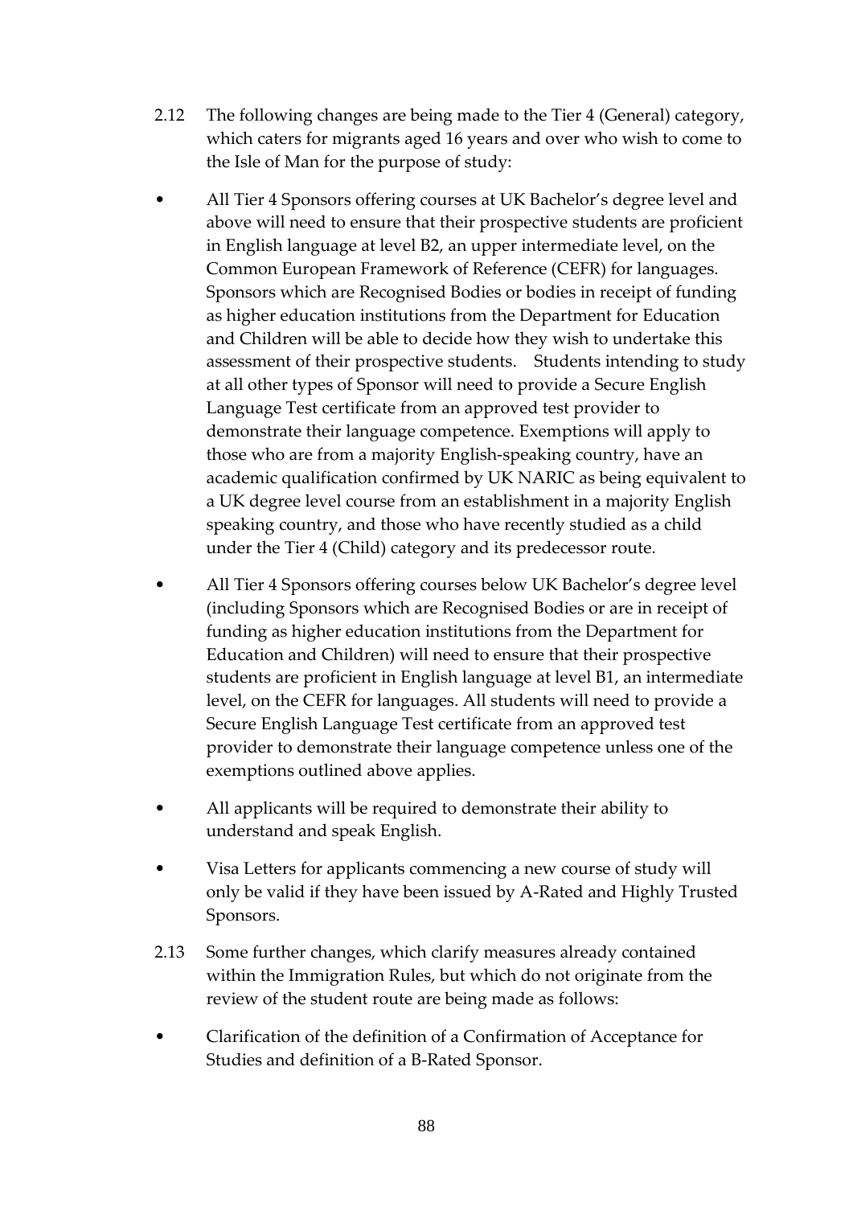2.12 The following changes are being made to the Tier 4 (General) category, which caters for migrants aged 16 years and over who wish to come to the Isle of Man for the purpose of study:

- All Tier 4 Sponsors offering courses at UK Bachelor's degree level and above will need to ensure that their prospective students are proficient in English language at level B2, an upper intermediate level, on the Common European Framework of Reference (CEFR) for languages. Sponsors which are Recognised Bodies or bodies in receipt of funding as higher education institutions from the Department for Education and Children will be able to decide how they wish to undertake this assessment of their prospective students. Students intending to study at all other types of Sponsor will need to provide a Secure English Language Test certificate from an approved test provider to demonstrate their language competence. Exemptions will apply to those who are from a majority English-speaking country, have an academic qualification confirmed by UK NARIC as being equivalent to a UK degree level course from an establishment in a majority English speaking country, and those who have recently studied as a child under the Tier 4 (Child) category and its predecessor route.

- All Tier 4 Sponsors offering courses below UK Bachelor's degree level (including Sponsors which are Recognised Bodies or are in receipt of funding as higher education institutions from the Department for Education and Children) will need to ensure that their prospective students are proficient in English language at level B1, an intermediate level, on the CEFR for languages. All students will need to provide a Secure English Language Test certificate from an approved test provider to demonstrate their language competence unless one of the exemptions outlined above applies.

- All applicants will be required to demonstrate their ability to understand and speak English.

- Visa Letters for applicants commencing a new course of study will only be valid if they have been issued by A-Rated and Highly Trusted Sponsors.

2.13 Some further changes, which clarify measures already contained within the Immigration Rules, but which do not originate from the review of the student route are being made as follows:

- Clarification of the definition of a Confirmation of Acceptance for Studies and definition of a B-Rated Sponsor.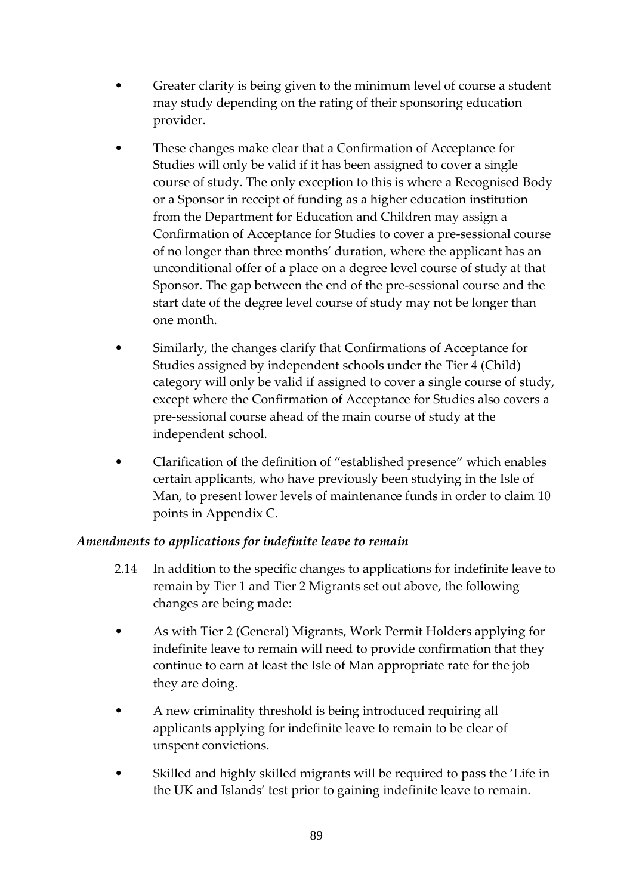- Greater clarity is being given to the minimum level of course a student may study depending on the rating of their sponsoring education provider.

- These changes make clear that a Confirmation of Acceptance for Studies will only be valid if it has been assigned to cover a single course of study. The only exception to this is where a Recognised Body or a Sponsor in receipt of funding as a higher education institution from the Department for Education and Children may assign a Confirmation of Acceptance for Studies to cover a pre-sessional course of no longer than three months' duration, where the applicant has an unconditional offer of a place on a degree level course of study at that Sponsor. The gap between the end of the pre-sessional course and the start date of the degree level course of study may not be longer than one month.

- Similarly, the changes clarify that Confirmations of Acceptance for Studies assigned by independent schools under the Tier 4 (Child) category will only be valid if assigned to cover a single course of study, except where the Confirmation of Acceptance for Studies also covers a pre-sessional course ahead of the main course of study at the independent school.

- Clarification of the definition of "established presence" which enables certain applicants, who have previously been studying in the Isle of Man, to present lower levels of maintenance funds in order to claim 10 points in Appendix C.

*Amendments to applications for indefinite leave to remain*

2.14 In addition to the specific changes to applications for indefinite leave to remain by Tier 1 and Tier 2 Migrants set out above, the following changes are being made:

- As with Tier 2 (General) Migrants, Work Permit Holders applying for indefinite leave to remain will need to provide confirmation that they continue to earn at least the Isle of Man appropriate rate for the job they are doing.

- A new criminality threshold is being introduced requiring all applicants applying for indefinite leave to remain to be clear of unspent convictions.

- Skilled and highly skilled migrants will be required to pass the 'Life in the UK and Islands' test prior to gaining indefinite leave to remain.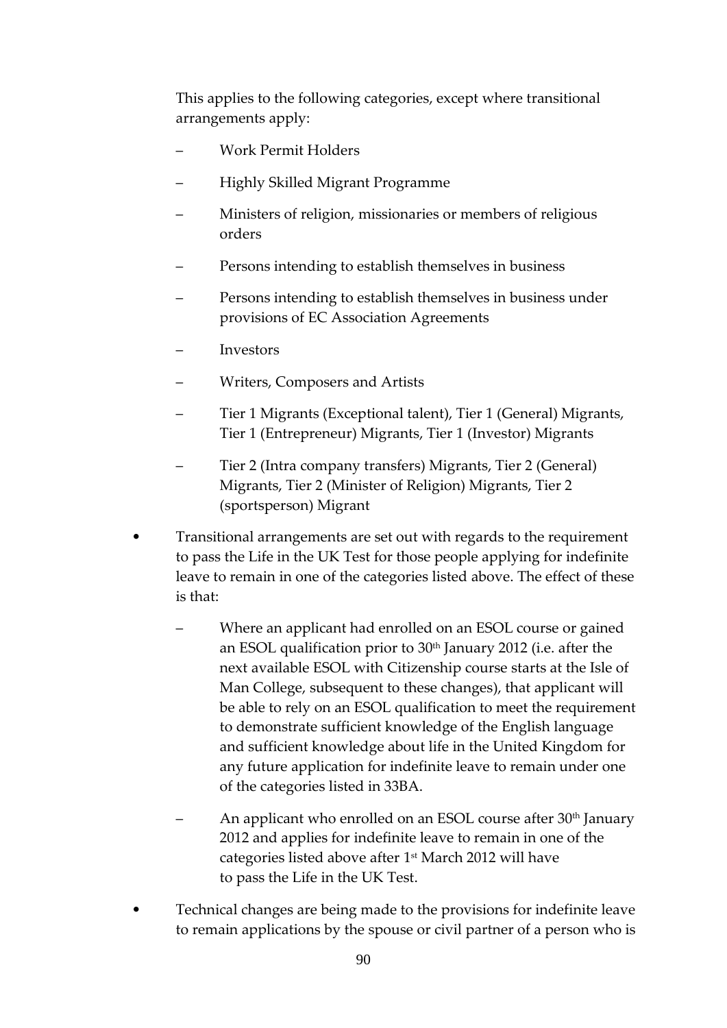This applies to the following categories, except where transitional arrangements apply:

- Work Permit Holders
- Highly Skilled Migrant Programme
- Ministers of religion, missionaries or members of religious orders
- Persons intending to establish themselves in business
- Persons intending to establish themselves in business under provisions of EC Association Agreements
- Investors
- Writers, Composers and Artists
- Tier 1 Migrants (Exceptional talent), Tier 1 (General) Migrants, Tier 1 (Entrepreneur) Migrants, Tier 1 (Investor) Migrants
- Tier 2 (Intra company transfers) Migrants, Tier 2 (General) Migrants, Tier 2 (Minister of Religion) Migrants, Tier 2 (sportsperson) Migrant

- Transitional arrangements are set out with regards to the requirement to pass the Life in the UK Test for those people applying for indefinite leave to remain in one of the categories listed above. The effect of these is that:
  - Where an applicant had enrolled on an ESOL course or gained an ESOL qualification prior to 30th January 2012 (i.e. after the next available ESOL with Citizenship course starts at the Isle of Man College, subsequent to these changes), that applicant will be able to rely on an ESOL qualification to meet the requirement to demonstrate sufficient knowledge of the English language and sufficient knowledge about life in the United Kingdom for any future application for indefinite leave to remain under one of the categories listed in 33BA.
  - An applicant who enrolled on an ESOL course after 30th January 2012 and applies for indefinite leave to remain in one of the categories listed above after 1st March 2012 will have to pass the Life in the UK Test.
- Technical changes are being made to the provisions for indefinite leave to remain applications by the spouse or civil partner of a person who is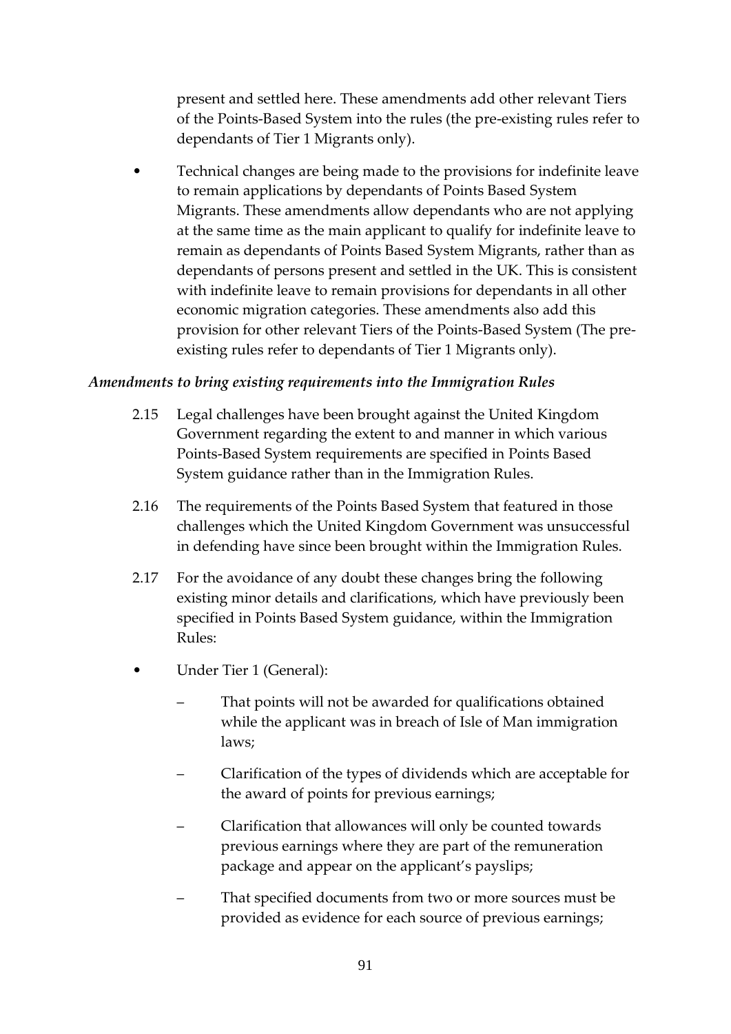present and settled here. These amendments add other relevant Tiers of the Points-Based System into the rules (the pre-existing rules refer to dependants of Tier 1 Migrants only).

- Technical changes are being made to the provisions for indefinite leave to remain applications by dependants of Points Based System Migrants. These amendments allow dependants who are not applying at the same time as the main applicant to qualify for indefinite leave to remain as dependants of Points Based System Migrants, rather than as dependants of persons present and settled in the UK. This is consistent with indefinite leave to remain provisions for dependants in all other economic migration categories. These amendments also add this provision for other relevant Tiers of the Points-Based System (The pre-existing rules refer to dependants of Tier 1 Migrants only).

*Amendments to bring existing requirements into the Immigration Rules*

2.15 Legal challenges have been brought against the United Kingdom Government regarding the extent to and manner in which various Points-Based System requirements are specified in Points Based System guidance rather than in the Immigration Rules.

2.16 The requirements of the Points Based System that featured in those challenges which the United Kingdom Government was unsuccessful in defending have since been brought within the Immigration Rules.

2.17 For the avoidance of any doubt these changes bring the following existing minor details and clarifications, which have previously been specified in Points Based System guidance, within the Immigration Rules:

- Under Tier 1 (General):
  - That points will not be awarded for qualifications obtained while the applicant was in breach of Isle of Man immigration laws;
  - Clarification of the types of dividends which are acceptable for the award of points for previous earnings;
  - Clarification that allowances will only be counted towards previous earnings where they are part of the remuneration package and appear on the applicant's payslips;
  - That specified documents from two or more sources must be provided as evidence for each source of previous earnings;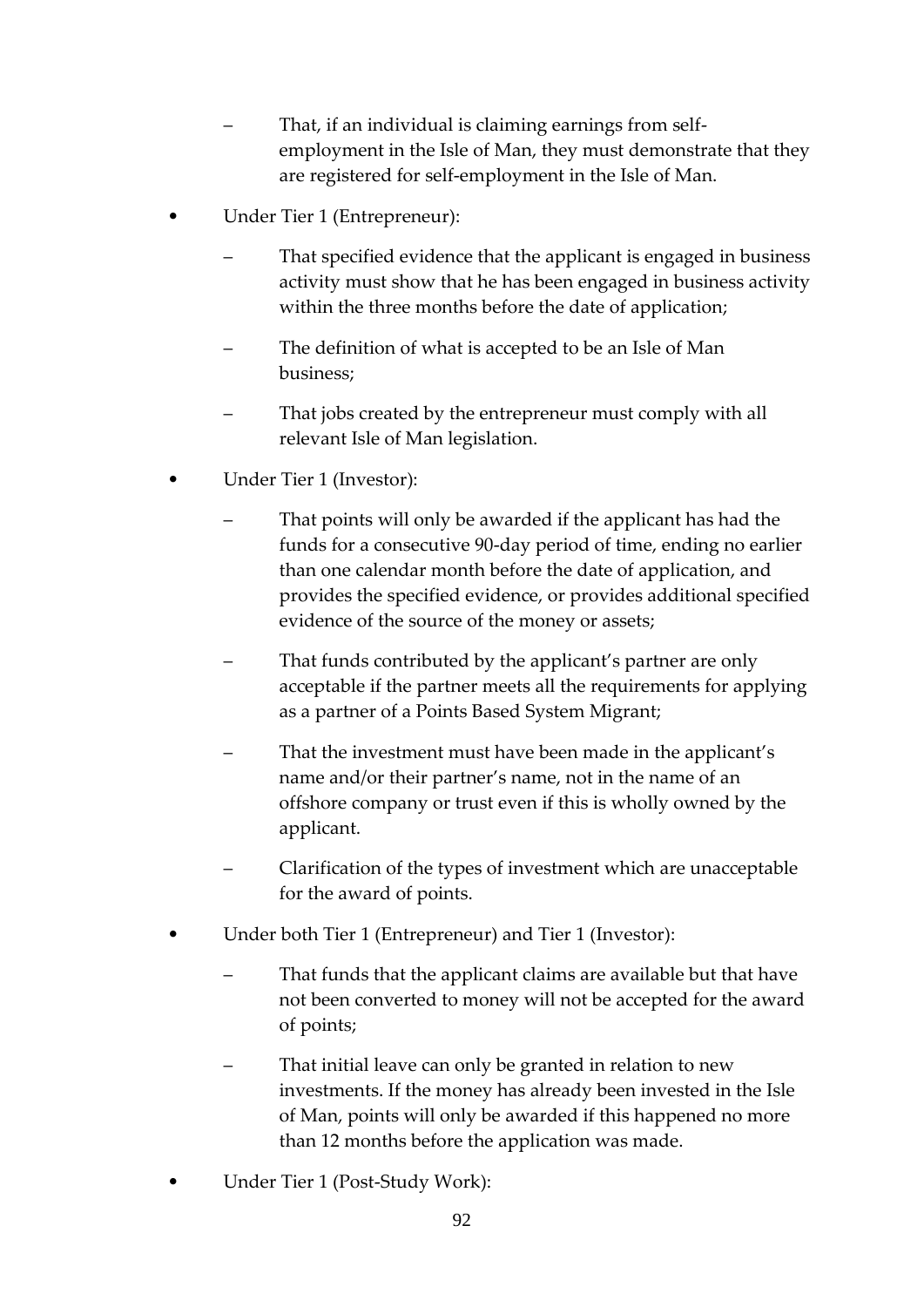- That, if an individual is claiming earnings from self-employment in the Isle of Man, they must demonstrate that they are registered for self-employment in the Isle of Man.

- Under Tier 1 (Entrepreneur):
  - That specified evidence that the applicant is engaged in business activity must show that he has been engaged in business activity within the three months before the date of application;
  - The definition of what is accepted to be an Isle of Man business;
  - That jobs created by the entrepreneur must comply with all relevant Isle of Man legislation.

- Under Tier 1 (Investor):
  - That points will only be awarded if the applicant has had the funds for a consecutive 90-day period of time, ending no earlier than one calendar month before the date of application, and provides the specified evidence, or provides additional specified evidence of the source of the money or assets;
  - That funds contributed by the applicant's partner are only acceptable if the partner meets all the requirements for applying as a partner of a Points Based System Migrant;
  - That the investment must have been made in the applicant's name and/or their partner's name, not in the name of an offshore company or trust even if this is wholly owned by the applicant.
  - Clarification of the types of investment which are unacceptable for the award of points.

- Under both Tier 1 (Entrepreneur) and Tier 1 (Investor):
  - That funds that the applicant claims are available but that have not been converted to money will not be accepted for the award of points;
  - That initial leave can only be granted in relation to new investments. If the money has already been invested in the Isle of Man, points will only be awarded if this happened no more than 12 months before the application was made.

- Under Tier 1 (Post-Study Work):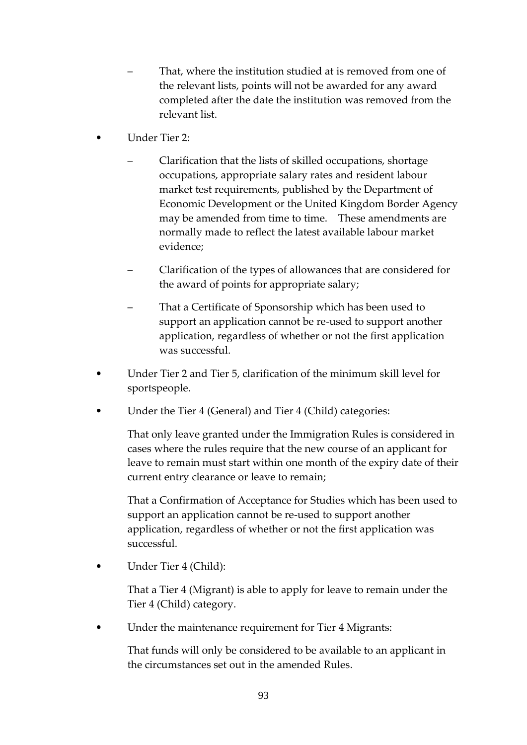- That, where the institution studied at is removed from one of the relevant lists, points will not be awarded for any award completed after the date the institution was removed from the relevant list.

- Under Tier 2:

  - Clarification that the lists of skilled occupations, shortage occupations, appropriate salary rates and resident labour market test requirements, published by the Department of Economic Development or the United Kingdom Border Agency may be amended from time to time. These amendments are normally made to reflect the latest available labour market evidence;

  - Clarification of the types of allowances that are considered for the award of points for appropriate salary;

  - That a Certificate of Sponsorship which has been used to support an application cannot be re-used to support another application, regardless of whether or not the first application was successful.

- Under Tier 2 and Tier 5, clarification of the minimum skill level for sportspeople.

- Under the Tier 4 (General) and Tier 4 (Child) categories:

  That only leave granted under the Immigration Rules is considered in cases where the rules require that the new course of an applicant for leave to remain must start within one month of the expiry date of their current entry clearance or leave to remain;

  That a Confirmation of Acceptance for Studies which has been used to support an application cannot be re-used to support another application, regardless of whether or not the first application was successful.

- Under Tier 4 (Child):

  That a Tier 4 (Migrant) is able to apply for leave to remain under the Tier 4 (Child) category.

- Under the maintenance requirement for Tier 4 Migrants:

  That funds will only be considered to be available to an applicant in the circumstances set out in the amended Rules.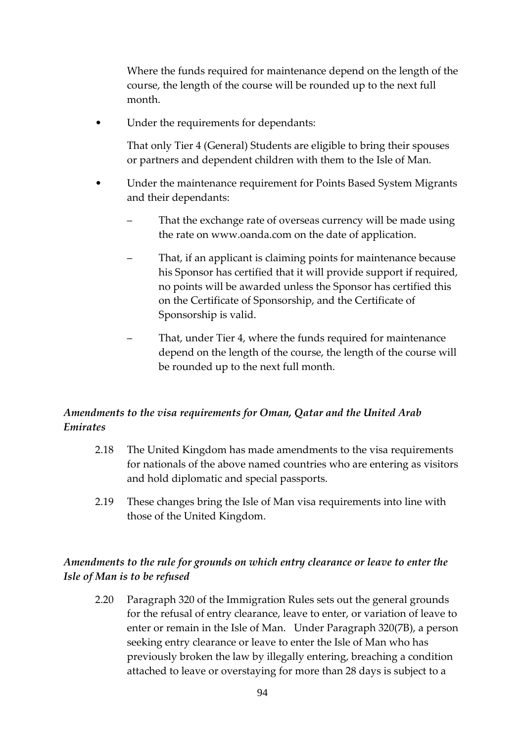Where the funds required for maintenance depend on the length of the course, the length of the course will be rounded up to the next full month.

- Under the requirements for dependants:

  That only Tier 4 (General) Students are eligible to bring their spouses or partners and dependent children with them to the Isle of Man.

- Under the maintenance requirement for Points Based System Migrants and their dependants:

  - That the exchange rate of overseas currency will be made using the rate on www.oanda.com on the date of application.
  - That, if an applicant is claiming points for maintenance because his Sponsor has certified that it will provide support if required, no points will be awarded unless the Sponsor has certified this on the Certificate of Sponsorship, and the Certificate of Sponsorship is valid.
  - That, under Tier 4, where the funds required for maintenance depend on the length of the course, the length of the course will be rounded up to the next full month.

*Amendments to the visa requirements for Oman, Qatar and the United Arab Emirates*

2.18 The United Kingdom has made amendments to the visa requirements for nationals of the above named countries who are entering as visitors and hold diplomatic and special passports.

2.19 These changes bring the Isle of Man visa requirements into line with those of the United Kingdom.

*Amendments to the rule for grounds on which entry clearance or leave to enter the Isle of Man is to be refused*

2.20 Paragraph 320 of the Immigration Rules sets out the general grounds for the refusal of entry clearance, leave to enter, or variation of leave to enter or remain in the Isle of Man. Under Paragraph 320(7B), a person seeking entry clearance or leave to enter the Isle of Man who has previously broken the law by illegally entering, breaching a condition attached to leave or overstaying for more than 28 days is subject to a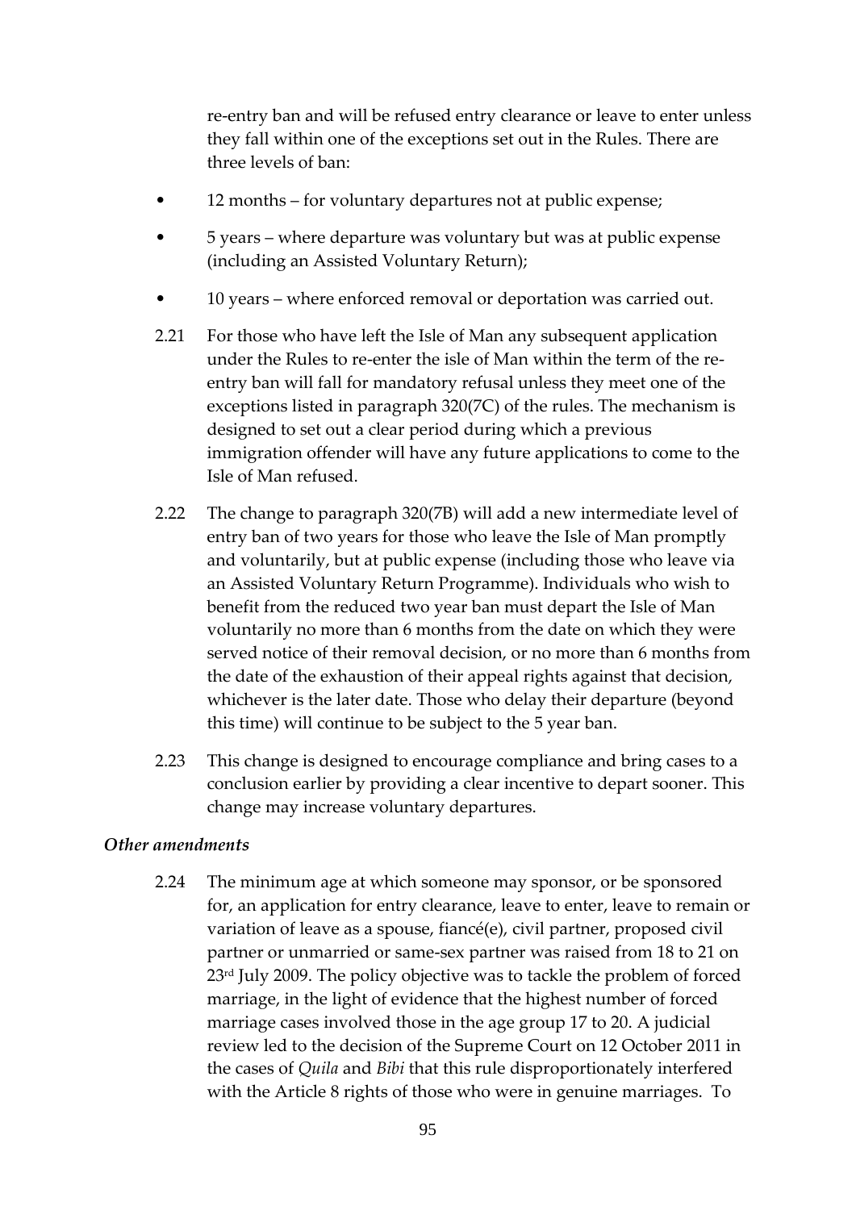re-entry ban and will be refused entry clearance or leave to enter unless they fall within one of the exceptions set out in the Rules. There are three levels of ban:

- 12 months – for voluntary departures not at public expense;
- 5 years – where departure was voluntary but was at public expense (including an Assisted Voluntary Return);
- 10 years – where enforced removal or deportation was carried out.

2.21 For those who have left the Isle of Man any subsequent application under the Rules to re-enter the isle of Man within the term of the re-entry ban will fall for mandatory refusal unless they meet one of the exceptions listed in paragraph 320(7C) of the rules. The mechanism is designed to set out a clear period during which a previous immigration offender will have any future applications to come to the Isle of Man refused.

2.22 The change to paragraph 320(7B) will add a new intermediate level of entry ban of two years for those who leave the Isle of Man promptly and voluntarily, but at public expense (including those who leave via an Assisted Voluntary Return Programme). Individuals who wish to benefit from the reduced two year ban must depart the Isle of Man voluntarily no more than 6 months from the date on which they were served notice of their removal decision, or no more than 6 months from the date of the exhaustion of their appeal rights against that decision, whichever is the later date. Those who delay their departure (beyond this time) will continue to be subject to the 5 year ban.

2.23 This change is designed to encourage compliance and bring cases to a conclusion earlier by providing a clear incentive to depart sooner. This change may increase voluntary departures.

***Other amendments***

2.24 The minimum age at which someone may sponsor, or be sponsored for, an application for entry clearance, leave to enter, leave to remain or variation of leave as a spouse, fiancé(e), civil partner, proposed civil partner or unmarried or same-sex partner was raised from 18 to 21 on 23rd July 2009. The policy objective was to tackle the problem of forced marriage, in the light of evidence that the highest number of forced marriage cases involved those in the age group 17 to 20. A judicial review led to the decision of the Supreme Court on 12 October 2011 in the cases of *Quila* and *Bibi* that this rule disproportionately interfered with the Article 8 rights of those who were in genuine marriages. To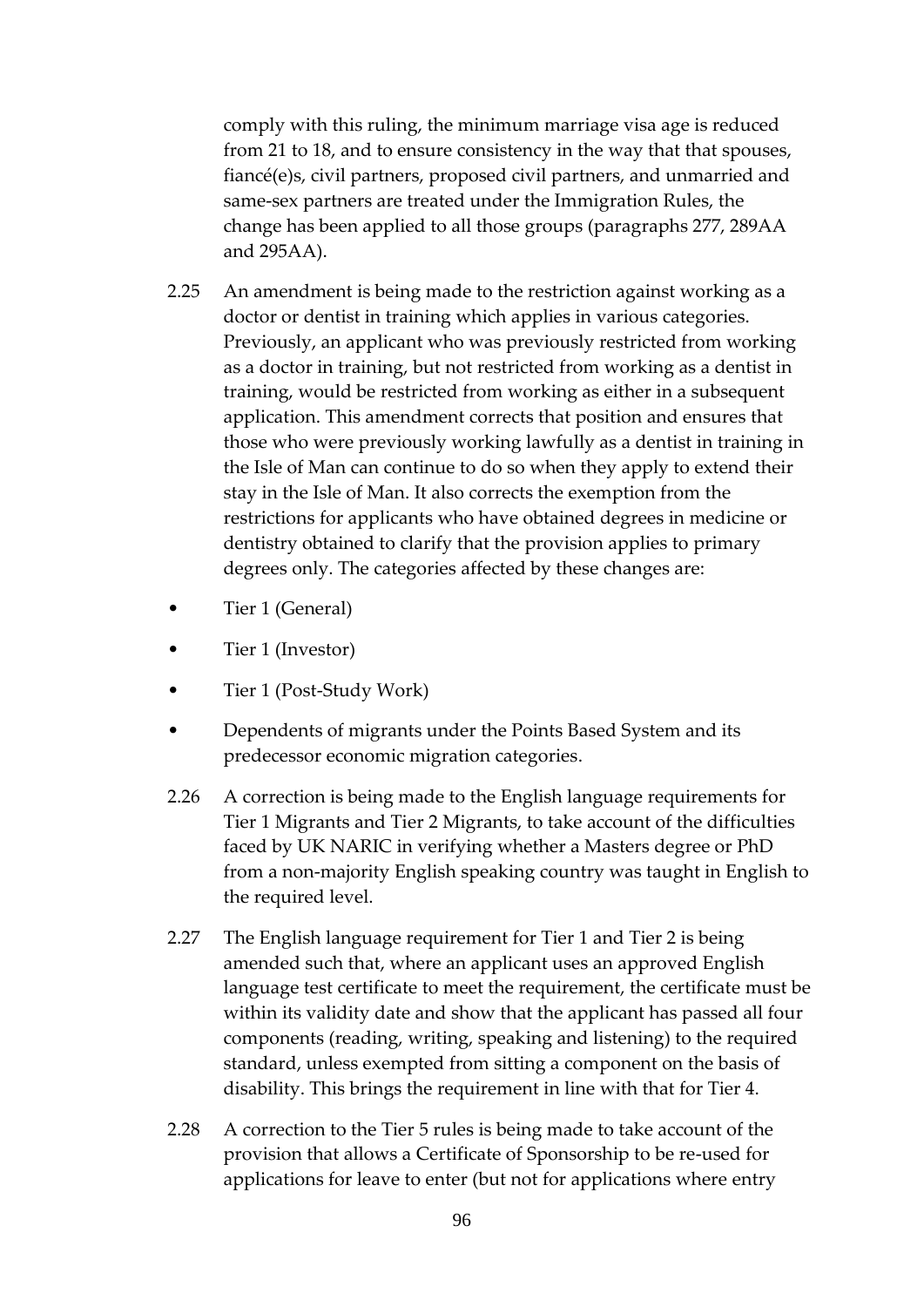comply with this ruling, the minimum marriage visa age is reduced from 21 to 18, and to ensure consistency in the way that that spouses, fiancé(e)s, civil partners, proposed civil partners, and unmarried and same-sex partners are treated under the Immigration Rules, the change has been applied to all those groups (paragraphs 277, 289AA and 295AA).

2.25 An amendment is being made to the restriction against working as a doctor or dentist in training which applies in various categories. Previously, an applicant who was previously restricted from working as a doctor in training, but not restricted from working as a dentist in training, would be restricted from working as either in a subsequent application. This amendment corrects that position and ensures that those who were previously working lawfully as a dentist in training in the Isle of Man can continue to do so when they apply to extend their stay in the Isle of Man. It also corrects the exemption from the restrictions for applicants who have obtained degrees in medicine or dentistry obtained to clarify that the provision applies to primary degrees only. The categories affected by these changes are:

- Tier 1 (General)
- Tier 1 (Investor)
- Tier 1 (Post-Study Work)
- Dependents of migrants under the Points Based System and its predecessor economic migration categories.

2.26 A correction is being made to the English language requirements for Tier 1 Migrants and Tier 2 Migrants, to take account of the difficulties faced by UK NARIC in verifying whether a Masters degree or PhD from a non-majority English speaking country was taught in English to the required level.

2.27 The English language requirement for Tier 1 and Tier 2 is being amended such that, where an applicant uses an approved English language test certificate to meet the requirement, the certificate must be within its validity date and show that the applicant has passed all four components (reading, writing, speaking and listening) to the required standard, unless exempted from sitting a component on the basis of disability. This brings the requirement in line with that for Tier 4.

2.28 A correction to the Tier 5 rules is being made to take account of the provision that allows a Certificate of Sponsorship to be re-used for applications for leave to enter (but not for applications where entry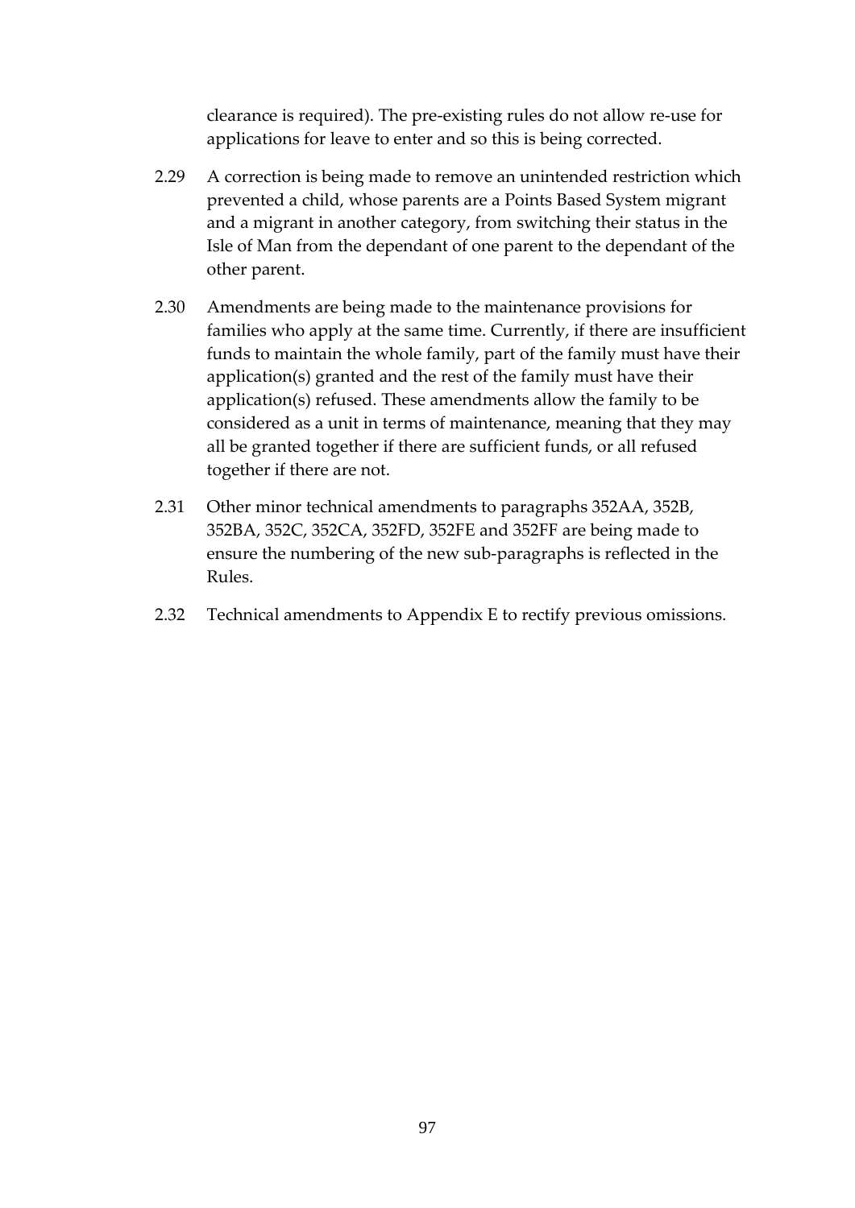clearance is required). The pre-existing rules do not allow re-use for applications for leave to enter and so this is being corrected.

2.29 A correction is being made to remove an unintended restriction which prevented a child, whose parents are a Points Based System migrant and a migrant in another category, from switching their status in the Isle of Man from the dependant of one parent to the dependant of the other parent.

2.30 Amendments are being made to the maintenance provisions for families who apply at the same time. Currently, if there are insufficient funds to maintain the whole family, part of the family must have their application(s) granted and the rest of the family must have their application(s) refused. These amendments allow the family to be considered as a unit in terms of maintenance, meaning that they may all be granted together if there are sufficient funds, or all refused together if there are not.

2.31 Other minor technical amendments to paragraphs 352AA, 352B, 352BA, 352C, 352CA, 352FD, 352FE and 352FF are being made to ensure the numbering of the new sub-paragraphs is reflected in the Rules.

2.32 Technical amendments to Appendix E to rectify previous omissions.